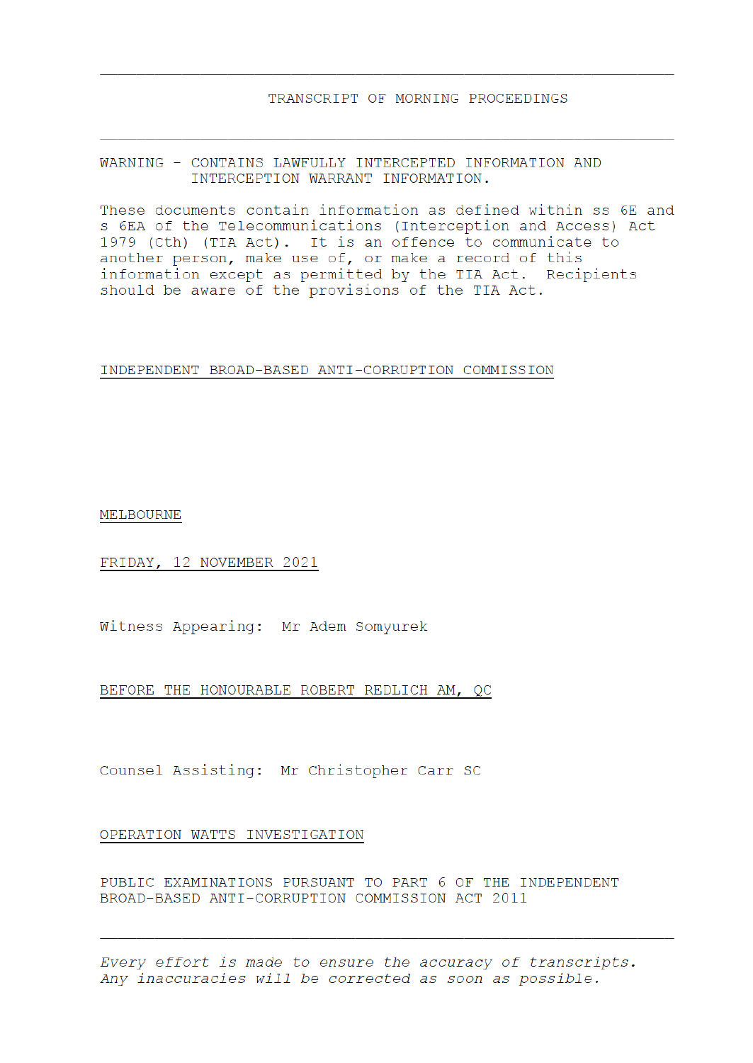# TRANSCRIPT OF MORNING PROCEEDINGS

---

WARNING - CONTAINS LAWFULLY INTERCEPTED INFORMATION AND INTERCEPTION WARRANT INFORMATION.

These documents contain information as defined within ss 6E and s 6EA of the Telecommunications (Interception and Access) Act 1979 (Cth) (TIA Act). It is an offence to communicate to another person, make use of, or make a record of this information except as permitted by the TIA Act. Recipients should be aware of the provisions of the TIA Act.

## INDEPENDENT BROAD-BASED ANTI-CORRUPTION COMMISSION

MELBOURNE

FRIDAY, 12 NOVEMBER 2021

Witness Appearing: Mr Adem Somyurek

BEFORE THE HONOURABLE ROBERT REDLICH AM, QC

Counsel Assisting: Mr Christopher Carr SC

OPERATION WATTS INVESTIGATION

PUBLIC EXAMINATIONS PURSUANT TO PART 6 OF THE INDEPENDENT BROAD-BASED ANTI-CORRUPTION COMMISSION ACT 2011

---

*Every effort is made to ensure the accuracy of transcripts. Any inaccuracies will be corrected as soon as possible.*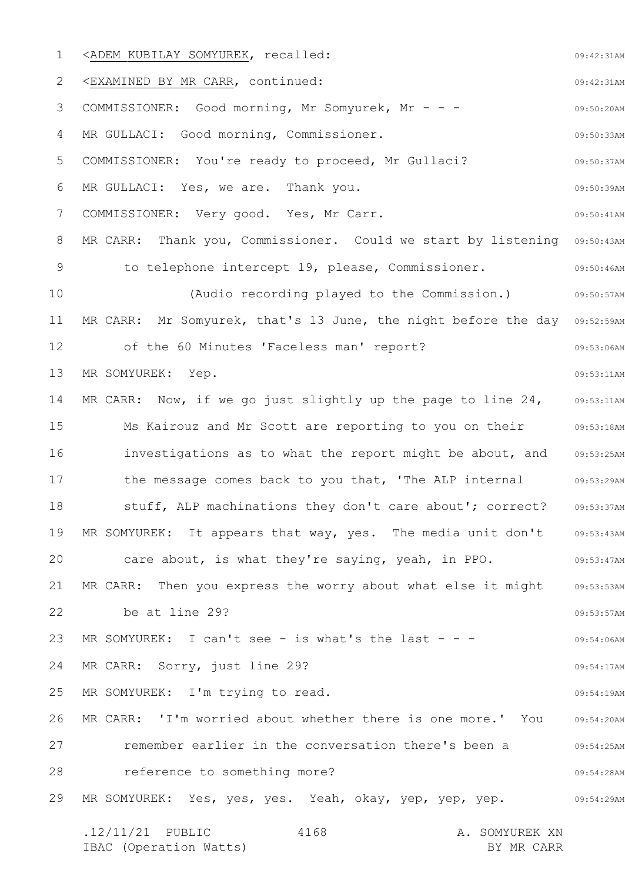<ADEM KUBILAY SOMYUREK, recalled:

<EXAMINED BY MR CARR, continued:

COMMISSIONER: Good morning, Mr Somyurek, Mr - - -

MR GULLACI: Good morning, Commissioner.

COMMISSIONER: You're ready to proceed, Mr Gullaci?

MR GULLACI: Yes, we are. Thank you.

COMMISSIONER: Very good. Yes, Mr Carr.

MR CARR: Thank you, Commissioner. Could we start by listening to telephone intercept 19, please, Commissioner.

(Audio recording played to the Commission.)

MR CARR: Mr Somyurek, that's 13 June, the night before the day of the 60 Minutes 'Faceless man' report?

MR SOMYUREK: Yep.

MR CARR: Now, if we go just slightly up the page to line 24, Ms Kairouz and Mr Scott are reporting to you on their investigations as to what the report might be about, and the message comes back to you that, 'The ALP internal stuff, ALP machinations they don't care about'; correct?

MR SOMYUREK: It appears that way, yes. The media unit don't care about, is what they're saying, yeah, in PPO.

MR CARR: Then you express the worry about what else it might be at line 29?

MR SOMYUREK: I can't see - is what's the last - - -

MR CARR: Sorry, just line 29?

MR SOMYUREK: I'm trying to read.

MR CARR: 'I'm worried about whether there is one more.' You remember earlier in the conversation there's been a reference to something more?

MR SOMYUREK: Yes, yes, yes. Yeah, okay, yep, yep, yep.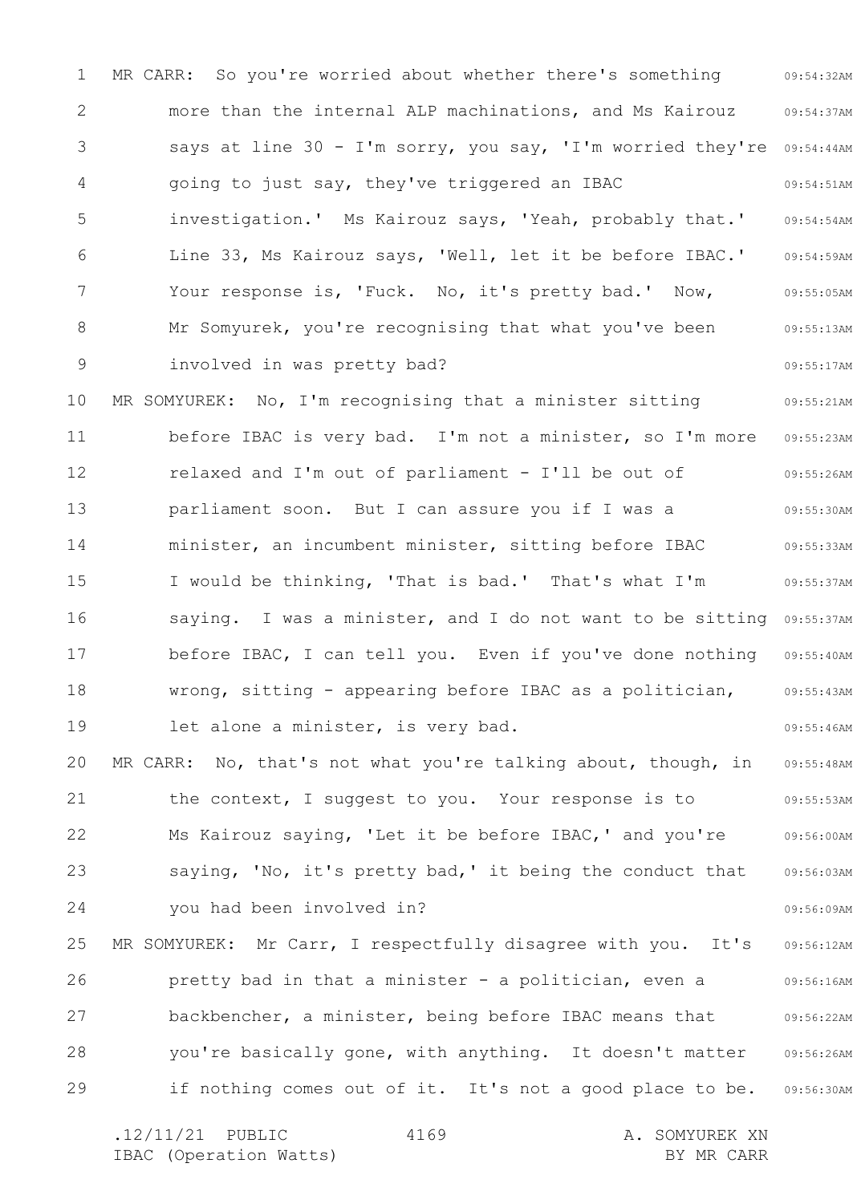MR CARR: So you're worried about whether there's something more than the internal ALP machinations, and Ms Kairouz says at line 30 - I'm sorry, you say, 'I'm worried they're going to just say, they've triggered an IBAC investigation.' Ms Kairouz says, 'Yeah, probably that.' Line 33, Ms Kairouz says, 'Well, let it be before IBAC.' Your response is, 'Fuck. No, it's pretty bad.' Now, Mr Somyurek, you're recognising that what you've been involved in was pretty bad?

MR SOMYUREK: No, I'm recognising that a minister sitting before IBAC is very bad. I'm not a minister, so I'm more relaxed and I'm out of parliament - I'll be out of parliament soon. But I can assure you if I was a minister, an incumbent minister, sitting before IBAC I would be thinking, 'That is bad.' That's what I'm saying. I was a minister, and I do not want to be sitting before IBAC, I can tell you. Even if you've done nothing wrong, sitting - appearing before IBAC as a politician, let alone a minister, is very bad.

MR CARR: No, that's not what you're talking about, though, in the context, I suggest to you. Your response is to Ms Kairouz saying, 'Let it be before IBAC,' and you're saying, 'No, it's pretty bad,' it being the conduct that you had been involved in?

MR SOMYUREK: Mr Carr, I respectfully disagree with you. It's pretty bad in that a minister - a politician, even a backbencher, a minister, being before IBAC means that you're basically gone, with anything. It doesn't matter if nothing comes out of it. It's not a good place to be.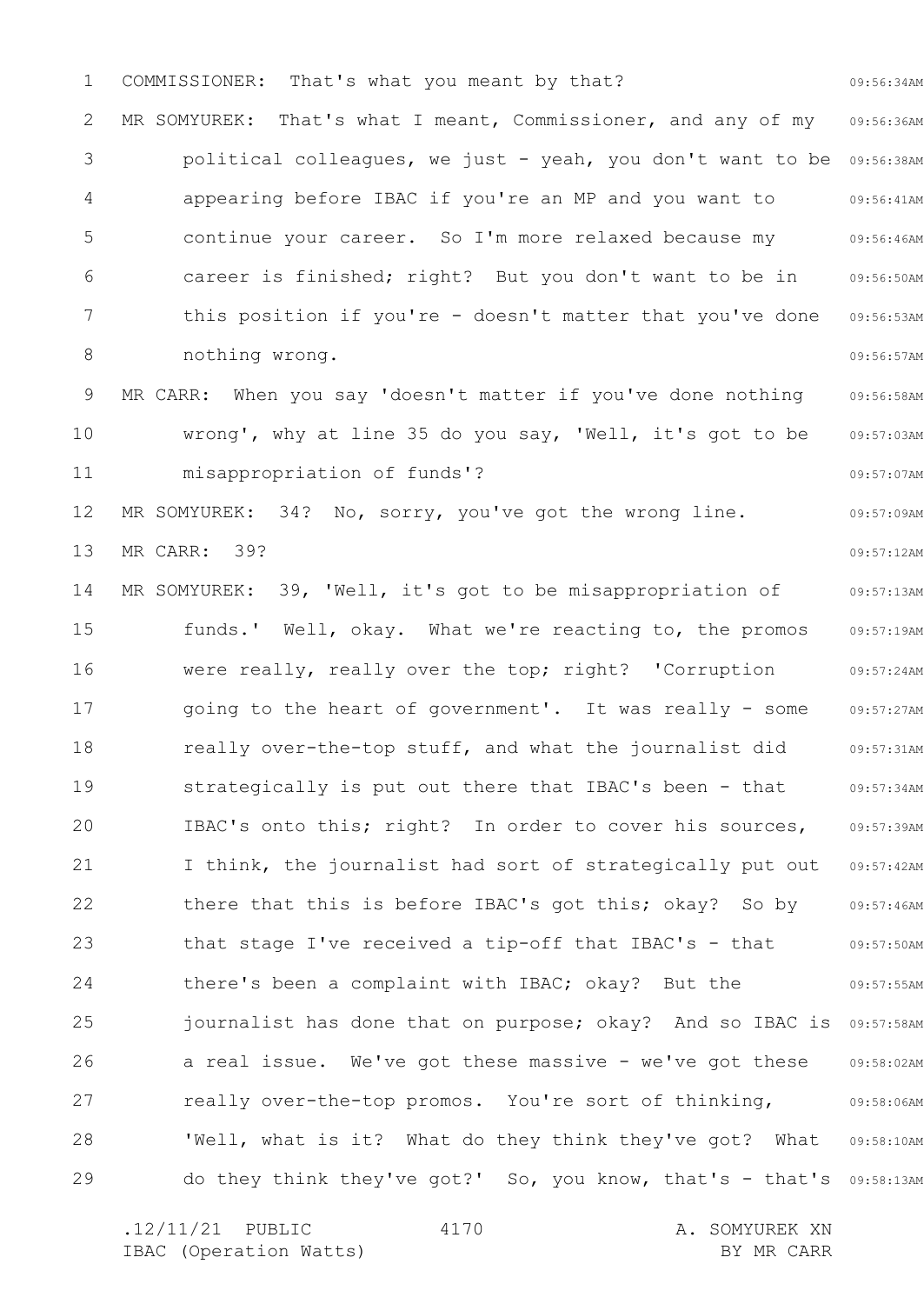COMMISSIONER: That's what you meant by that?

MR SOMYUREK: That's what I meant, Commissioner, and any of my political colleagues, we just - yeah, you don't want to be appearing before IBAC if you're an MP and you want to continue your career. So I'm more relaxed because my career is finished; right? But you don't want to be in this position if you're - doesn't matter that you've done nothing wrong.

MR CARR: When you say 'doesn't matter if you've done nothing wrong', why at line 35 do you say, 'Well, it's got to be misappropriation of funds'?

MR SOMYUREK: 34? No, sorry, you've got the wrong line.

MR CARR: 39?

MR SOMYUREK: 39, 'Well, it's got to be misappropriation of funds.' Well, okay. What we're reacting to, the promos were really, really over the top; right? 'Corruption going to the heart of government'. It was really - some really over-the-top stuff, and what the journalist did strategically is put out there that IBAC's been - that IBAC's onto this; right? In order to cover his sources, I think, the journalist had sort of strategically put out there that this is before IBAC's got this; okay? So by that stage I've received a tip-off that IBAC's - that there's been a complaint with IBAC; okay? But the journalist has done that on purpose; okay? And so IBAC is a real issue. We've got these massive - we've got these really over-the-top promos. You're sort of thinking, 'Well, what is it? What do they think they've got? What do they think they've got?' So, you know, that's - that's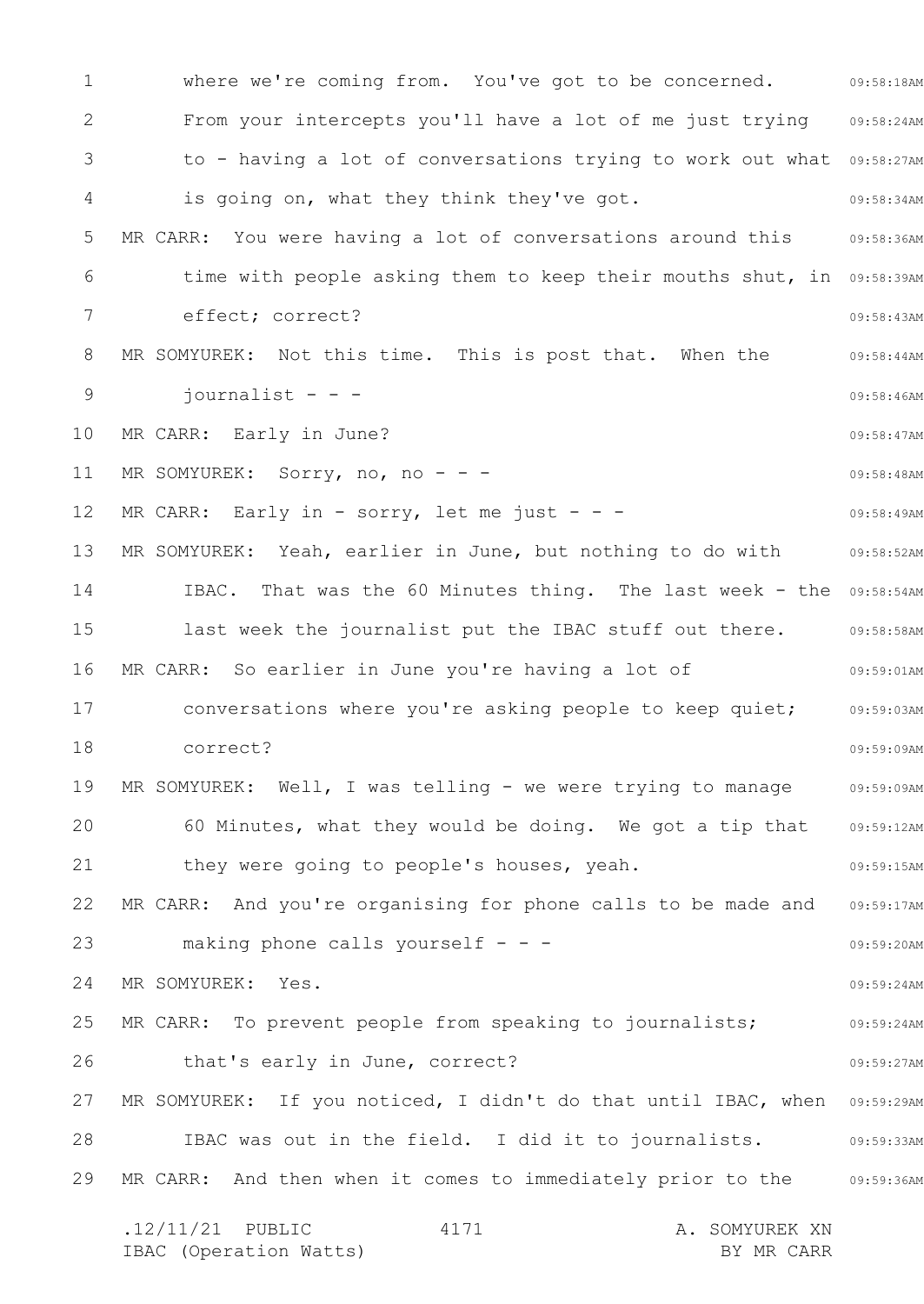where we're coming from. You've got to be concerned. From your intercepts you'll have a lot of me just trying to - having a lot of conversations trying to work out what is going on, what they think they've got.

MR CARR: You were having a lot of conversations around this time with people asking them to keep their mouths shut, in effect; correct?

MR SOMYUREK: Not this time. This is post that. When the journalist - - -

MR CARR: Early in June?

MR SOMYUREK: Sorry, no, no - - -

MR CARR: Early in - sorry, let me just - - -

MR SOMYUREK: Yeah, earlier in June, but nothing to do with IBAC. That was the 60 Minutes thing. The last week - the last week the journalist put the IBAC stuff out there.

MR CARR: So earlier in June you're having a lot of conversations where you're asking people to keep quiet; correct?

MR SOMYUREK: Well, I was telling - we were trying to manage 60 Minutes, what they would be doing. We got a tip that they were going to people's houses, yeah.

MR CARR: And you're organising for phone calls to be made and making phone calls yourself - - -

MR SOMYUREK: Yes.

MR CARR: To prevent people from speaking to journalists; that's early in June, correct?

MR SOMYUREK: If you noticed, I didn't do that until IBAC, when IBAC was out in the field. I did it to journalists.

MR CARR: And then when it comes to immediately prior to the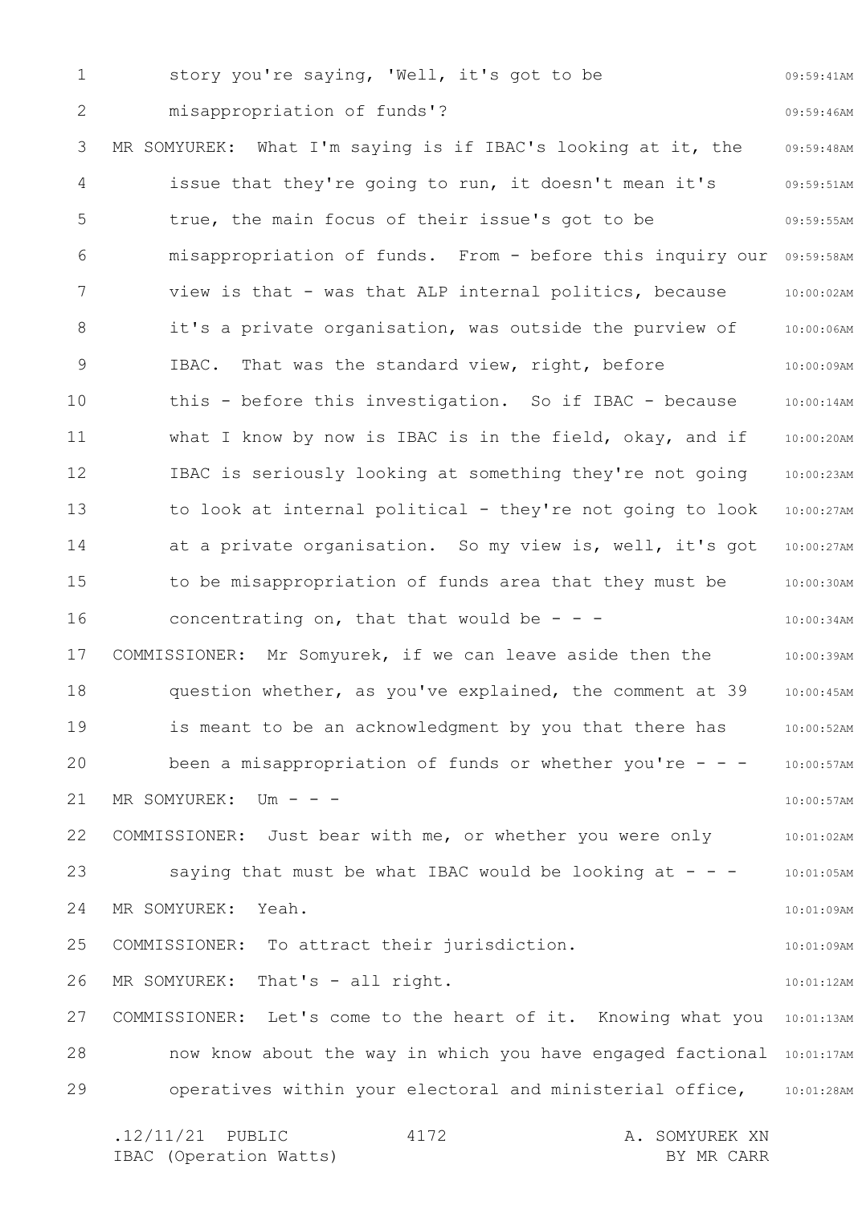story you're saying, 'Well, it's got to be misappropriation of funds'?

MR SOMYUREK: What I'm saying is if IBAC's looking at it, the issue that they're going to run, it doesn't mean it's true, the main focus of their issue's got to be misappropriation of funds. From - before this inquiry our view is that - was that ALP internal politics, because it's a private organisation, was outside the purview of IBAC. That was the standard view, right, before this - before this investigation. So if IBAC - because what I know by now is IBAC is in the field, okay, and if IBAC is seriously looking at something they're not going to look at internal political - they're not going to look at a private organisation. So my view is, well, it's got to be misappropriation of funds area that they must be concentrating on, that that would be - - -

COMMISSIONER: Mr Somyurek, if we can leave aside then the question whether, as you've explained, the comment at 39 is meant to be an acknowledgment by you that there has been a misappropriation of funds or whether you're - - -

MR SOMYUREK: Um - - -

COMMISSIONER: Just bear with me, or whether you were only saying that must be what IBAC would be looking at - - -

MR SOMYUREK: Yeah.

COMMISSIONER: To attract their jurisdiction.

MR SOMYUREK: That's - all right.

COMMISSIONER: Let's come to the heart of it. Knowing what you now know about the way in which you have engaged factional operatives within your electoral and ministerial office,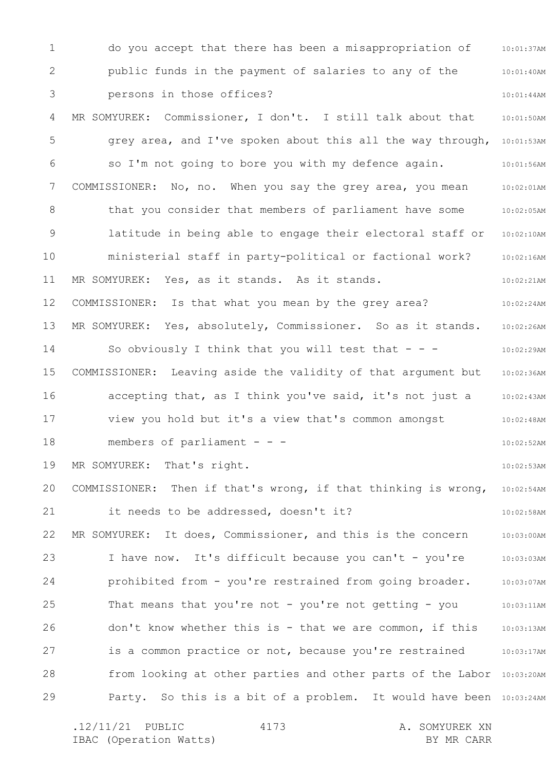do you accept that there has been a misappropriation of public funds in the payment of salaries to any of the persons in those offices?

MR SOMYUREK: Commissioner, I don't. I still talk about that grey area, and I've spoken about this all the way through, so I'm not going to bore you with my defence again.

COMMISSIONER: No, no. When you say the grey area, you mean that you consider that members of parliament have some latitude in being able to engage their electoral staff or ministerial staff in party-political or factional work?

MR SOMYUREK: Yes, as it stands. As it stands.

COMMISSIONER: Is that what you mean by the grey area?

MR SOMYUREK: Yes, absolutely, Commissioner. So as it stands. So obviously I think that you will test that - - -

COMMISSIONER: Leaving aside the validity of that argument but accepting that, as I think you've said, it's not just a view you hold but it's a view that's common amongst members of parliament - - -

MR SOMYUREK: That's right.

COMMISSIONER: Then if that's wrong, if that thinking is wrong, it needs to be addressed, doesn't it?

MR SOMYUREK: It does, Commissioner, and this is the concern I have now. It's difficult because you can't - you're prohibited from - you're restrained from going broader. That means that you're not - you're not getting - you don't know whether this is - that we are common, if this is a common practice or not, because you're restrained from looking at other parties and other parts of the Labor Party. So this is a bit of a problem. It would have been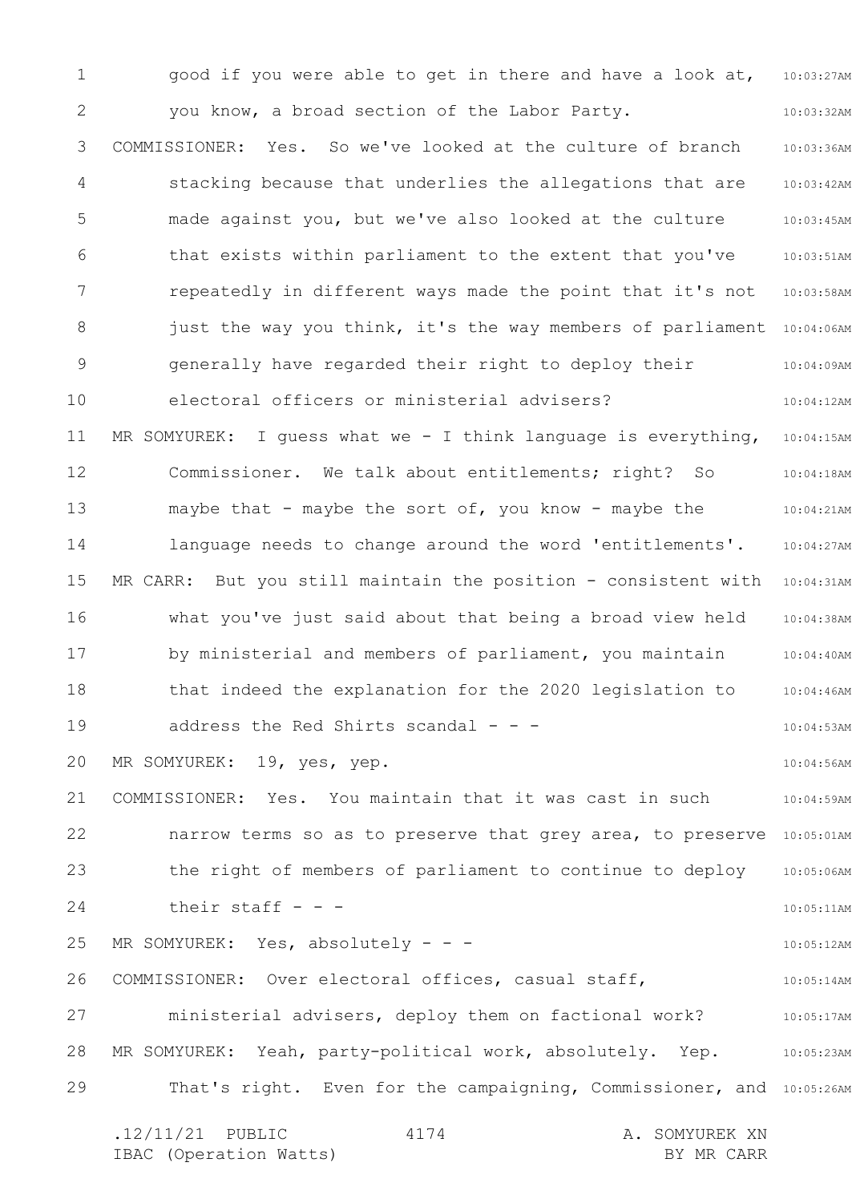good if you were able to get in there and have a look at, you know, a broad section of the Labor Party.

COMMISSIONER: Yes. So we've looked at the culture of branch stacking because that underlies the allegations that are made against you, but we've also looked at the culture that exists within parliament to the extent that you've repeatedly in different ways made the point that it's not just the way you think, it's the way members of parliament generally have regarded their right to deploy their electoral officers or ministerial advisers?

MR SOMYUREK: I guess what we - I think language is everything, Commissioner. We talk about entitlements; right? So maybe that - maybe the sort of, you know - maybe the language needs to change around the word 'entitlements'.

MR CARR: But you still maintain the position - consistent with what you've just said about that being a broad view held by ministerial and members of parliament, you maintain that indeed the explanation for the 2020 legislation to address the Red Shirts scandal - - -

MR SOMYUREK: 19, yes, yep.

COMMISSIONER: Yes. You maintain that it was cast in such narrow terms so as to preserve that grey area, to preserve the right of members of parliament to continue to deploy their staff - - -

MR SOMYUREK: Yes, absolutely - - -

COMMISSIONER: Over electoral offices, casual staff, ministerial advisers, deploy them on factional work?

MR SOMYUREK: Yeah, party-political work, absolutely. Yep. That's right. Even for the campaigning, Commissioner, and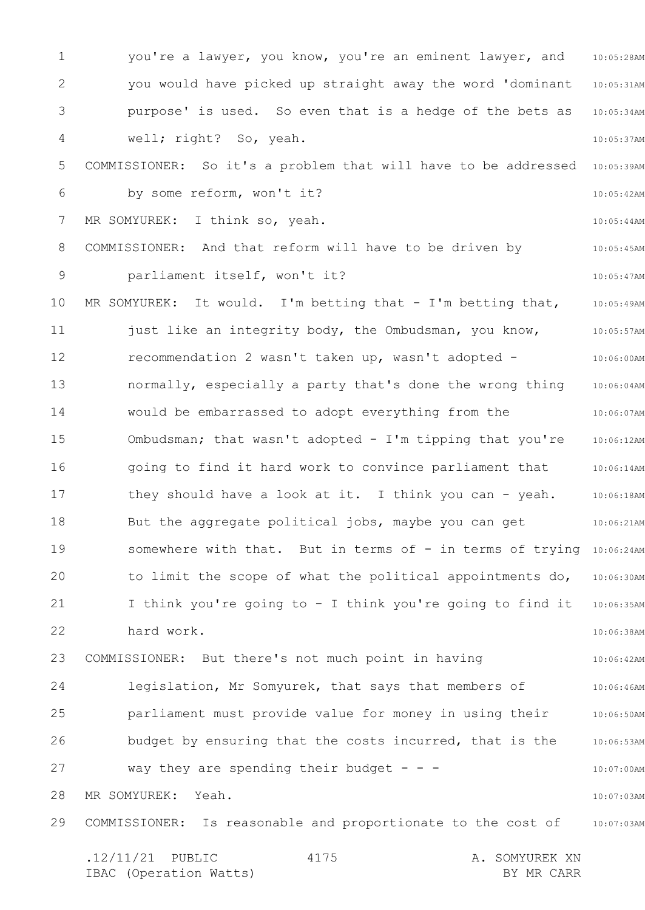you're a lawyer, you know, you're an eminent lawyer, and you would have picked up straight away the word 'dominant purpose' is used. So even that is a hedge of the bets as well; right? So, yeah.

COMMISSIONER: So it's a problem that will have to be addressed by some reform, won't it?

MR SOMYUREK: I think so, yeah.

COMMISSIONER: And that reform will have to be driven by parliament itself, won't it?

MR SOMYUREK: It would. I'm betting that - I'm betting that, just like an integrity body, the Ombudsman, you know, recommendation 2 wasn't taken up, wasn't adopted - normally, especially a party that's done the wrong thing would be embarrassed to adopt everything from the Ombudsman; that wasn't adopted - I'm tipping that you're going to find it hard work to convince parliament that they should have a look at it. I think you can - yeah. But the aggregate political jobs, maybe you can get somewhere with that. But in terms of - in terms of trying to limit the scope of what the political appointments do, I think you're going to - I think you're going to find it hard work.

COMMISSIONER: But there's not much point in having legislation, Mr Somyurek, that says that members of parliament must provide value for money in using their budget by ensuring that the costs incurred, that is the way they are spending their budget - - -

MR SOMYUREK: Yeah.

COMMISSIONER: Is reasonable and proportionate to the cost of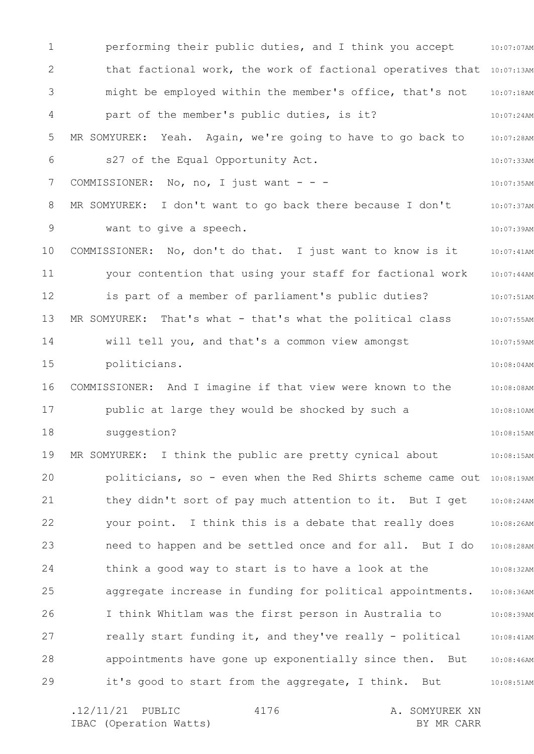performing their public duties, and I think you accept that factional work, the work of factional operatives that might be employed within the member's office, that's not part of the member's public duties, is it?

MR SOMYUREK: Yeah. Again, we're going to have to go back to s27 of the Equal Opportunity Act.

COMMISSIONER: No, no, I just want - - -

MR SOMYUREK: I don't want to go back there because I don't want to give a speech.

COMMISSIONER: No, don't do that. I just want to know is it your contention that using your staff for factional work is part of a member of parliament's public duties?

MR SOMYUREK: That's what - that's what the political class will tell you, and that's a common view amongst politicians.

COMMISSIONER: And I imagine if that view were known to the public at large they would be shocked by such a suggestion?

MR SOMYUREK: I think the public are pretty cynical about politicians, so - even when the Red Shirts scheme came out they didn't sort of pay much attention to it. But I get your point. I think this is a debate that really does need to happen and be settled once and for all. But I do think a good way to start is to have a look at the aggregate increase in funding for political appointments. I think Whitlam was the first person in Australia to really start funding it, and they've really - political appointments have gone up exponentially since then. But it's good to start from the aggregate, I think. But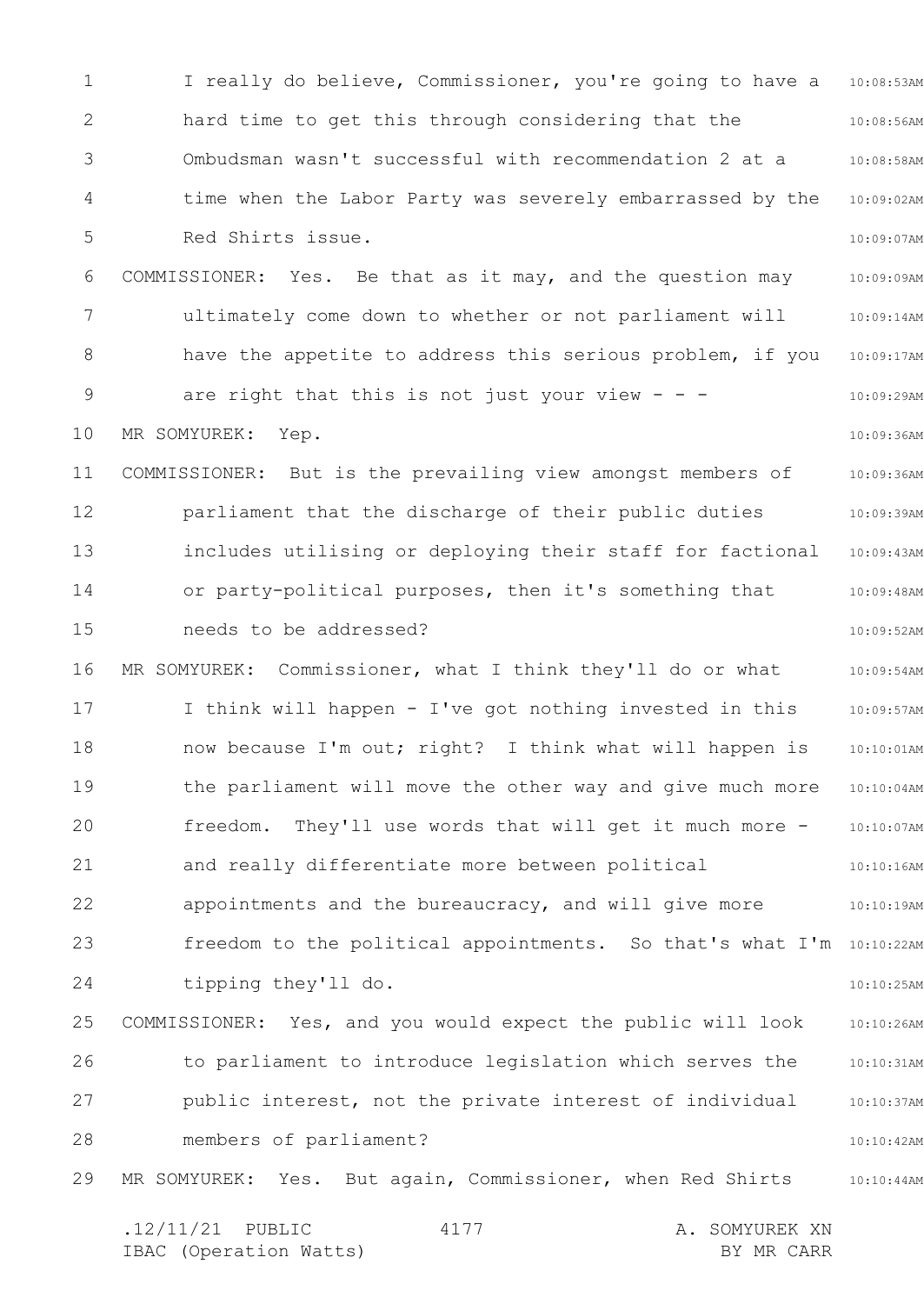I really do believe, Commissioner, you're going to have a hard time to get this through considering that the Ombudsman wasn't successful with recommendation 2 at a time when the Labor Party was severely embarrassed by the Red Shirts issue.

COMMISSIONER: Yes. Be that as it may, and the question may ultimately come down to whether or not parliament will have the appetite to address this serious problem, if you are right that this is not just your view - - -

MR SOMYUREK: Yep.

COMMISSIONER: But is the prevailing view amongst members of parliament that the discharge of their public duties includes utilising or deploying their staff for factional or party-political purposes, then it's something that needs to be addressed?

MR SOMYUREK: Commissioner, what I think they'll do or what I think will happen - I've got nothing invested in this now because I'm out; right? I think what will happen is the parliament will move the other way and give much more freedom. They'll use words that will get it much more - and really differentiate more between political appointments and the bureaucracy, and will give more freedom to the political appointments. So that's what I'm tipping they'll do.

COMMISSIONER: Yes, and you would expect the public will look to parliament to introduce legislation which serves the public interest, not the private interest of individual members of parliament?

MR SOMYUREK: Yes. But again, Commissioner, when Red Shirts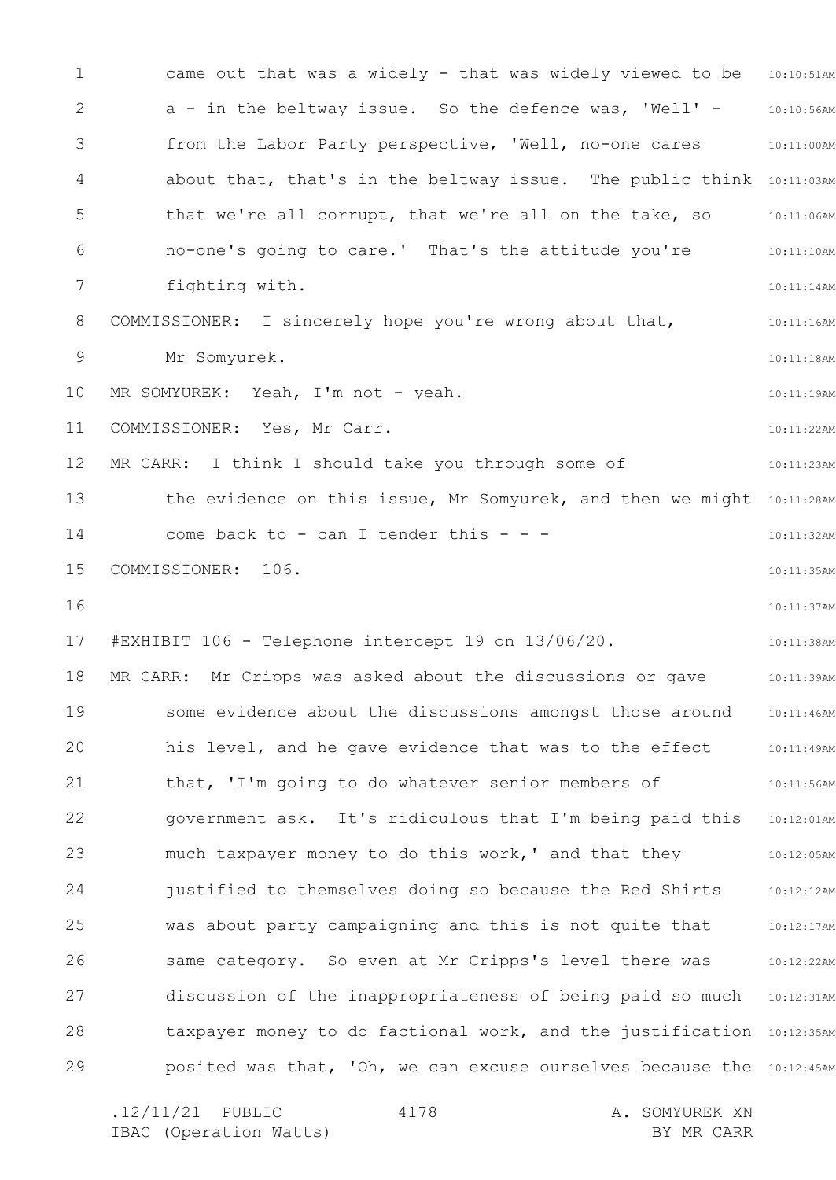came out that was a widely - that was widely viewed to be a - in the beltway issue. So the defence was, 'Well' - from the Labor Party perspective, 'Well, no-one cares about that, that's in the beltway issue. The public think that we're all corrupt, that we're all on the take, so no-one's going to care.' That's the attitude you're fighting with.

COMMISSIONER: I sincerely hope you're wrong about that, Mr Somyurek.

MR SOMYUREK: Yeah, I'm not - yeah.

COMMISSIONER: Yes, Mr Carr.

MR CARR: I think I should take you through some of the evidence on this issue, Mr Somyurek, and then we might come back to - can I tender this - - -

COMMISSIONER: 106.

#EXHIBIT 106 - Telephone intercept 19 on 13/06/20.

MR CARR: Mr Cripps was asked about the discussions or gave some evidence about the discussions amongst those around his level, and he gave evidence that was to the effect that, 'I'm going to do whatever senior members of government ask. It's ridiculous that I'm being paid this much taxpayer money to do this work,' and that they justified to themselves doing so because the Red Shirts was about party campaigning and this is not quite that same category. So even at Mr Cripps's level there was discussion of the inappropriateness of being paid so much taxpayer money to do factional work, and the justification posited was that, 'Oh, we can excuse ourselves because the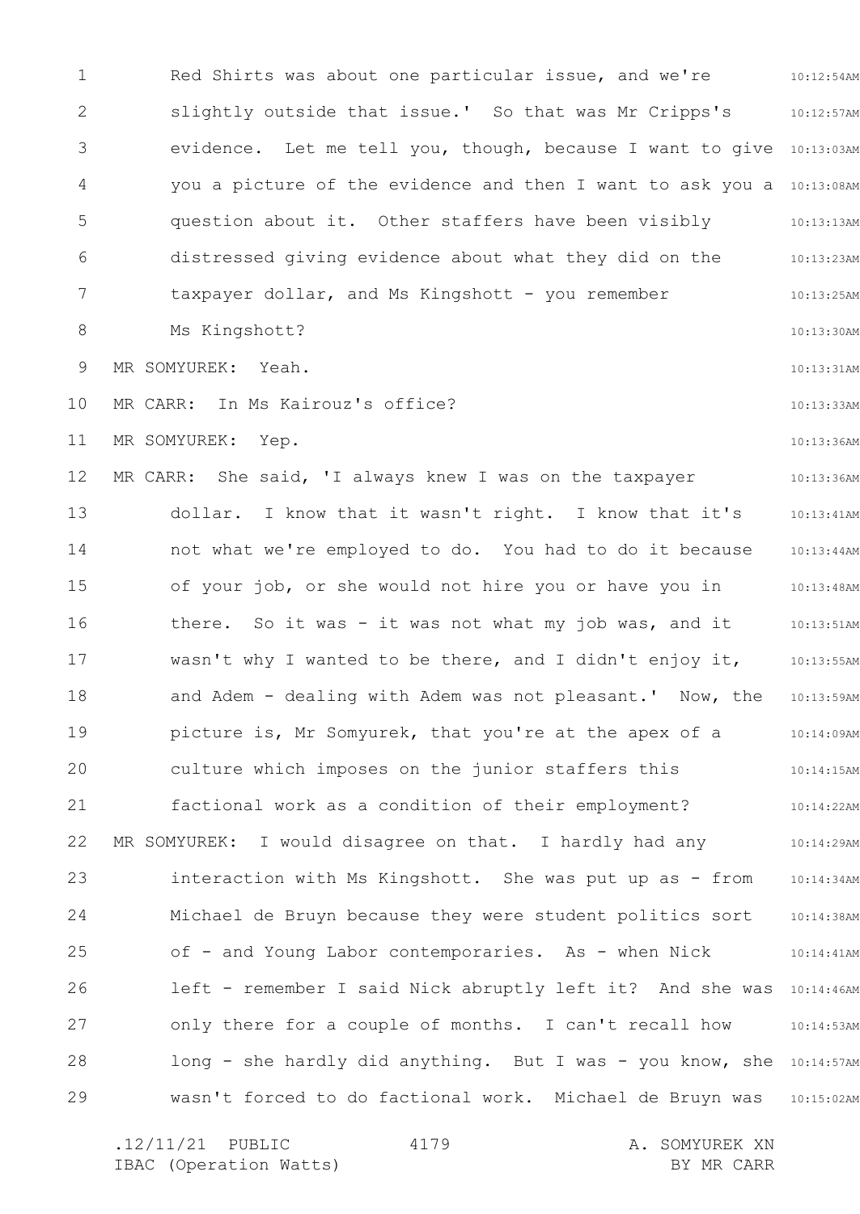Red Shirts was about one particular issue, and we're slightly outside that issue.' So that was Mr Cripps's evidence. Let me tell you, though, because I want to give you a picture of the evidence and then I want to ask you a question about it. Other staffers have been visibly distressed giving evidence about what they did on the taxpayer dollar, and Ms Kingshott - you remember Ms Kingshott?

MR SOMYUREK: Yeah.

MR CARR: In Ms Kairouz's office?

MR SOMYUREK: Yep.

MR CARR: She said, 'I always knew I was on the taxpayer dollar. I know that it wasn't right. I know that it's not what we're employed to do. You had to do it because of your job, or she would not hire you or have you in there. So it was - it was not what my job was, and it wasn't why I wanted to be there, and I didn't enjoy it, and Adem - dealing with Adem was not pleasant.' Now, the picture is, Mr Somyurek, that you're at the apex of a culture which imposes on the junior staffers this factional work as a condition of their employment?

MR SOMYUREK: I would disagree on that. I hardly had any interaction with Ms Kingshott. She was put up as - from Michael de Bruyn because they were student politics sort of - and Young Labor contemporaries. As - when Nick left - remember I said Nick abruptly left it? And she was only there for a couple of months. I can't recall how long - she hardly did anything. But I was - you know, she wasn't forced to do factional work. Michael de Bruyn was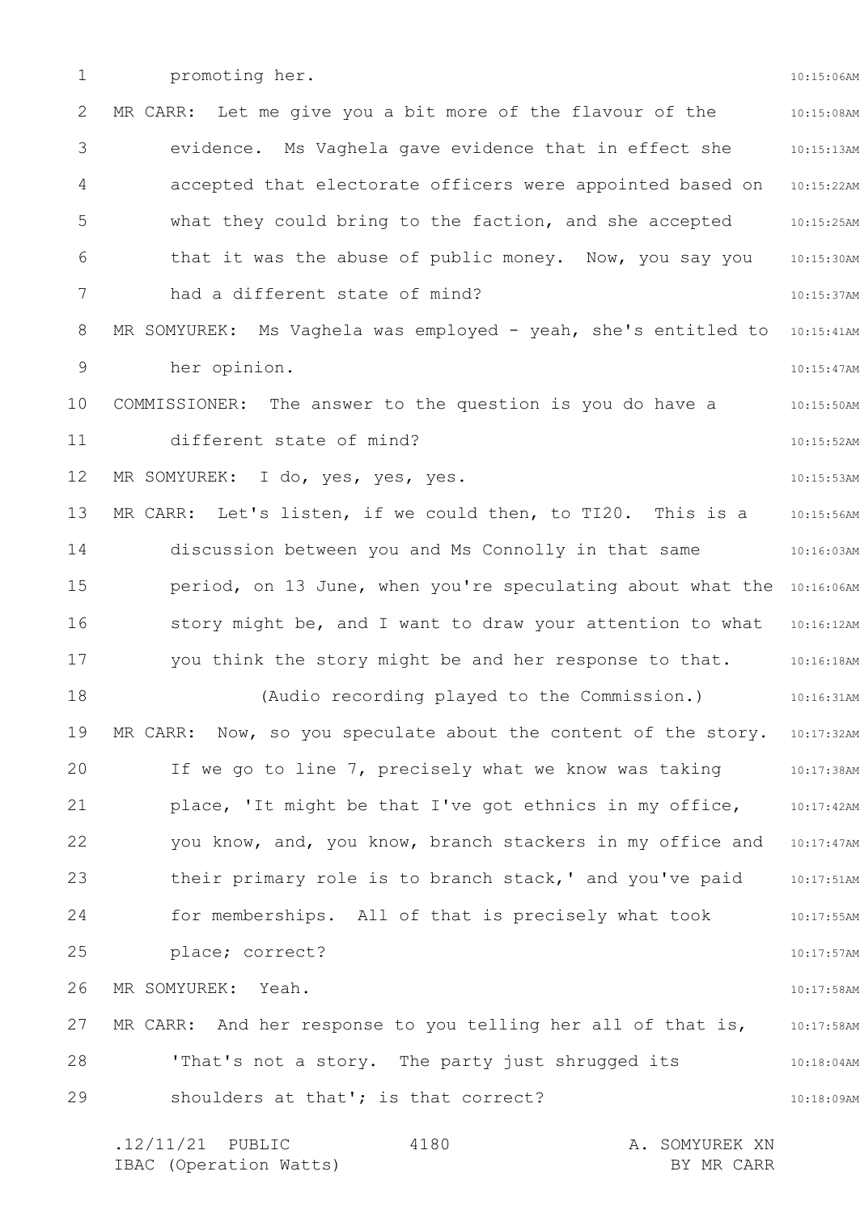promoting her.

MR CARR: Let me give you a bit more of the flavour of the evidence. Ms Vaghela gave evidence that in effect she accepted that electorate officers were appointed based on what they could bring to the faction, and she accepted that it was the abuse of public money. Now, you say you had a different state of mind?

MR SOMYUREK: Ms Vaghela was employed - yeah, she's entitled to her opinion.

COMMISSIONER: The answer to the question is you do have a different state of mind?

MR SOMYUREK: I do, yes, yes, yes.

MR CARR: Let's listen, if we could then, to TI20. This is a discussion between you and Ms Connolly in that same period, on 13 June, when you're speculating about what the story might be, and I want to draw your attention to what you think the story might be and her response to that.

(Audio recording played to the Commission.)

MR CARR: Now, so you speculate about the content of the story. If we go to line 7, precisely what we know was taking place, 'It might be that I've got ethnics in my office, you know, and, you know, branch stackers in my office and their primary role is to branch stack,' and you've paid for memberships. All of that is precisely what took place; correct?

MR SOMYUREK: Yeah.

MR CARR: And her response to you telling her all of that is, 'That's not a story. The party just shrugged its shoulders at that'; is that correct?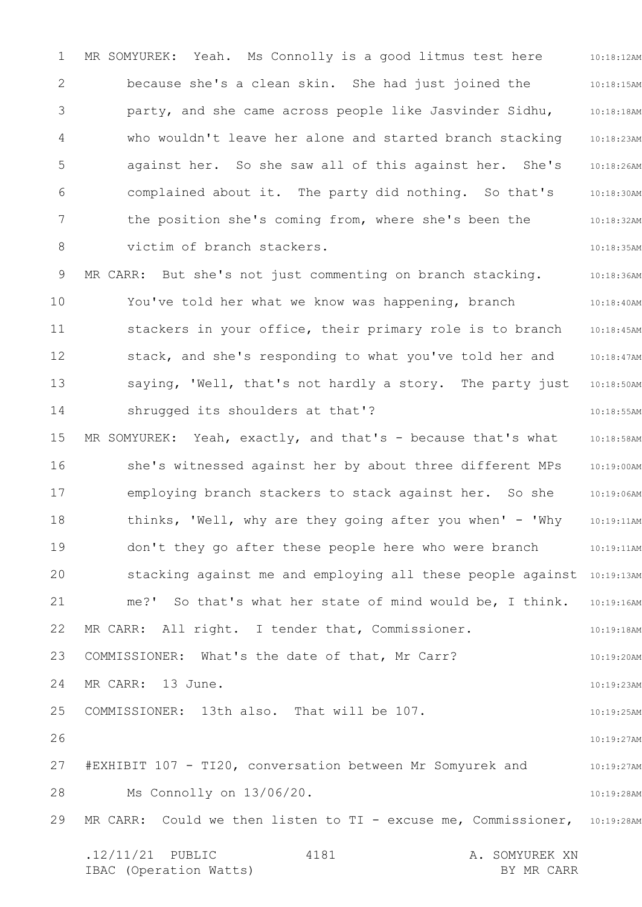MR SOMYUREK: Yeah. Ms Connolly is a good litmus test here because she's a clean skin. She had just joined the party, and she came across people like Jasvinder Sidhu, who wouldn't leave her alone and started branch stacking against her. So she saw all of this against her. She's complained about it. The party did nothing. So that's the position she's coming from, where she's been the victim of branch stackers.

MR CARR: But she's not just commenting on branch stacking. You've told her what we know was happening, branch stackers in your office, their primary role is to branch stack, and she's responding to what you've told her and saying, 'Well, that's not hardly a story. The party just shrugged its shoulders at that'?

MR SOMYUREK: Yeah, exactly, and that's - because that's what she's witnessed against her by about three different MPs employing branch stackers to stack against her. So she thinks, 'Well, why are they going after you when' - 'Why don't they go after these people here who were branch stacking against me and employing all these people against me?' So that's what her state of mind would be, I think.

MR CARR: All right. I tender that, Commissioner.

COMMISSIONER: What's the date of that, Mr Carr?

MR CARR: 13 June.

COMMISSIONER: 13th also. That will be 107.

#EXHIBIT 107 - TI20, conversation between Mr Somyurek and Ms Connolly on 13/06/20.

MR CARR: Could we then listen to TI - excuse me, Commissioner,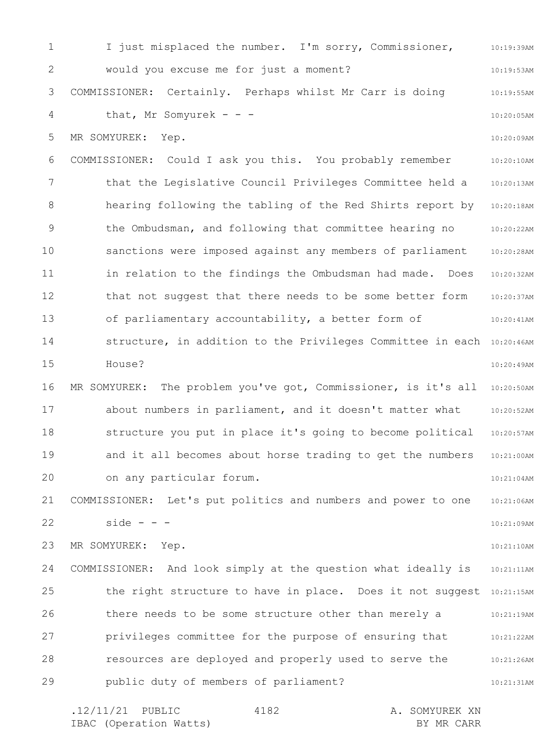I just misplaced the number. I'm sorry, Commissioner, would you excuse me for just a moment?

COMMISSIONER: Certainly. Perhaps whilst Mr Carr is doing that, Mr Somyurek - - -

MR SOMYUREK: Yep.

COMMISSIONER: Could I ask you this. You probably remember that the Legislative Council Privileges Committee held a hearing following the tabling of the Red Shirts report by the Ombudsman, and following that committee hearing no sanctions were imposed against any members of parliament in relation to the findings the Ombudsman had made. Does that not suggest that there needs to be some better form of parliamentary accountability, a better form of structure, in addition to the Privileges Committee in each House?

MR SOMYUREK: The problem you've got, Commissioner, is it's all about numbers in parliament, and it doesn't matter what structure you put in place it's going to become political and it all becomes about horse trading to get the numbers on any particular forum.

COMMISSIONER: Let's put politics and numbers and power to one side - - -

MR SOMYUREK: Yep.

COMMISSIONER: And look simply at the question what ideally is the right structure to have in place. Does it not suggest there needs to be some structure other than merely a privileges committee for the purpose of ensuring that resources are deployed and properly used to serve the public duty of members of parliament?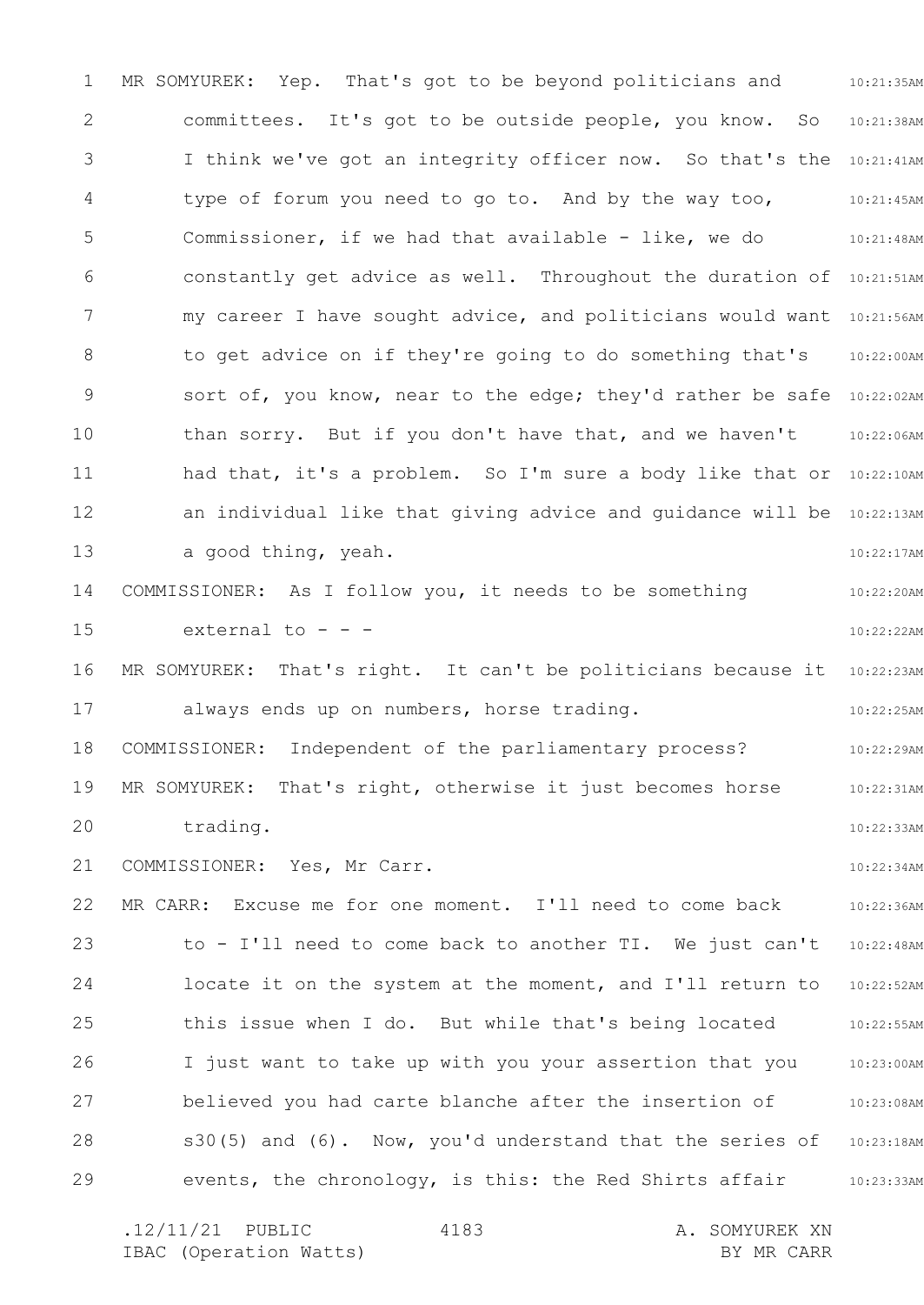MR SOMYUREK: Yep. That's got to be beyond politicians and committees. It's got to be outside people, you know. So I think we've got an integrity officer now. So that's the type of forum you need to go to. And by the way too, Commissioner, if we had that available - like, we do constantly get advice as well. Throughout the duration of my career I have sought advice, and politicians would want to get advice on if they're going to do something that's sort of, you know, near to the edge; they'd rather be safe than sorry. But if you don't have that, and we haven't had that, it's a problem. So I'm sure a body like that or an individual like that giving advice and guidance will be a good thing, yeah.

COMMISSIONER: As I follow you, it needs to be something external to - - -

MR SOMYUREK: That's right. It can't be politicians because it always ends up on numbers, horse trading.

COMMISSIONER: Independent of the parliamentary process?

MR SOMYUREK: That's right, otherwise it just becomes horse trading.

COMMISSIONER: Yes, Mr Carr.

MR CARR: Excuse me for one moment. I'll need to come back to - I'll need to come back to another TI. We just can't locate it on the system at the moment, and I'll return to this issue when I do. But while that's being located I just want to take up with you your assertion that you believed you had carte blanche after the insertion of s30(5) and (6). Now, you'd understand that the series of events, the chronology, is this: the Red Shirts affair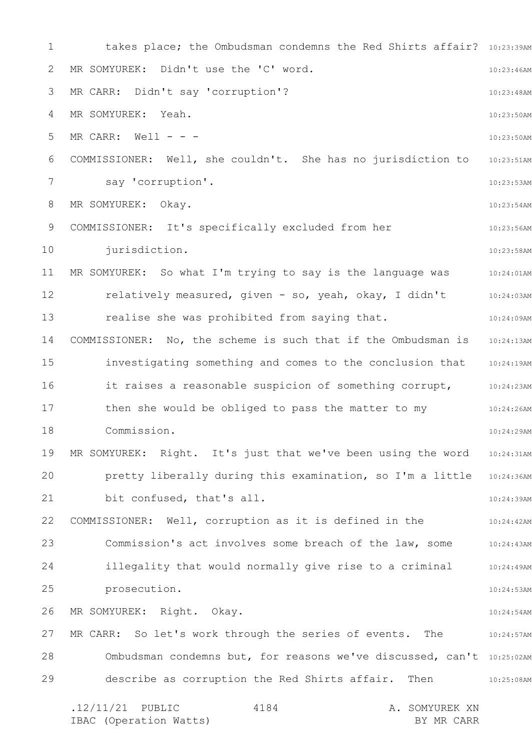takes place; the Ombudsman condemns the Red Shirts affair?

MR SOMYUREK: Didn't use the 'C' word.

MR CARR: Didn't say 'corruption'?

MR SOMYUREK: Yeah.

MR CARR: Well - - -

COMMISSIONER: Well, she couldn't. She has no jurisdiction to say 'corruption'.

MR SOMYUREK: Okay.

COMMISSIONER: It's specifically excluded from her jurisdiction.

MR SOMYUREK: So what I'm trying to say is the language was relatively measured, given - so, yeah, okay, I didn't realise she was prohibited from saying that.

COMMISSIONER: No, the scheme is such that if the Ombudsman is investigating something and comes to the conclusion that it raises a reasonable suspicion of something corrupt, then she would be obliged to pass the matter to my Commission.

MR SOMYUREK: Right. It's just that we've been using the word pretty liberally during this examination, so I'm a little bit confused, that's all.

COMMISSIONER: Well, corruption as it is defined in the Commission's act involves some breach of the law, some illegality that would normally give rise to a criminal prosecution.

MR SOMYUREK: Right. Okay.

MR CARR: So let's work through the series of events. The Ombudsman condemns but, for reasons we've discussed, can't describe as corruption the Red Shirts affair. Then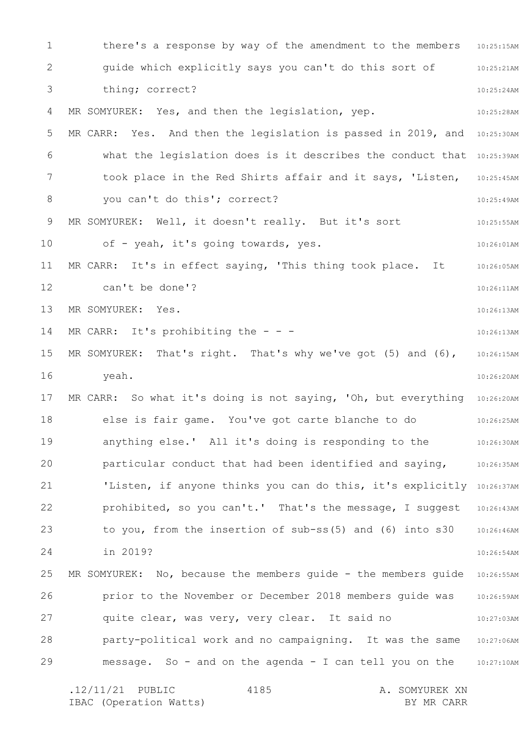there's a response by way of the amendment to the members guide which explicitly says you can't do this sort of thing; correct?

MR SOMYUREK: Yes, and then the legislation, yep.

MR CARR: Yes. And then the legislation is passed in 2019, and what the legislation does is it describes the conduct that took place in the Red Shirts affair and it says, 'Listen, you can't do this'; correct?

MR SOMYUREK: Well, it doesn't really. But it's sort of - yeah, it's going towards, yes.

MR CARR: It's in effect saying, 'This thing took place. It can't be done'?

MR SOMYUREK: Yes.

MR CARR: It's prohibiting the - - -

MR SOMYUREK: That's right. That's why we've got (5) and (6), yeah.

MR CARR: So what it's doing is not saying, 'Oh, but everything else is fair game. You've got carte blanche to do anything else.' All it's doing is responding to the particular conduct that had been identified and saying, 'Listen, if anyone thinks you can do this, it's explicitly prohibited, so you can't.' That's the message, I suggest to you, from the insertion of sub-ss(5) and (6) into s30 in 2019?

MR SOMYUREK: No, because the members guide - the members guide prior to the November or December 2018 members guide was quite clear, was very, very clear. It said no party-political work and no campaigning. It was the same message. So - and on the agenda - I can tell you on the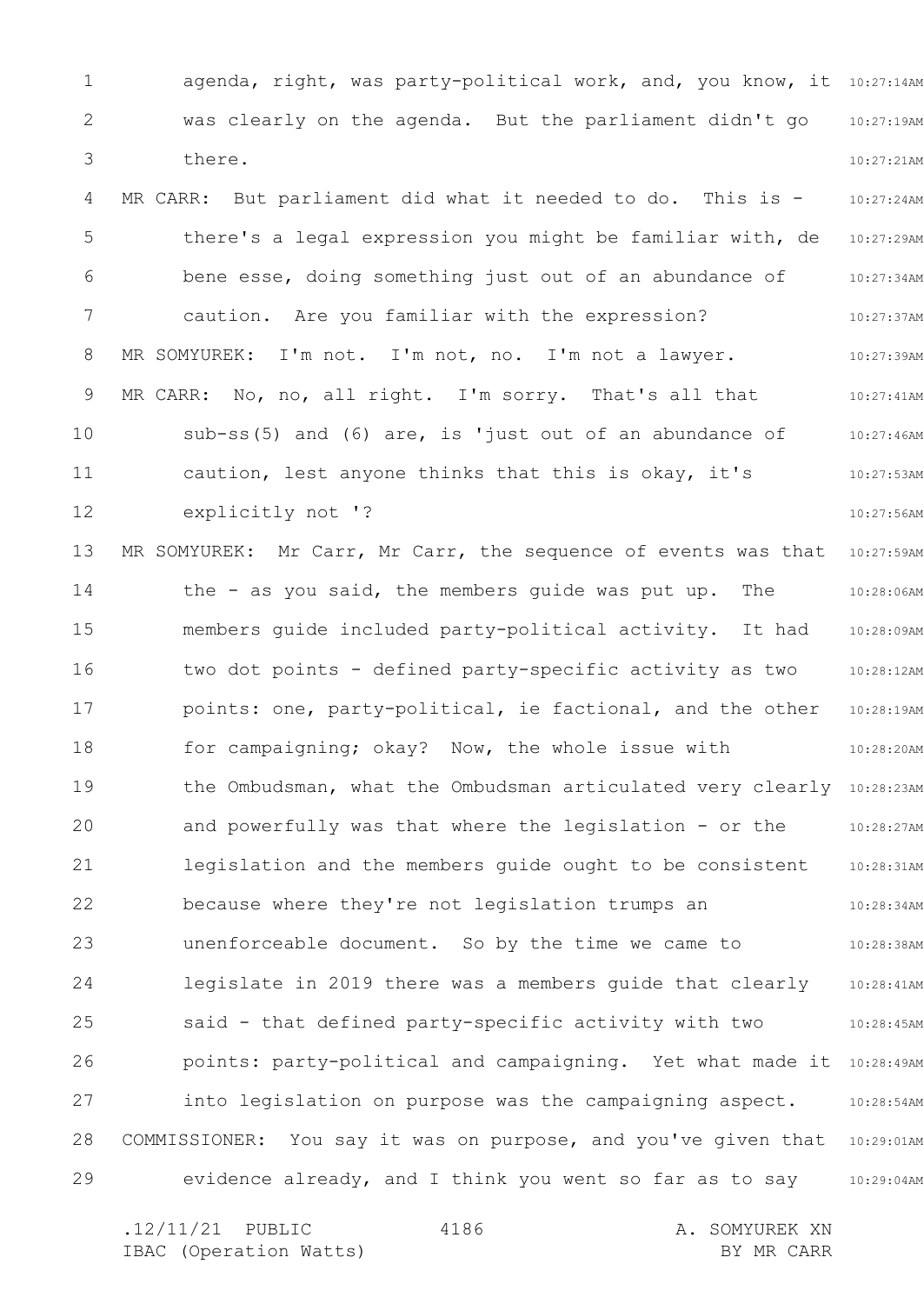agenda, right, was party-political work, and, you know, it was clearly on the agenda. But the parliament didn't go there.

MR CARR: But parliament did what it needed to do. This is - there's a legal expression you might be familiar with, de bene esse, doing something just out of an abundance of caution. Are you familiar with the expression?

MR SOMYUREK: I'm not. I'm not, no. I'm not a lawyer.

MR CARR: No, no, all right. I'm sorry. That's all that sub-ss(5) and (6) are, is 'just out of an abundance of caution, lest anyone thinks that this is okay, it's explicitly not '?

MR SOMYUREK: Mr Carr, Mr Carr, the sequence of events was that the - as you said, the members guide was put up. The members guide included party-political activity. It had two dot points - defined party-specific activity as two points: one, party-political, ie factional, and the other for campaigning; okay? Now, the whole issue with the Ombudsman, what the Ombudsman articulated very clearly and powerfully was that where the legislation - or the legislation and the members guide ought to be consistent because where they're not legislation trumps an unenforceable document. So by the time we came to legislate in 2019 there was a members guide that clearly said - that defined party-specific activity with two points: party-political and campaigning. Yet what made it into legislation on purpose was the campaigning aspect.

COMMISSIONER: You say it was on purpose, and you've given that evidence already, and I think you went so far as to say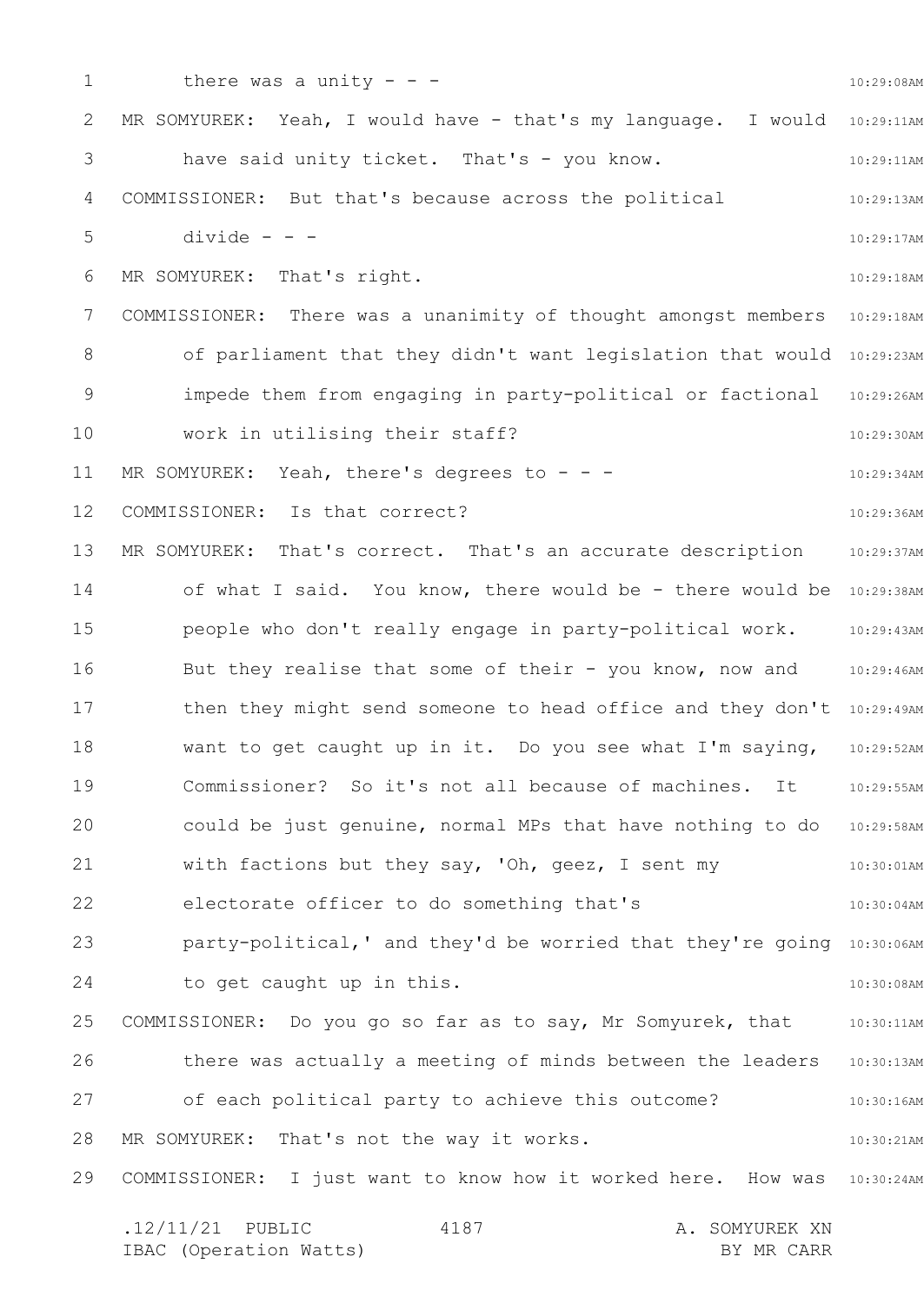there was a unity - - -

MR SOMYUREK: Yeah, I would have - that's my language. I would have said unity ticket. That's - you know.

COMMISSIONER: But that's because across the political divide - - -

MR SOMYUREK: That's right.

COMMISSIONER: There was a unanimity of thought amongst members of parliament that they didn't want legislation that would impede them from engaging in party-political or factional work in utilising their staff?

MR SOMYUREK: Yeah, there's degrees to - - -

COMMISSIONER: Is that correct?

MR SOMYUREK: That's correct. That's an accurate description of what I said. You know, there would be - there would be people who don't really engage in party-political work. But they realise that some of their - you know, now and then they might send someone to head office and they don't want to get caught up in it. Do you see what I'm saying, Commissioner? So it's not all because of machines. It could be just genuine, normal MPs that have nothing to do with factions but they say, 'Oh, geez, I sent my electorate officer to do something that's party-political,' and they'd be worried that they're going to get caught up in this.

COMMISSIONER: Do you go so far as to say, Mr Somyurek, that there was actually a meeting of minds between the leaders of each political party to achieve this outcome?

MR SOMYUREK: That's not the way it works.

COMMISSIONER: I just want to know how it worked here. How was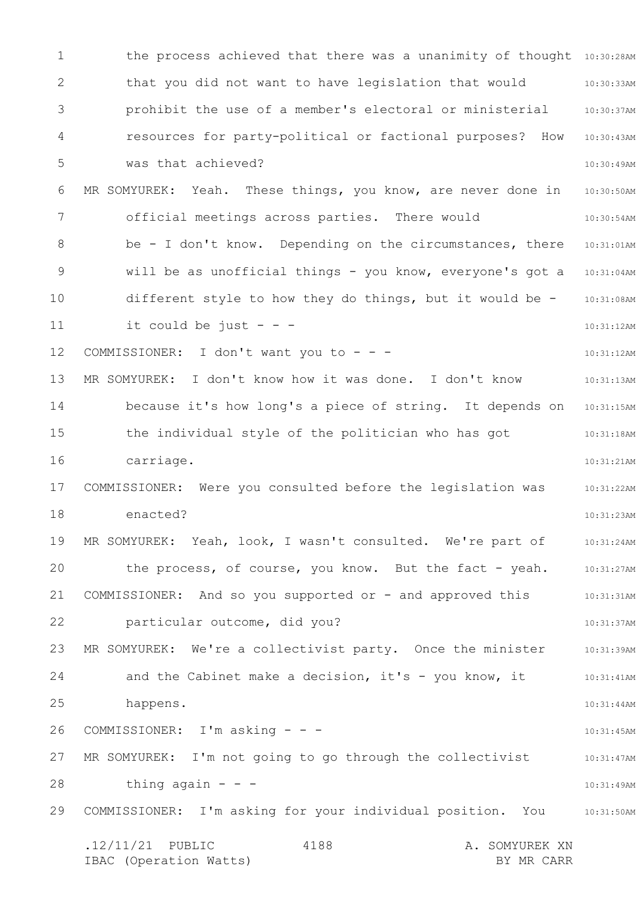the process achieved that there was a unanimity of thought that you did not want to have legislation that would prohibit the use of a member's electoral or ministerial resources for party-political or factional purposes? How was that achieved?

MR SOMYUREK: Yeah. These things, you know, are never done in official meetings across parties. There would be - I don't know. Depending on the circumstances, there will be as unofficial things - you know, everyone's got a different style to how they do things, but it would be - it could be just - - -

COMMISSIONER: I don't want you to - - -

MR SOMYUREK: I don't know how it was done. I don't know because it's how long's a piece of string. It depends on the individual style of the politician who has got carriage.

COMMISSIONER: Were you consulted before the legislation was enacted?

MR SOMYUREK: Yeah, look, I wasn't consulted. We're part of the process, of course, you know. But the fact - yeah.

COMMISSIONER: And so you supported or - and approved this particular outcome, did you?

MR SOMYUREK: We're a collectivist party. Once the minister and the Cabinet make a decision, it's - you know, it happens.

COMMISSIONER: I'm asking - - -

MR SOMYUREK: I'm not going to go through the collectivist thing again - - -

COMMISSIONER: I'm asking for your individual position. You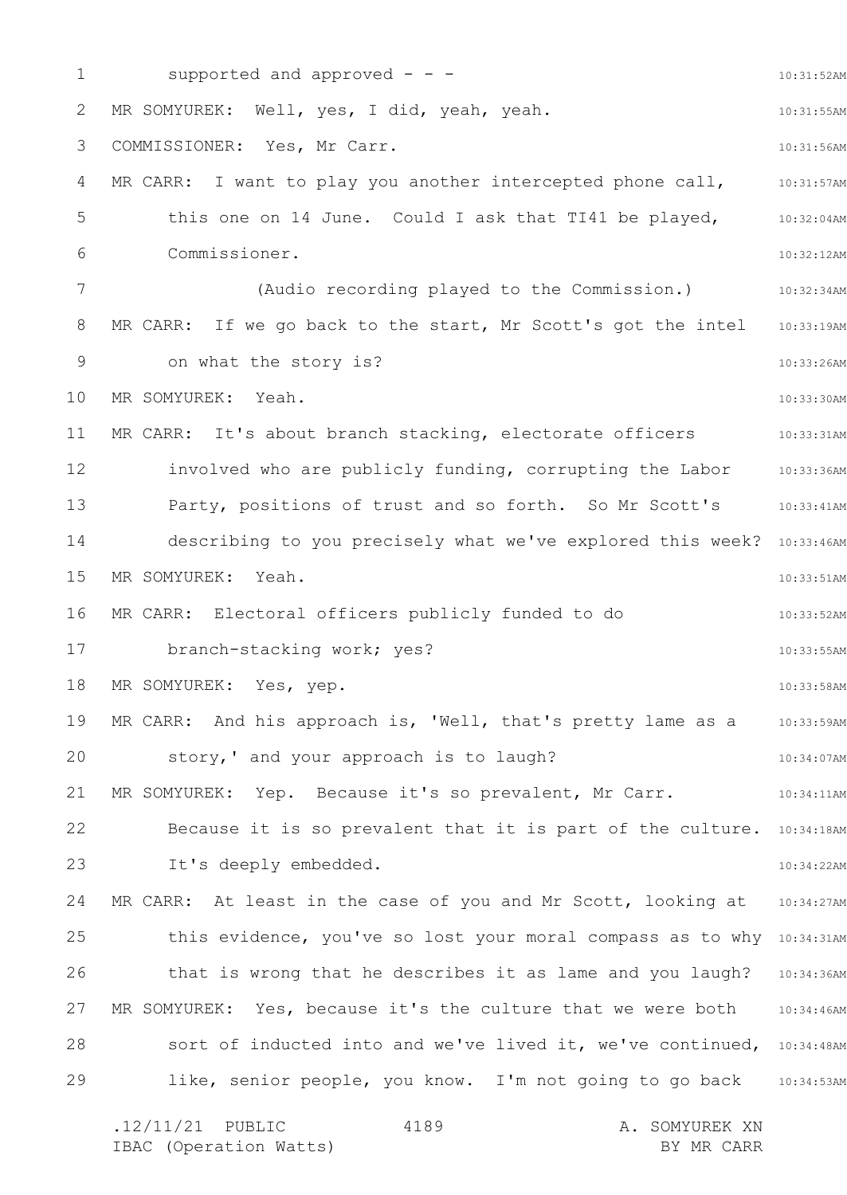supported and approved - - -

MR SOMYUREK: Well, yes, I did, yeah, yeah.

COMMISSIONER: Yes, Mr Carr.

MR CARR: I want to play you another intercepted phone call, this one on 14 June. Could I ask that TI41 be played, Commissioner.

(Audio recording played to the Commission.)

MR CARR: If we go back to the start, Mr Scott's got the intel on what the story is?

MR SOMYUREK: Yeah.

MR CARR: It's about branch stacking, electorate officers involved who are publicly funding, corrupting the Labor Party, positions of trust and so forth. So Mr Scott's describing to you precisely what we've explored this week?

MR SOMYUREK: Yeah.

MR CARR: Electoral officers publicly funded to do branch-stacking work; yes?

MR SOMYUREK: Yes, yep.

MR CARR: And his approach is, 'Well, that's pretty lame as a story,' and your approach is to laugh?

MR SOMYUREK: Yep. Because it's so prevalent, Mr Carr. Because it is so prevalent that it is part of the culture. It's deeply embedded.

MR CARR: At least in the case of you and Mr Scott, looking at this evidence, you've so lost your moral compass as to why that is wrong that he describes it as lame and you laugh?

MR SOMYUREK: Yes, because it's the culture that we were both sort of inducted into and we've lived it, we've continued, like, senior people, you know. I'm not going to go back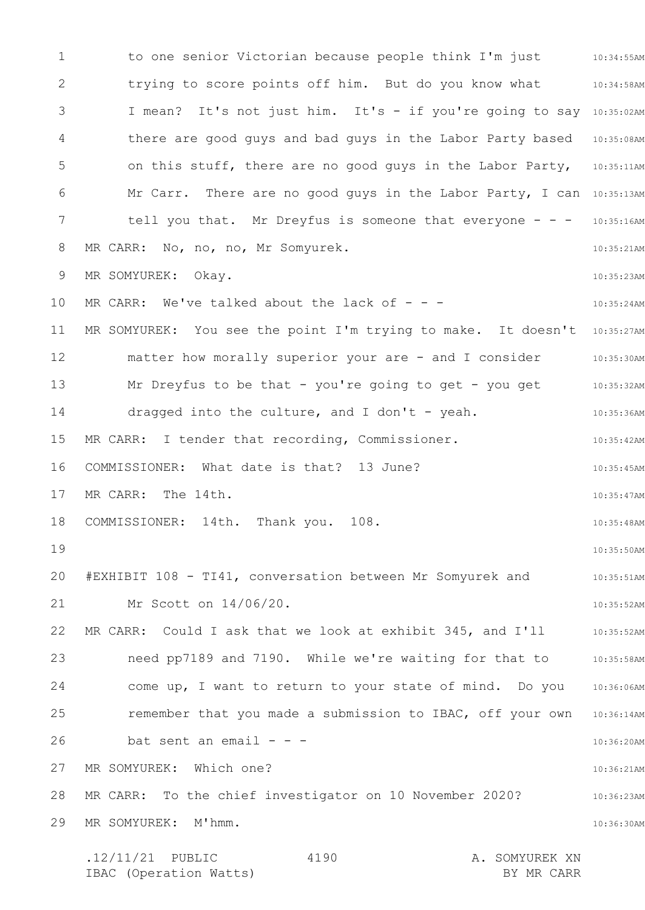to one senior Victorian because people think I'm just trying to score points off him. But do you know what I mean? It's not just him. It's - if you're going to say there are good guys and bad guys in the Labor Party based on this stuff, there are no good guys in the Labor Party, Mr Carr. There are no good guys in the Labor Party, I can tell you that. Mr Dreyfus is someone that everyone - - -

MR CARR: No, no, no, Mr Somyurek.

MR SOMYUREK: Okay.

MR CARR: We've talked about the lack of - - -

MR SOMYUREK: You see the point I'm trying to make. It doesn't matter how morally superior your are - and I consider Mr Dreyfus to be that - you're going to get - you get dragged into the culture, and I don't - yeah.

MR CARR: I tender that recording, Commissioner.

COMMISSIONER: What date is that? 13 June?

MR CARR: The 14th.

COMMISSIONER: 14th. Thank you. 108.

#EXHIBIT 108 - TI41, conversation between Mr Somyurek and Mr Scott on 14/06/20.

MR CARR: Could I ask that we look at exhibit 345, and I'll need pp7189 and 7190. While we're waiting for that to come up, I want to return to your state of mind. Do you remember that you made a submission to IBAC, off your own bat sent an email - - -

MR SOMYUREK: Which one?

MR CARR: To the chief investigator on 10 November 2020?

MR SOMYUREK: M'hmm.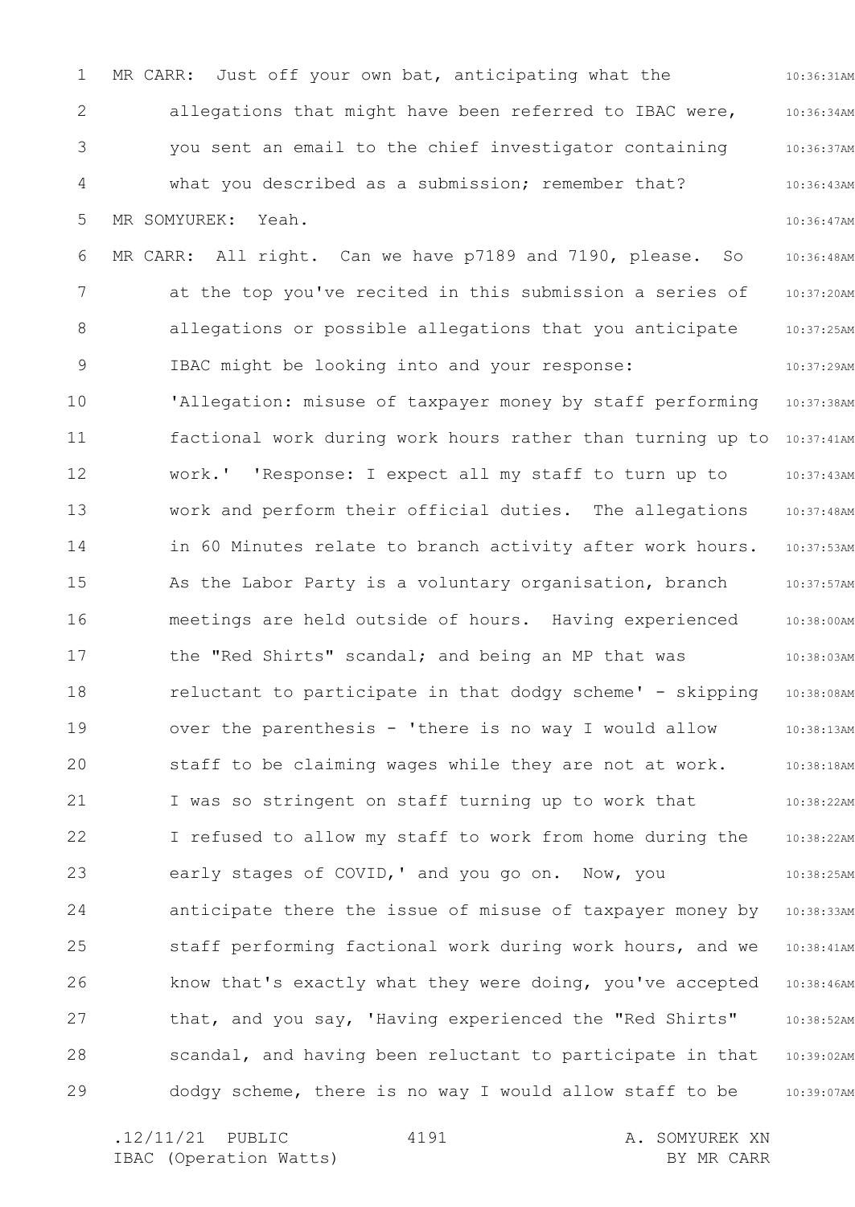MR CARR: Just off your own bat, anticipating what the allegations that might have been referred to IBAC were, you sent an email to the chief investigator containing what you described as a submission; remember that?

MR SOMYUREK: Yeah.

MR CARR: All right. Can we have p7189 and 7190, please. So at the top you've recited in this submission a series of allegations or possible allegations that you anticipate IBAC might be looking into and your response: 'Allegation: misuse of taxpayer money by staff performing factional work during work hours rather than turning up to work.' 'Response: I expect all my staff to turn up to work and perform their official duties. The allegations in 60 Minutes relate to branch activity after work hours. As the Labor Party is a voluntary organisation, branch meetings are held outside of hours. Having experienced the "Red Shirts" scandal; and being an MP that was reluctant to participate in that dodgy scheme' - skipping over the parenthesis - 'there is no way I would allow staff to be claiming wages while they are not at work. I was so stringent on staff turning up to work that I refused to allow my staff to work from home during the early stages of COVID,' and you go on. Now, you anticipate there the issue of misuse of taxpayer money by staff performing factional work during work hours, and we know that's exactly what they were doing, you've accepted that, and you say, 'Having experienced the "Red Shirts" scandal, and having been reluctant to participate in that dodgy scheme, there is no way I would allow staff to be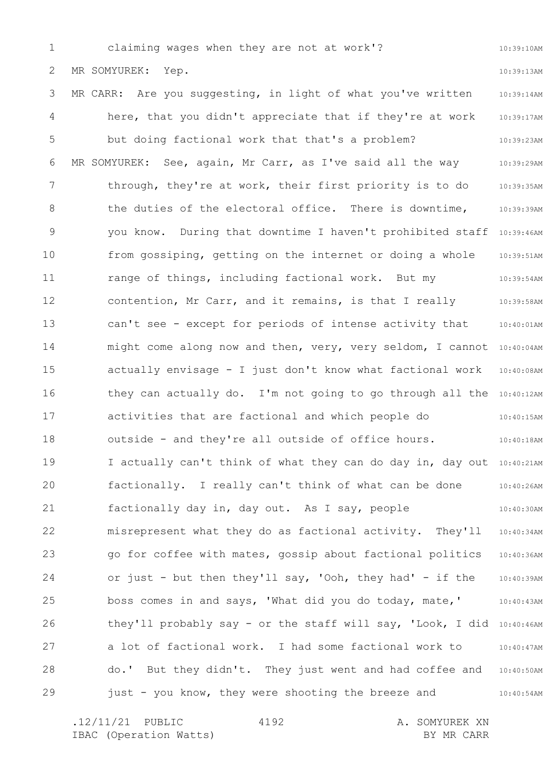claiming wages when they are not at work'?

MR SOMYUREK: Yep.

MR CARR: Are you suggesting, in light of what you've written here, that you didn't appreciate that if they're at work but doing factional work that that's a problem?

MR SOMYUREK: See, again, Mr Carr, as I've said all the way through, they're at work, their first priority is to do the duties of the electoral office. There is downtime, you know. During that downtime I haven't prohibited staff from gossiping, getting on the internet or doing a whole range of things, including factional work. But my contention, Mr Carr, and it remains, is that I really can't see - except for periods of intense activity that might come along now and then, very, very seldom, I cannot actually envisage - I just don't know what factional work they can actually do. I'm not going to go through all the activities that are factional and which people do outside - and they're all outside of office hours. I actually can't think of what they can do day in, day out factionally. I really can't think of what can be done factionally day in, day out. As I say, people misrepresent what they do as factional activity. They'll go for coffee with mates, gossip about factional politics or just - but then they'll say, 'Ooh, they had' - if the boss comes in and says, 'What did you do today, mate,' they'll probably say - or the staff will say, 'Look, I did a lot of factional work. I had some factional work to do.' But they didn't. They just went and had coffee and just - you know, they were shooting the breeze and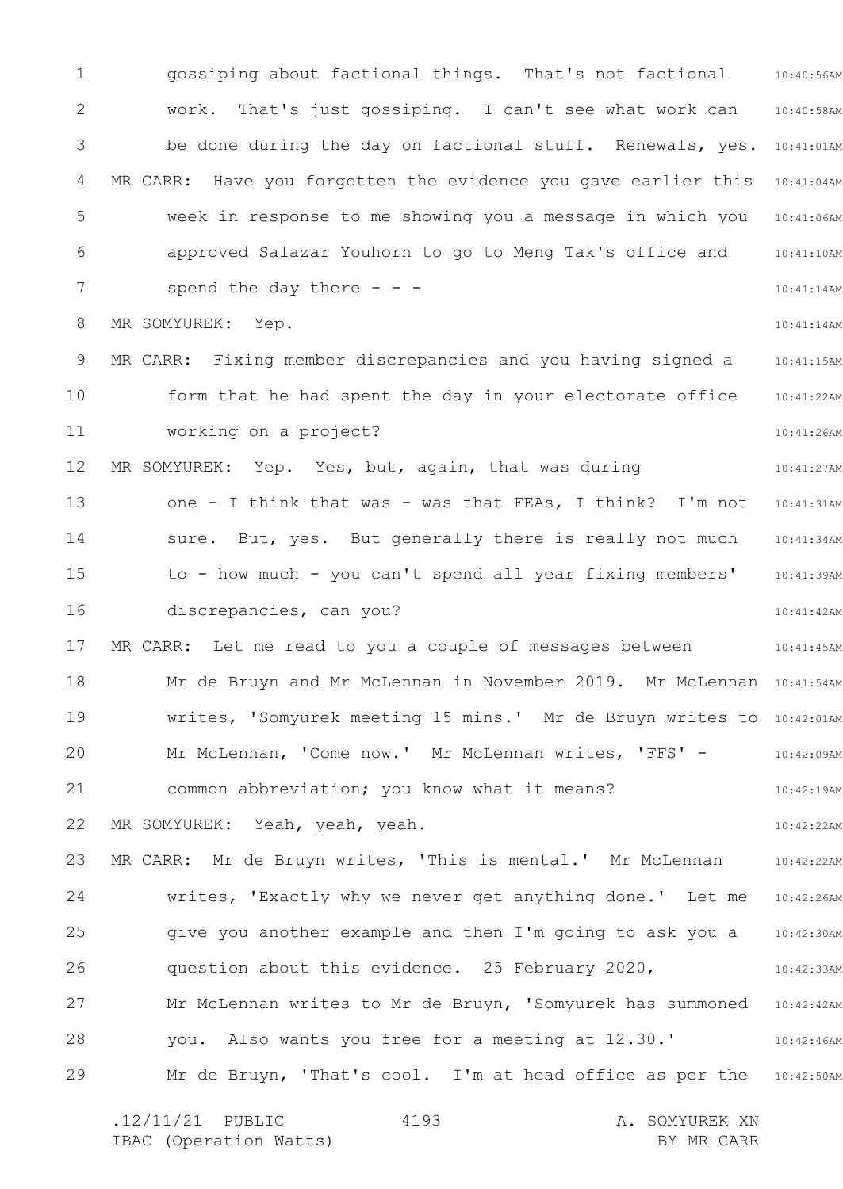gossiping about factional things. That's not factional work. That's just gossiping. I can't see what work can be done during the day on factional stuff. Renewals, yes.

MR CARR: Have you forgotten the evidence you gave earlier this week in response to me showing you a message in which you approved Salazar Youhorn to go to Meng Tak's office and spend the day there - - -

MR SOMYUREK: Yep.

MR CARR: Fixing member discrepancies and you having signed a form that he had spent the day in your electorate office working on a project?

MR SOMYUREK: Yep. Yes, but, again, that was during one - I think that was - was that FEAs, I think? I'm not sure. But, yes. But generally there is really not much to - how much - you can't spend all year fixing members' discrepancies, can you?

MR CARR: Let me read to you a couple of messages between Mr de Bruyn and Mr McLennan in November 2019. Mr McLennan writes, 'Somyurek meeting 15 mins.' Mr de Bruyn writes to Mr McLennan, 'Come now.' Mr McLennan writes, 'FFS' - common abbreviation; you know what it means?

MR SOMYUREK: Yeah, yeah, yeah.

MR CARR: Mr de Bruyn writes, 'This is mental.' Mr McLennan writes, 'Exactly why we never get anything done.' Let me give you another example and then I'm going to ask you a question about this evidence. 25 February 2020, Mr McLennan writes to Mr de Bruyn, 'Somyurek has summoned you. Also wants you free for a meeting at 12.30.' Mr de Bruyn, 'That's cool. I'm at head office as per the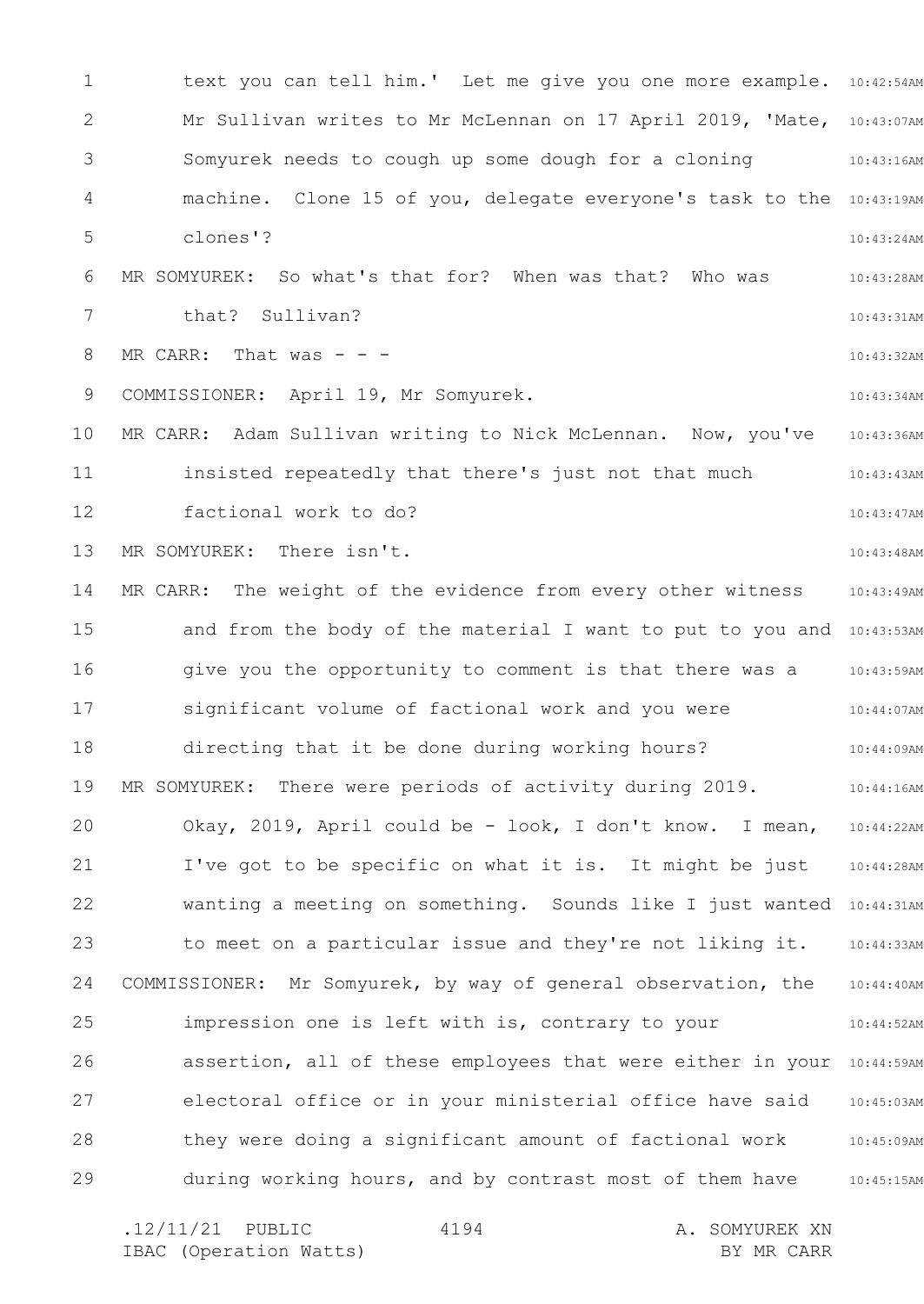text you can tell him.' Let me give you one more example. Mr Sullivan writes to Mr McLennan on 17 April 2019, 'Mate, Somyurek needs to cough up some dough for a cloning machine. Clone 15 of you, delegate everyone's task to the clones'?

MR SOMYUREK: So what's that for? When was that? Who was that? Sullivan?

MR CARR: That was - - -

COMMISSIONER: April 19, Mr Somyurek.

MR CARR: Adam Sullivan writing to Nick McLennan. Now, you've insisted repeatedly that there's just not that much factional work to do?

MR SOMYUREK: There isn't.

MR CARR: The weight of the evidence from every other witness and from the body of the material I want to put to you and give you the opportunity to comment is that there was a significant volume of factional work and you were directing that it be done during working hours?

MR SOMYUREK: There were periods of activity during 2019. Okay, 2019, April could be - look, I don't know. I mean, I've got to be specific on what it is. It might be just wanting a meeting on something. Sounds like I just wanted to meet on a particular issue and they're not liking it.

COMMISSIONER: Mr Somyurek, by way of general observation, the impression one is left with is, contrary to your assertion, all of these employees that were either in your electoral office or in your ministerial office have said they were doing a significant amount of factional work during working hours, and by contrast most of them have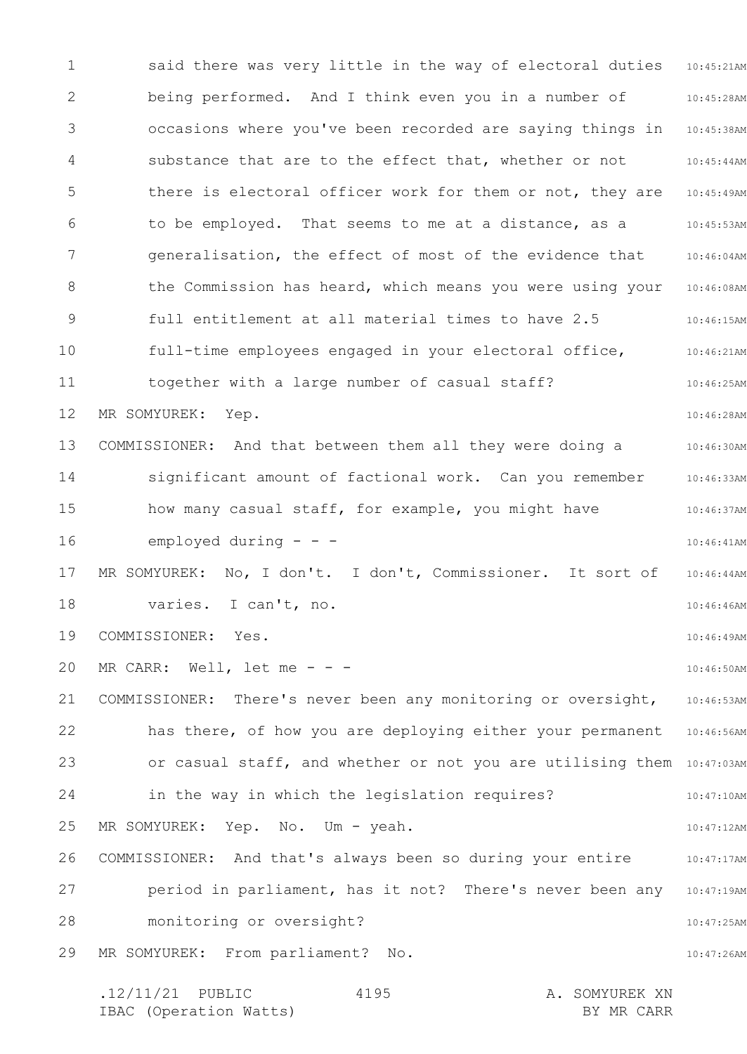said there was very little in the way of electoral duties being performed. And I think even you in a number of occasions where you've been recorded are saying things in substance that are to the effect that, whether or not there is electoral officer work for them or not, they are to be employed. That seems to me at a distance, as a generalisation, the effect of most of the evidence that the Commission has heard, which means you were using your full entitlement at all material times to have 2.5 full-time employees engaged in your electoral office, together with a large number of casual staff?

MR SOMYUREK: Yep.

COMMISSIONER: And that between them all they were doing a significant amount of factional work. Can you remember how many casual staff, for example, you might have employed during - - -

MR SOMYUREK: No, I don't. I don't, Commissioner. It sort of varies. I can't, no.

COMMISSIONER: Yes.

MR CARR: Well, let me - - -

COMMISSIONER: There's never been any monitoring or oversight, has there, of how you are deploying either your permanent or casual staff, and whether or not you are utilising them in the way in which the legislation requires?

MR SOMYUREK: Yep. No. Um - yeah.

COMMISSIONER: And that's always been so during your entire period in parliament, has it not? There's never been any monitoring or oversight?

MR SOMYUREK: From parliament? No.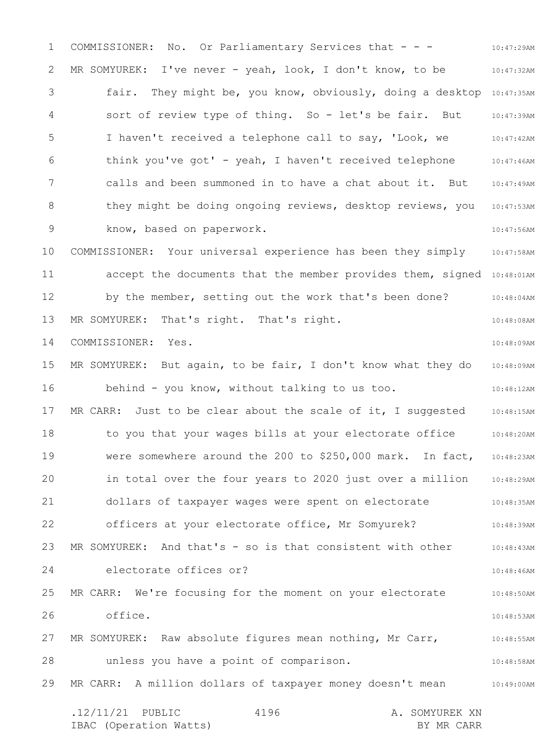COMMISSIONER: No. Or Parliamentary Services that - - -

MR SOMYUREK: I've never - yeah, look, I don't know, to be fair. They might be, you know, obviously, doing a desktop sort of review type of thing. So - let's be fair. But I haven't received a telephone call to say, 'Look, we think you've got' - yeah, I haven't received telephone calls and been summoned in to have a chat about it. But they might be doing ongoing reviews, desktop reviews, you know, based on paperwork.

COMMISSIONER: Your universal experience has been they simply accept the documents that the member provides them, signed by the member, setting out the work that's been done?

MR SOMYUREK: That's right. That's right.

COMMISSIONER: Yes.

MR SOMYUREK: But again, to be fair, I don't know what they do behind - you know, without talking to us too.

MR CARR: Just to be clear about the scale of it, I suggested to you that your wages bills at your electorate office were somewhere around the 200 to $250,000 mark. In fact, in total over the four years to 2020 just over a million dollars of taxpayer wages were spent on electorate officers at your electorate office, Mr Somyurek?

MR SOMYUREK: And that's - so is that consistent with other electorate offices or?

MR CARR: We're focusing for the moment on your electorate office.

MR SOMYUREK: Raw absolute figures mean nothing, Mr Carr, unless you have a point of comparison.

MR CARR: A million dollars of taxpayer money doesn't mean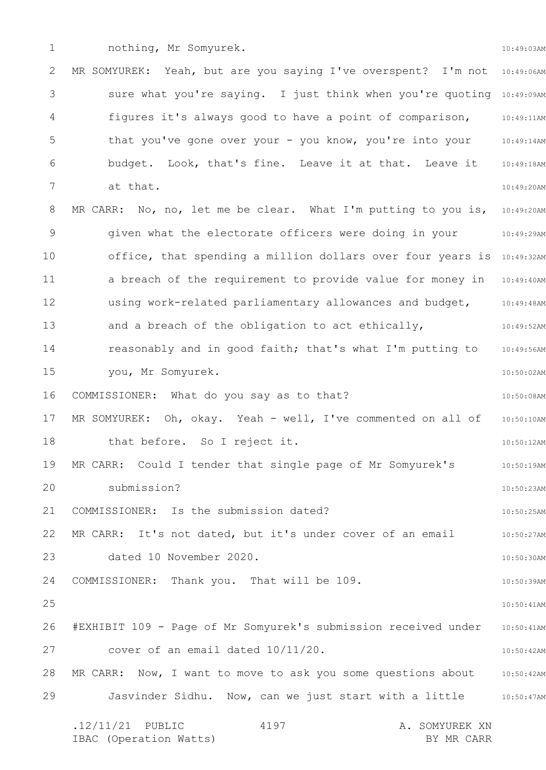nothing, Mr Somyurek.

MR SOMYUREK: Yeah, but are you saying I've overspent? I'm not sure what you're saying. I just think when you're quoting figures it's always good to have a point of comparison, that you've gone over your - you know, you're into your budget. Look, that's fine. Leave it at that. Leave it at that.

MR CARR: No, no, let me be clear. What I'm putting to you is, given what the electorate officers were doing in your office, that spending a million dollars over four years is a breach of the requirement to provide value for money in using work-related parliamentary allowances and budget, and a breach of the obligation to act ethically, reasonably and in good faith; that's what I'm putting to you, Mr Somyurek.

COMMISSIONER: What do you say as to that?

MR SOMYUREK: Oh, okay. Yeah - well, I've commented on all of that before. So I reject it.

MR CARR: Could I tender that single page of Mr Somyurek's submission?

COMMISSIONER: Is the submission dated?

MR CARR: It's not dated, but it's under cover of an email dated 10 November 2020.

COMMISSIONER: Thank you. That will be 109.

#EXHIBIT 109 - Page of Mr Somyurek's submission received under cover of an email dated 10/11/20.

MR CARR: Now, I want to move to ask you some questions about Jasvinder Sidhu. Now, can we just start with a little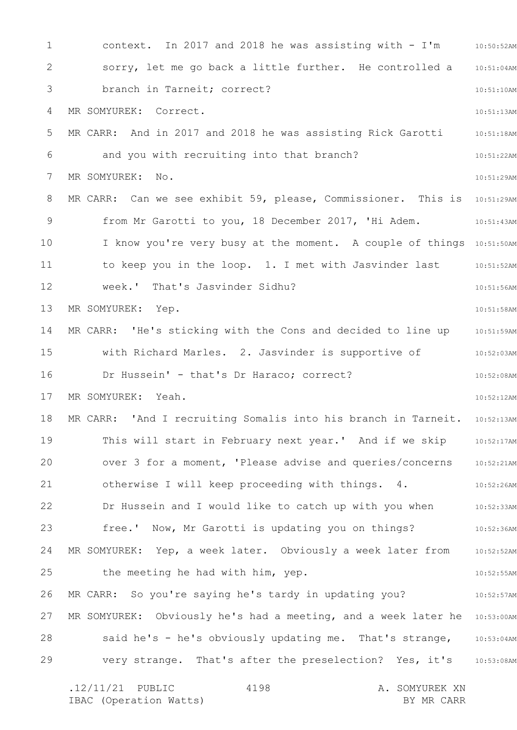context. In 2017 and 2018 he was assisting with - I'm sorry, let me go back a little further. He controlled a branch in Tarneit; correct?

MR SOMYUREK: Correct.

MR CARR: And in 2017 and 2018 he was assisting Rick Garotti and you with recruiting into that branch?

MR SOMYUREK: No.

MR CARR: Can we see exhibit 59, please, Commissioner. This is from Mr Garotti to you, 18 December 2017, 'Hi Adem. I know you're very busy at the moment. A couple of things to keep you in the loop. 1. I met with Jasvinder last week.' That's Jasvinder Sidhu?

MR SOMYUREK: Yep.

MR CARR: 'He's sticking with the Cons and decided to line up with Richard Marles. 2. Jasvinder is supportive of Dr Hussein' - that's Dr Haraco; correct?

MR SOMYUREK: Yeah.

MR CARR: 'And I recruiting Somalis into his branch in Tarneit. This will start in February next year.' And if we skip over 3 for a moment, 'Please advise and queries/concerns otherwise I will keep proceeding with things. 4. Dr Hussein and I would like to catch up with you when free.' Now, Mr Garotti is updating you on things?

MR SOMYUREK: Yep, a week later. Obviously a week later from the meeting he had with him, yep.

MR CARR: So you're saying he's tardy in updating you?

MR SOMYUREK: Obviously he's had a meeting, and a week later he said he's - he's obviously updating me. That's strange, very strange. That's after the preselection? Yes, it's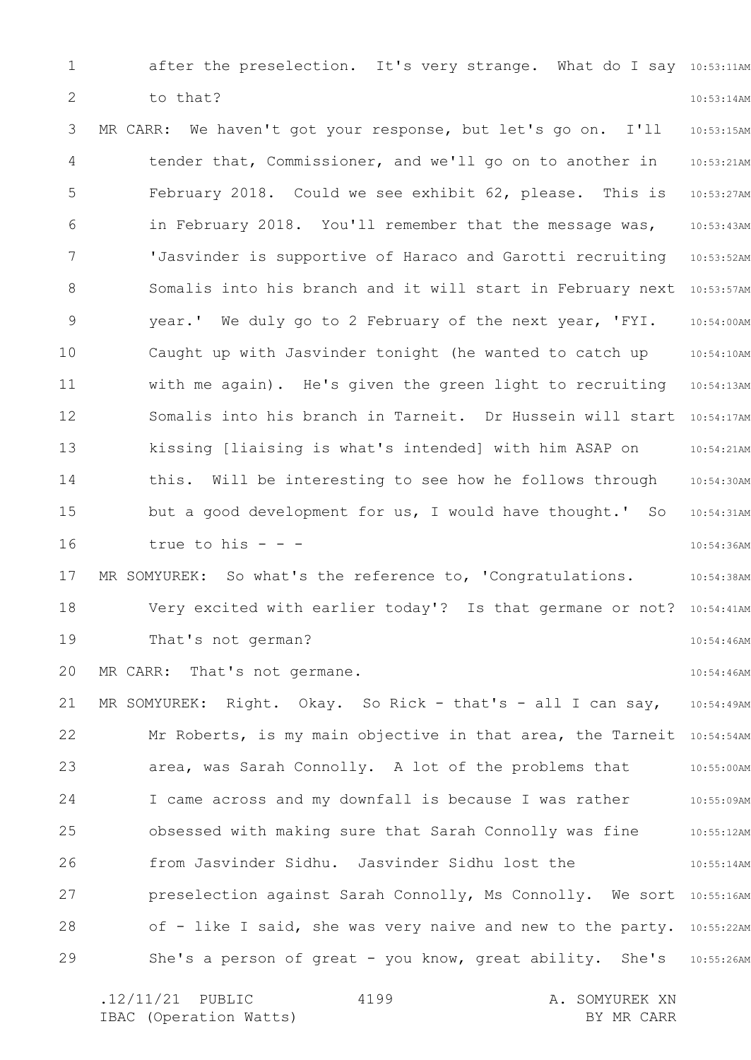after the preselection. It's very strange. What do I say to that?

MR CARR: We haven't got your response, but let's go on. I'll tender that, Commissioner, and we'll go on to another in February 2018. Could we see exhibit 62, please. This is in February 2018. You'll remember that the message was, 'Jasvinder is supportive of Haraco and Garotti recruiting Somalis into his branch and it will start in February next year.' We duly go to 2 February of the next year, 'FYI. Caught up with Jasvinder tonight (he wanted to catch up with me again). He's given the green light to recruiting Somalis into his branch in Tarneit. Dr Hussein will start kissing [liaising is what's intended] with him ASAP on this. Will be interesting to see how he follows through but a good development for us, I would have thought.' So true to his - - -

MR SOMYUREK: So what's the reference to, 'Congratulations. Very excited with earlier today'? Is that germane or not? That's not german?

MR CARR: That's not germane.

MR SOMYUREK: Right. Okay. So Rick - that's - all I can say, Mr Roberts, is my main objective in that area, the Tarneit area, was Sarah Connolly. A lot of the problems that I came across and my downfall is because I was rather obsessed with making sure that Sarah Connolly was fine from Jasvinder Sidhu. Jasvinder Sidhu lost the preselection against Sarah Connolly, Ms Connolly. We sort of - like I said, she was very naive and new to the party. She's a person of great - you know, great ability. She's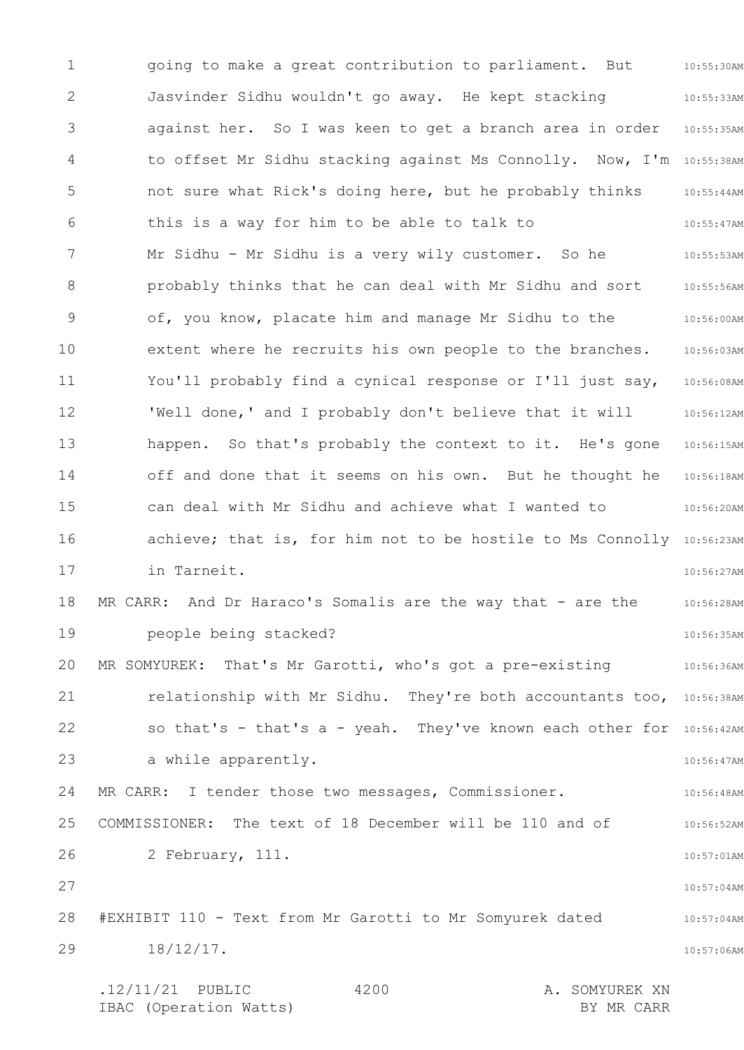going to make a great contribution to parliament. But Jasvinder Sidhu wouldn't go away. He kept stacking against her. So I was keen to get a branch area in order to offset Mr Sidhu stacking against Ms Connolly. Now, I'm not sure what Rick's doing here, but he probably thinks this is a way for him to be able to talk to Mr Sidhu - Mr Sidhu is a very wily customer. So he probably thinks that he can deal with Mr Sidhu and sort of, you know, placate him and manage Mr Sidhu to the extent where he recruits his own people to the branches. You'll probably find a cynical response or I'll just say, 'Well done,' and I probably don't believe that it will happen. So that's probably the context to it. He's gone off and done that it seems on his own. But he thought he can deal with Mr Sidhu and achieve what I wanted to achieve; that is, for him not to be hostile to Ms Connolly in Tarneit.

MR CARR: And Dr Haraco's Somalis are the way that - are the people being stacked?

MR SOMYUREK: That's Mr Garotti, who's got a pre-existing relationship with Mr Sidhu. They're both accountants too, so that's - that's a - yeah. They've known each other for a while apparently.

MR CARR: I tender those two messages, Commissioner.

COMMISSIONER: The text of 18 December will be 110 and of 2 February, 111.

#EXHIBIT 110 - Text from Mr Garotti to Mr Somyurek dated 18/12/17.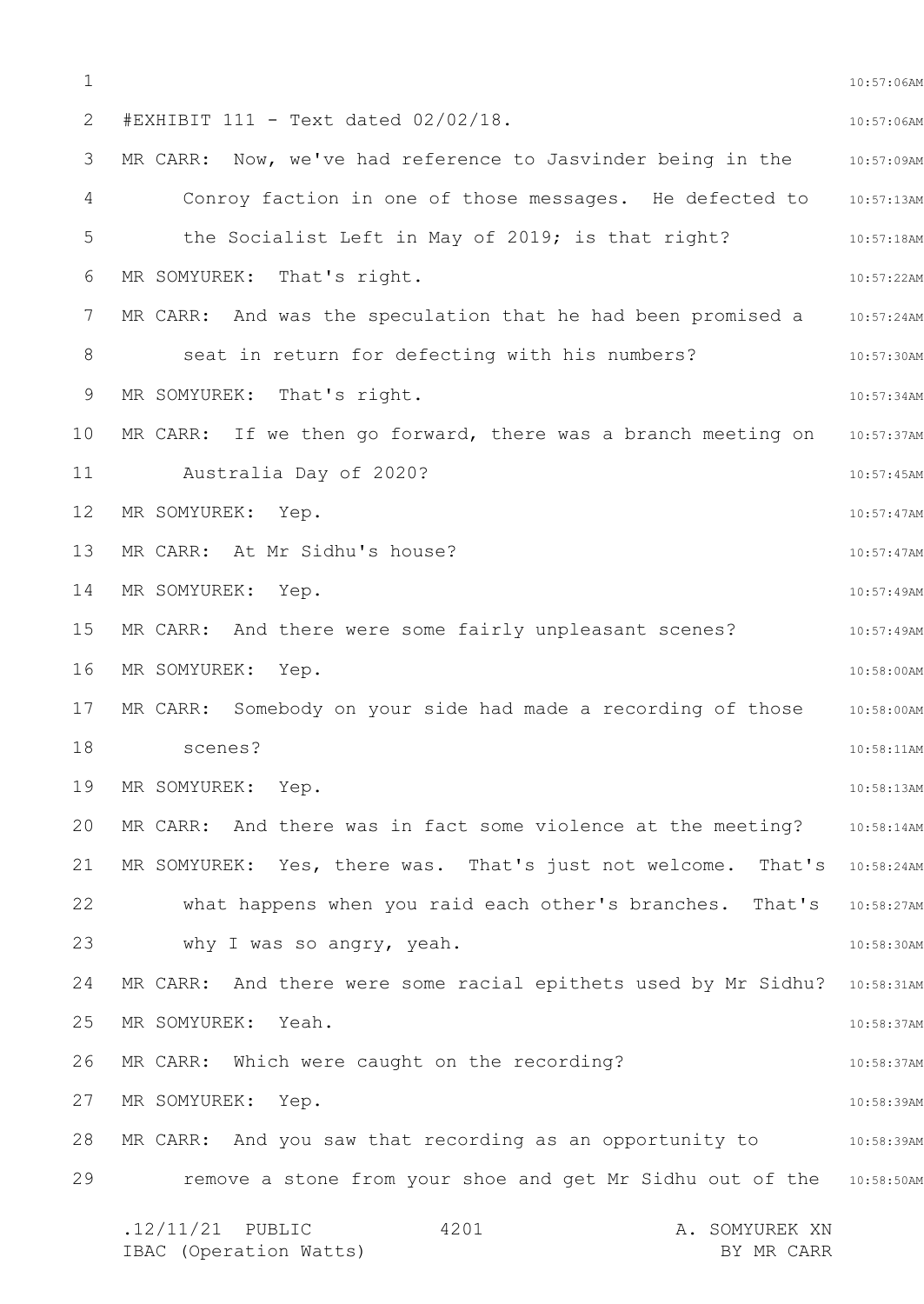#EXHIBIT 111 - Text dated 02/02/18.

MR CARR: Now, we've had reference to Jasvinder being in the Conroy faction in one of those messages. He defected to the Socialist Left in May of 2019; is that right?

MR SOMYUREK: That's right.

MR CARR: And was the speculation that he had been promised a seat in return for defecting with his numbers?

MR SOMYUREK: That's right.

MR CARR: If we then go forward, there was a branch meeting on Australia Day of 2020?

MR SOMYUREK: Yep.

MR CARR: At Mr Sidhu's house?

MR SOMYUREK: Yep.

MR CARR: And there were some fairly unpleasant scenes?

MR SOMYUREK: Yep.

MR CARR: Somebody on your side had made a recording of those scenes?

MR SOMYUREK: Yep.

MR CARR: And there was in fact some violence at the meeting?

MR SOMYUREK: Yes, there was. That's just not welcome. That's what happens when you raid each other's branches. That's why I was so angry, yeah.

MR CARR: And there were some racial epithets used by Mr Sidhu?

MR SOMYUREK: Yeah.

MR CARR: Which were caught on the recording?

MR SOMYUREK: Yep.

MR CARR: And you saw that recording as an opportunity to remove a stone from your shoe and get Mr Sidhu out of the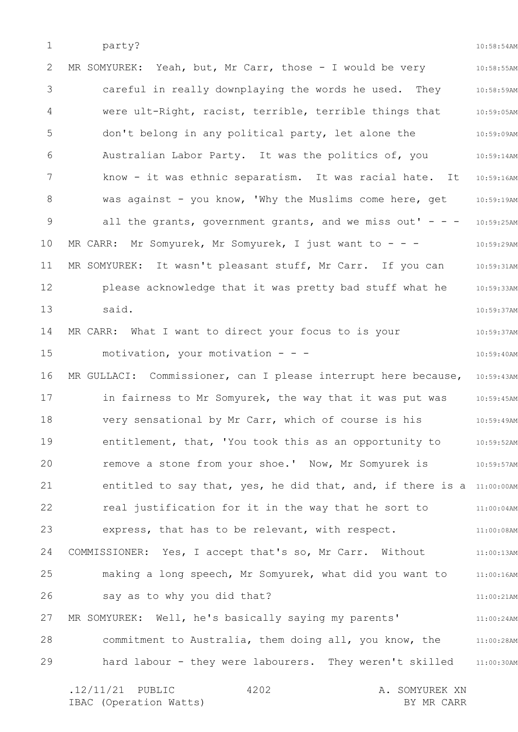party?

MR SOMYUREK: Yeah, but, Mr Carr, those - I would be very careful in really downplaying the words he used. They were ult-Right, racist, terrible, terrible things that don't belong in any political party, let alone the Australian Labor Party. It was the politics of, you know - it was ethnic separatism. It was racial hate. It was against - you know, 'Why the Muslims come here, get all the grants, government grants, and we miss out' - - -

MR CARR: Mr Somyurek, Mr Somyurek, I just want to - - -

MR SOMYUREK: It wasn't pleasant stuff, Mr Carr. If you can please acknowledge that it was pretty bad stuff what he said.

MR CARR: What I want to direct your focus to is your motivation, your motivation - - -

MR GULLACI: Commissioner, can I please interrupt here because, in fairness to Mr Somyurek, the way that it was put was very sensational by Mr Carr, which of course is his entitlement, that, 'You took this as an opportunity to remove a stone from your shoe.' Now, Mr Somyurek is entitled to say that, yes, he did that, and, if there is a real justification for it in the way that he sort to express, that has to be relevant, with respect.

COMMISSIONER: Yes, I accept that's so, Mr Carr. Without making a long speech, Mr Somyurek, what did you want to say as to why you did that?

MR SOMYUREK: Well, he's basically saying my parents' commitment to Australia, them doing all, you know, the hard labour - they were labourers. They weren't skilled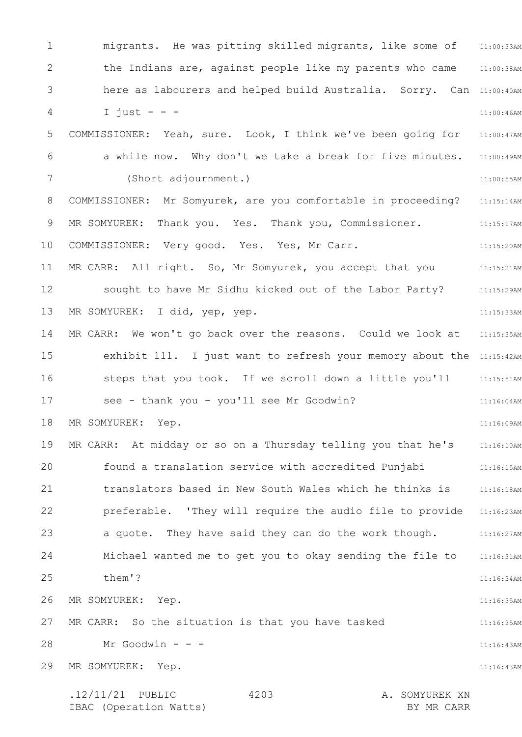migrants. He was pitting skilled migrants, like some of the Indians are, against people like my parents who came here as labourers and helped build Australia. Sorry. Can I just - - -

COMMISSIONER: Yeah, sure. Look, I think we've been going for a while now. Why don't we take a break for five minutes.

(Short adjournment.)

COMMISSIONER: Mr Somyurek, are you comfortable in proceeding?

MR SOMYUREK: Thank you. Yes. Thank you, Commissioner.

COMMISSIONER: Very good. Yes. Yes, Mr Carr.

MR CARR: All right. So, Mr Somyurek, you accept that you sought to have Mr Sidhu kicked out of the Labor Party?

MR SOMYUREK: I did, yep, yep.

MR CARR: We won't go back over the reasons. Could we look at exhibit 111. I just want to refresh your memory about the steps that you took. If we scroll down a little you'll see - thank you - you'll see Mr Goodwin?

MR SOMYUREK: Yep.

MR CARR: At midday or so on a Thursday telling you that he's found a translation service with accredited Punjabi translators based in New South Wales which he thinks is preferable. 'They will require the audio file to provide a quote. They have said they can do the work though. Michael wanted me to get you to okay sending the file to them'?

MR SOMYUREK: Yep.

MR CARR: So the situation is that you have tasked Mr Goodwin - - -

MR SOMYUREK: Yep.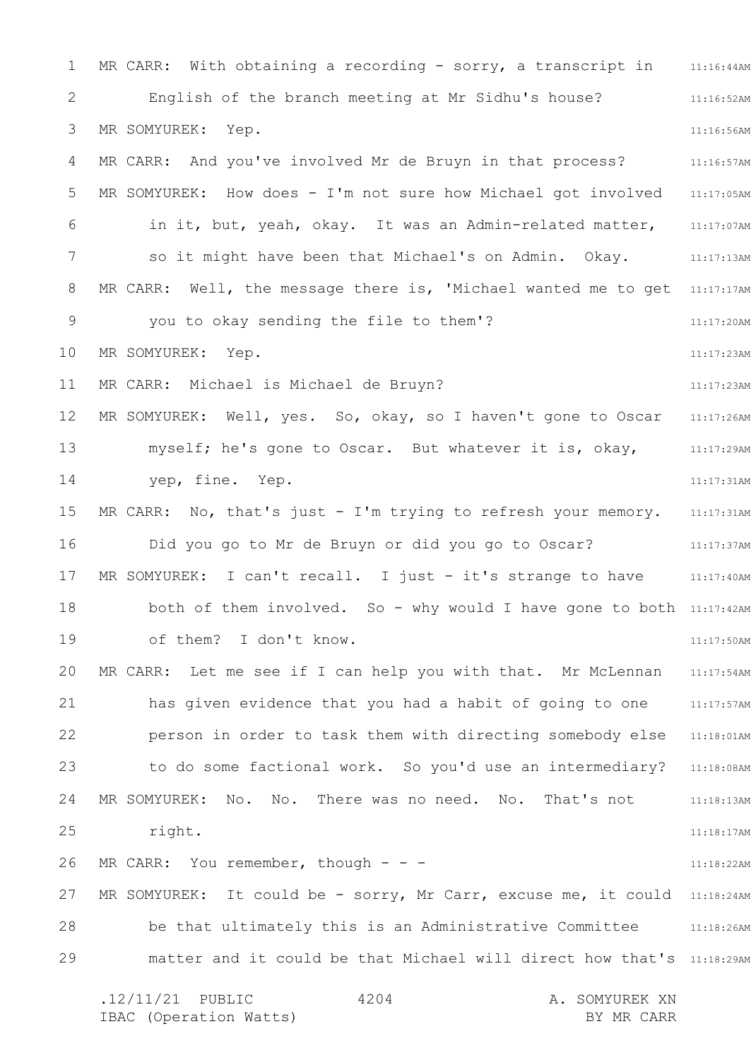MR CARR: With obtaining a recording - sorry, a transcript in English of the branch meeting at Mr Sidhu's house?

MR SOMYUREK: Yep.

MR CARR: And you've involved Mr de Bruyn in that process?

MR SOMYUREK: How does - I'm not sure how Michael got involved in it, but, yeah, okay. It was an Admin-related matter, so it might have been that Michael's on Admin. Okay.

MR CARR: Well, the message there is, 'Michael wanted me to get you to okay sending the file to them'?

MR SOMYUREK: Yep.

MR CARR: Michael is Michael de Bruyn?

MR SOMYUREK: Well, yes. So, okay, so I haven't gone to Oscar myself; he's gone to Oscar. But whatever it is, okay, yep, fine. Yep.

MR CARR: No, that's just - I'm trying to refresh your memory. Did you go to Mr de Bruyn or did you go to Oscar?

MR SOMYUREK: I can't recall. I just - it's strange to have both of them involved. So - why would I have gone to both of them? I don't know.

MR CARR: Let me see if I can help you with that. Mr McLennan has given evidence that you had a habit of going to one person in order to task them with directing somebody else to do some factional work. So you'd use an intermediary?

MR SOMYUREK: No. No. There was no need. No. That's not right.

MR CARR: You remember, though - - -

MR SOMYUREK: It could be - sorry, Mr Carr, excuse me, it could be that ultimately this is an Administrative Committee matter and it could be that Michael will direct how that's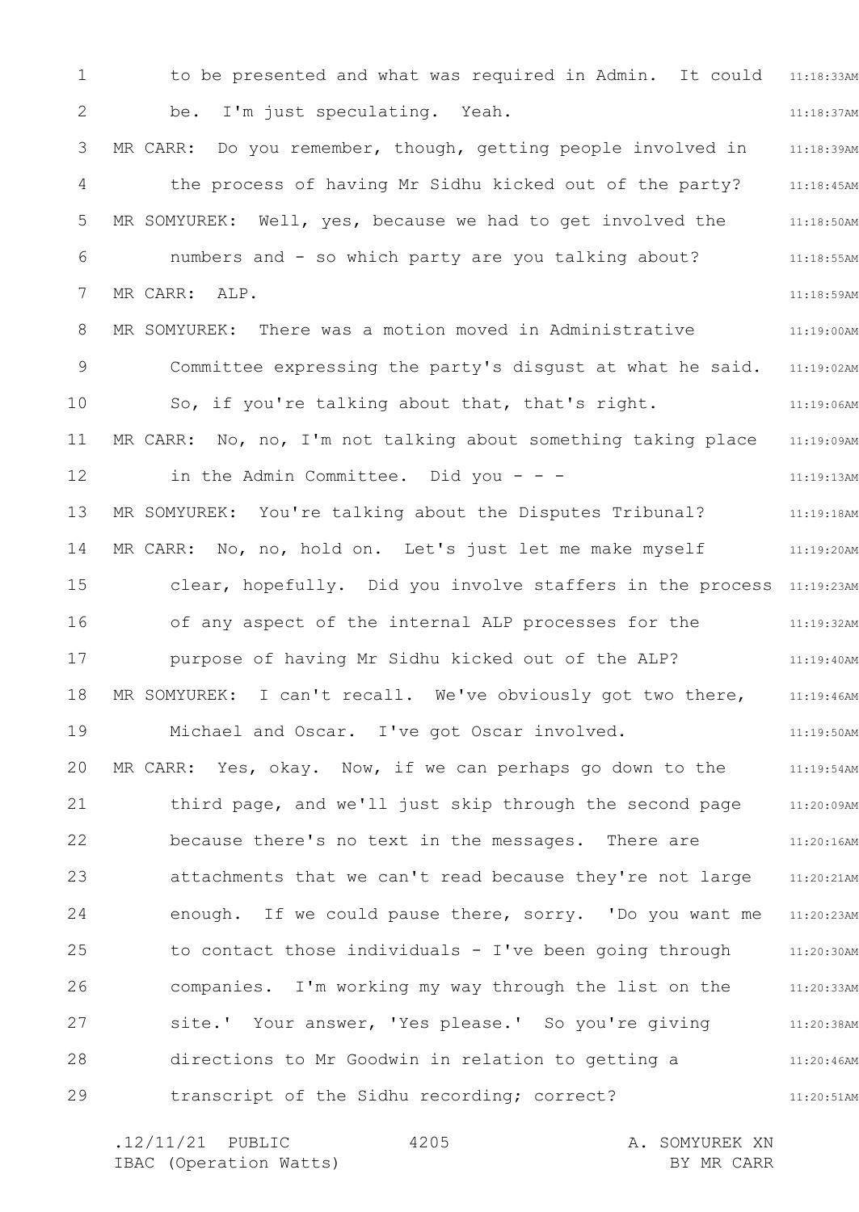to be presented and what was required in Admin. It could be. I'm just speculating. Yeah.

MR CARR: Do you remember, though, getting people involved in the process of having Mr Sidhu kicked out of the party?

MR SOMYUREK: Well, yes, because we had to get involved the numbers and - so which party are you talking about?

MR CARR: ALP.

MR SOMYUREK: There was a motion moved in Administrative Committee expressing the party's disgust at what he said. So, if you're talking about that, that's right.

MR CARR: No, no, I'm not talking about something taking place in the Admin Committee. Did you - - -

MR SOMYUREK: You're talking about the Disputes Tribunal?

MR CARR: No, no, hold on. Let's just let me make myself clear, hopefully. Did you involve staffers in the process of any aspect of the internal ALP processes for the purpose of having Mr Sidhu kicked out of the ALP?

MR SOMYUREK: I can't recall. We've obviously got two there, Michael and Oscar. I've got Oscar involved.

MR CARR: Yes, okay. Now, if we can perhaps go down to the third page, and we'll just skip through the second page because there's no text in the messages. There are attachments that we can't read because they're not large enough. If we could pause there, sorry. 'Do you want me to contact those individuals - I've been going through companies. I'm working my way through the list on the site.' Your answer, 'Yes please.' So you're giving directions to Mr Goodwin in relation to getting a transcript of the Sidhu recording; correct?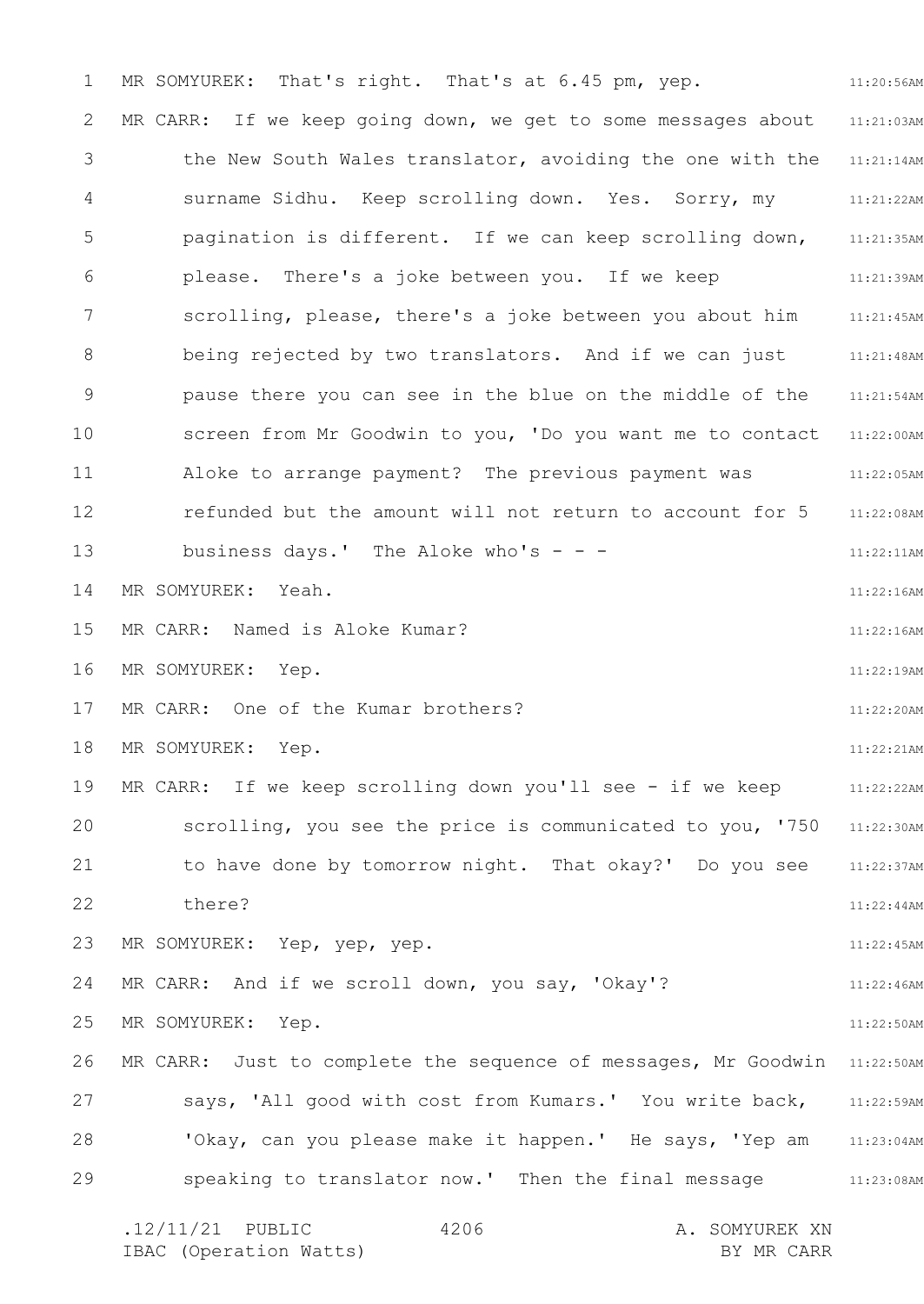MR SOMYUREK: That's right. That's at 6.45 pm, yep.

MR CARR: If we keep going down, we get to some messages about the New South Wales translator, avoiding the one with the surname Sidhu. Keep scrolling down. Yes. Sorry, my pagination is different. If we can keep scrolling down, please. There's a joke between you. If we keep scrolling, please, there's a joke between you about him being rejected by two translators. And if we can just pause there you can see in the blue on the middle of the screen from Mr Goodwin to you, 'Do you want me to contact Aloke to arrange payment? The previous payment was refunded but the amount will not return to account for 5 business days.' The Aloke who's - - -

MR SOMYUREK: Yeah.

MR CARR: Named is Aloke Kumar?

MR SOMYUREK: Yep.

MR CARR: One of the Kumar brothers?

MR SOMYUREK: Yep.

MR CARR: If we keep scrolling down you'll see - if we keep scrolling, you see the price is communicated to you, '750 to have done by tomorrow night. That okay?' Do you see there?

MR SOMYUREK: Yep, yep, yep.

MR CARR: And if we scroll down, you say, 'Okay'?

MR SOMYUREK: Yep.

MR CARR: Just to complete the sequence of messages, Mr Goodwin says, 'All good with cost from Kumars.' You write back, 'Okay, can you please make it happen.' He says, 'Yep am speaking to translator now.' Then the final message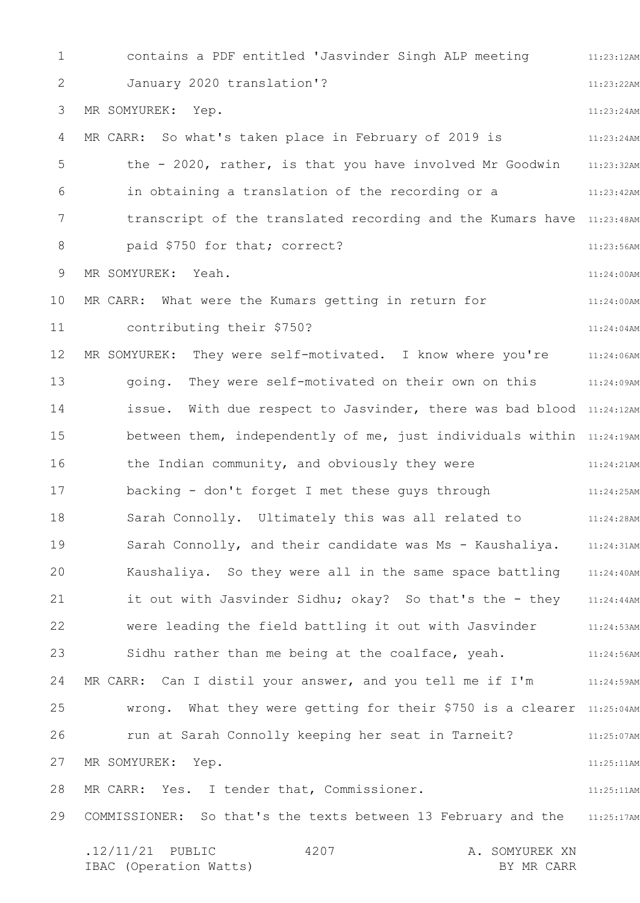contains a PDF entitled 'Jasvinder Singh ALP meeting January 2020 translation'?

MR SOMYUREK: Yep.

MR CARR: So what's taken place in February of 2019 is the - 2020, rather, is that you have involved Mr Goodwin in obtaining a translation of the recording or a transcript of the translated recording and the Kumars have paid $750 for that; correct?

MR SOMYUREK: Yeah.

MR CARR: What were the Kumars getting in return for contributing their $750?

MR SOMYUREK: They were self-motivated. I know where you're going. They were self-motivated on their own on this issue. With due respect to Jasvinder, there was bad blood between them, independently of me, just individuals within the Indian community, and obviously they were backing - don't forget I met these guys through Sarah Connolly. Ultimately this was all related to Sarah Connolly, and their candidate was Ms - Kaushaliya. Kaushaliya. So they were all in the same space battling it out with Jasvinder Sidhu; okay? So that's the - they were leading the field battling it out with Jasvinder Sidhu rather than me being at the coalface, yeah.

MR CARR: Can I distil your answer, and you tell me if I'm wrong. What they were getting for their $750 is a clearer run at Sarah Connolly keeping her seat in Tarneit?

MR SOMYUREK: Yep.

MR CARR: Yes. I tender that, Commissioner.

COMMISSIONER: So that's the texts between 13 February and the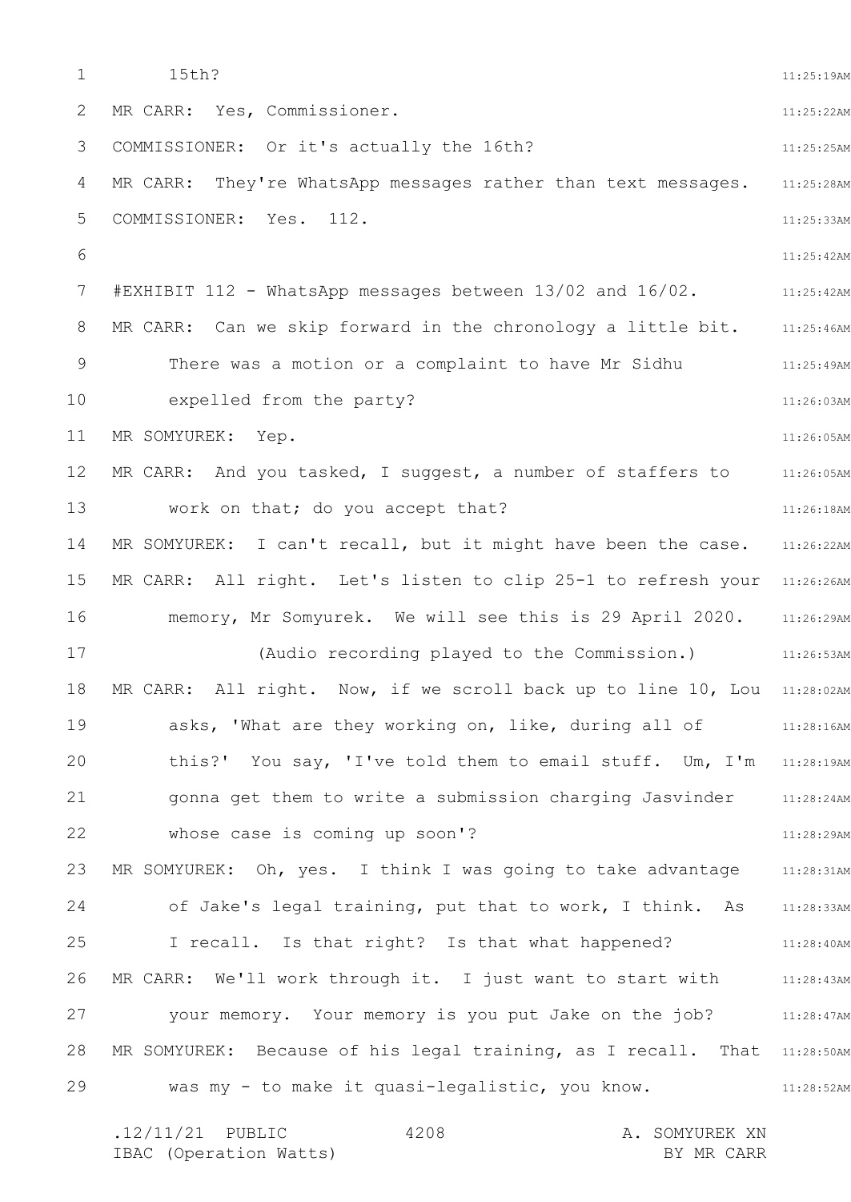15th?

MR CARR: Yes, Commissioner.

COMMISSIONER: Or it's actually the 16th?

MR CARR: They're WhatsApp messages rather than text messages.

COMMISSIONER: Yes. 112.

#EXHIBIT 112 - WhatsApp messages between 13/02 and 16/02.

MR CARR: Can we skip forward in the chronology a little bit. There was a motion or a complaint to have Mr Sidhu expelled from the party?

MR SOMYUREK: Yep.

MR CARR: And you tasked, I suggest, a number of staffers to work on that; do you accept that?

MR SOMYUREK: I can't recall, but it might have been the case.

MR CARR: All right. Let's listen to clip 25-1 to refresh your memory, Mr Somyurek. We will see this is 29 April 2020.

(Audio recording played to the Commission.)

MR CARR: All right. Now, if we scroll back up to line 10, Lou asks, 'What are they working on, like, during all of this?' You say, 'I've told them to email stuff. Um, I'm gonna get them to write a submission charging Jasvinder whose case is coming up soon'?

MR SOMYUREK: Oh, yes. I think I was going to take advantage of Jake's legal training, put that to work, I think. As I recall. Is that right? Is that what happened?

MR CARR: We'll work through it. I just want to start with your memory. Your memory is you put Jake on the job?

MR SOMYUREK: Because of his legal training, as I recall. That was my - to make it quasi-legalistic, you know.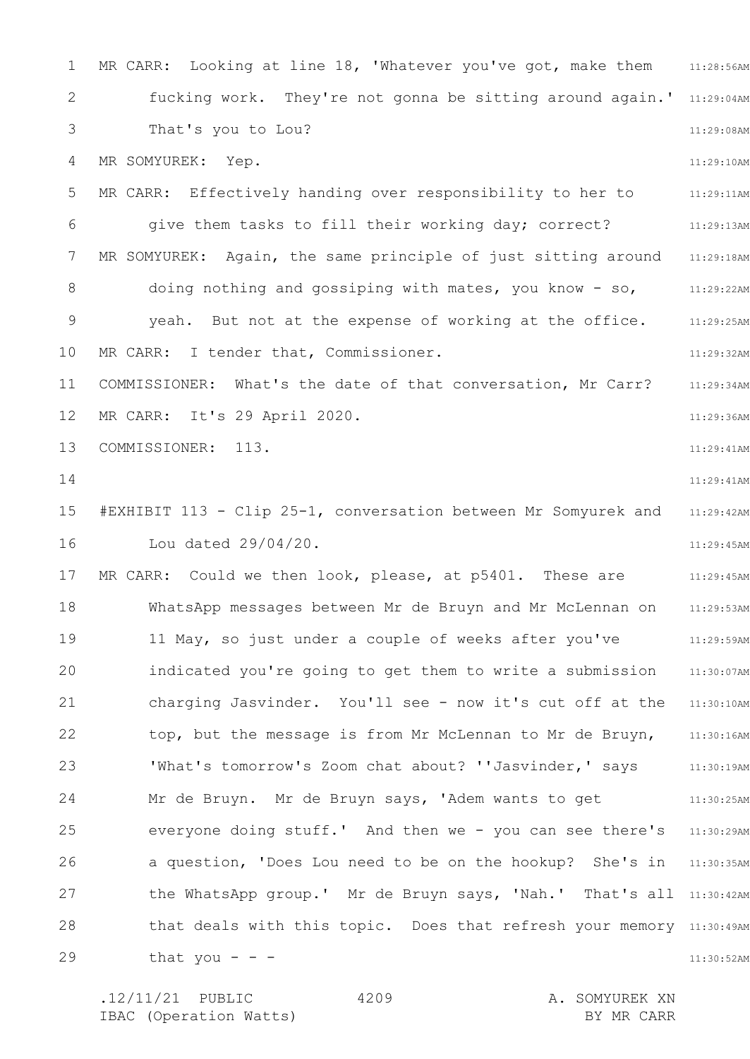MR CARR: Looking at line 18, 'Whatever you've got, make them fucking work. They're not gonna be sitting around again.' That's you to Lou?

MR SOMYUREK: Yep.

MR CARR: Effectively handing over responsibility to her to give them tasks to fill their working day; correct?

MR SOMYUREK: Again, the same principle of just sitting around doing nothing and gossiping with mates, you know - so, yeah. But not at the expense of working at the office.

MR CARR: I tender that, Commissioner.

COMMISSIONER: What's the date of that conversation, Mr Carr?

MR CARR: It's 29 April 2020.

COMMISSIONER: 113.

#EXHIBIT 113 - Clip 25-1, conversation between Mr Somyurek and Lou dated 29/04/20.

MR CARR: Could we then look, please, at p5401. These are WhatsApp messages between Mr de Bruyn and Mr McLennan on 11 May, so just under a couple of weeks after you've indicated you're going to get them to write a submission charging Jasvinder. You'll see - now it's cut off at the top, but the message is from Mr McLennan to Mr de Bruyn, 'What's tomorrow's Zoom chat about? ''Jasvinder,' says Mr de Bruyn. Mr de Bruyn says, 'Adem wants to get everyone doing stuff.' And then we - you can see there's a question, 'Does Lou need to be on the hookup? She's in the WhatsApp group.' Mr de Bruyn says, 'Nah.' That's all that deals with this topic. Does that refresh your memory that you - - -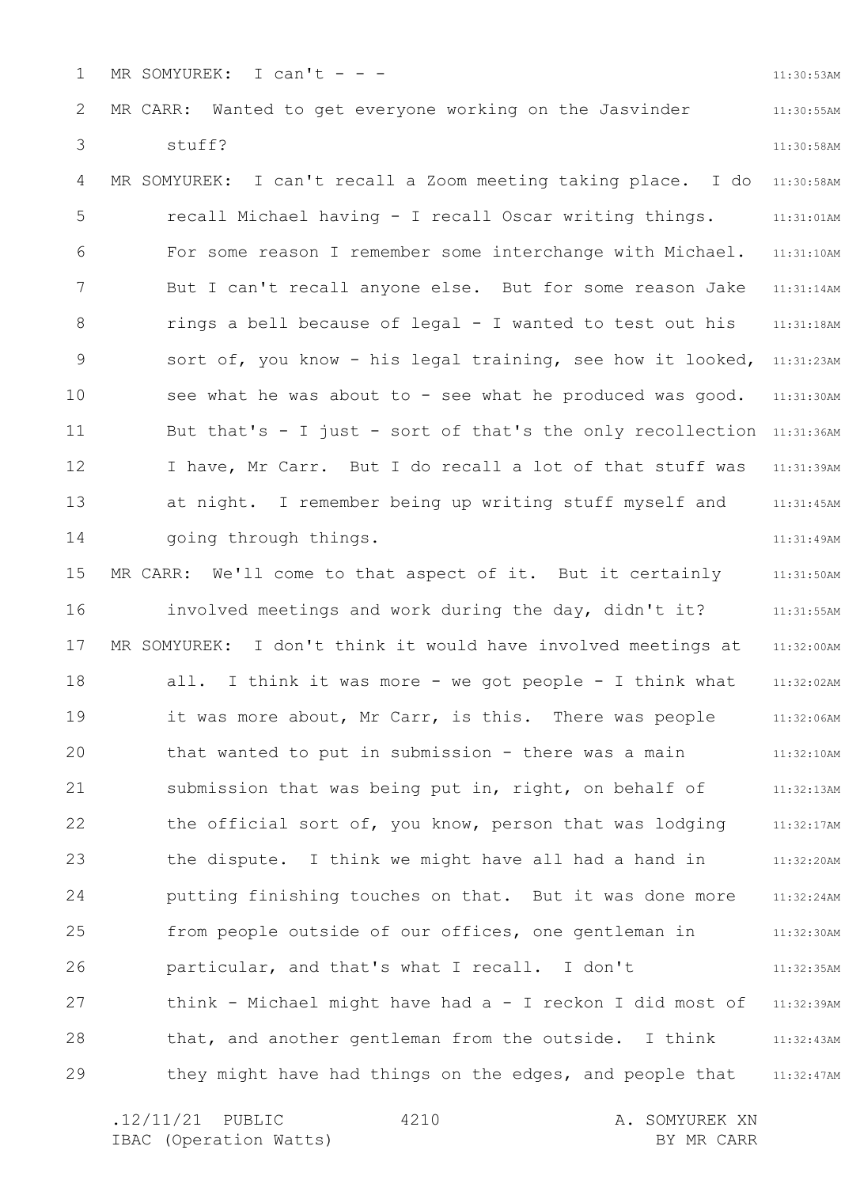MR SOMYUREK: I can't - - -

MR CARR: Wanted to get everyone working on the Jasvinder stuff?

MR SOMYUREK: I can't recall a Zoom meeting taking place. I do recall Michael having - I recall Oscar writing things. For some reason I remember some interchange with Michael. But I can't recall anyone else. But for some reason Jake rings a bell because of legal - I wanted to test out his sort of, you know - his legal training, see how it looked, see what he was about to - see what he produced was good. But that's - I just - sort of that's the only recollection I have, Mr Carr. But I do recall a lot of that stuff was at night. I remember being up writing stuff myself and going through things.

MR CARR: We'll come to that aspect of it. But it certainly involved meetings and work during the day, didn't it?

MR SOMYUREK: I don't think it would have involved meetings at all. I think it was more - we got people - I think what it was more about, Mr Carr, is this. There was people that wanted to put in submission - there was a main submission that was being put in, right, on behalf of the official sort of, you know, person that was lodging the dispute. I think we might have all had a hand in putting finishing touches on that. But it was done more from people outside of our offices, one gentleman in particular, and that's what I recall. I don't think - Michael might have had a - I reckon I did most of that, and another gentleman from the outside. I think they might have had things on the edges, and people that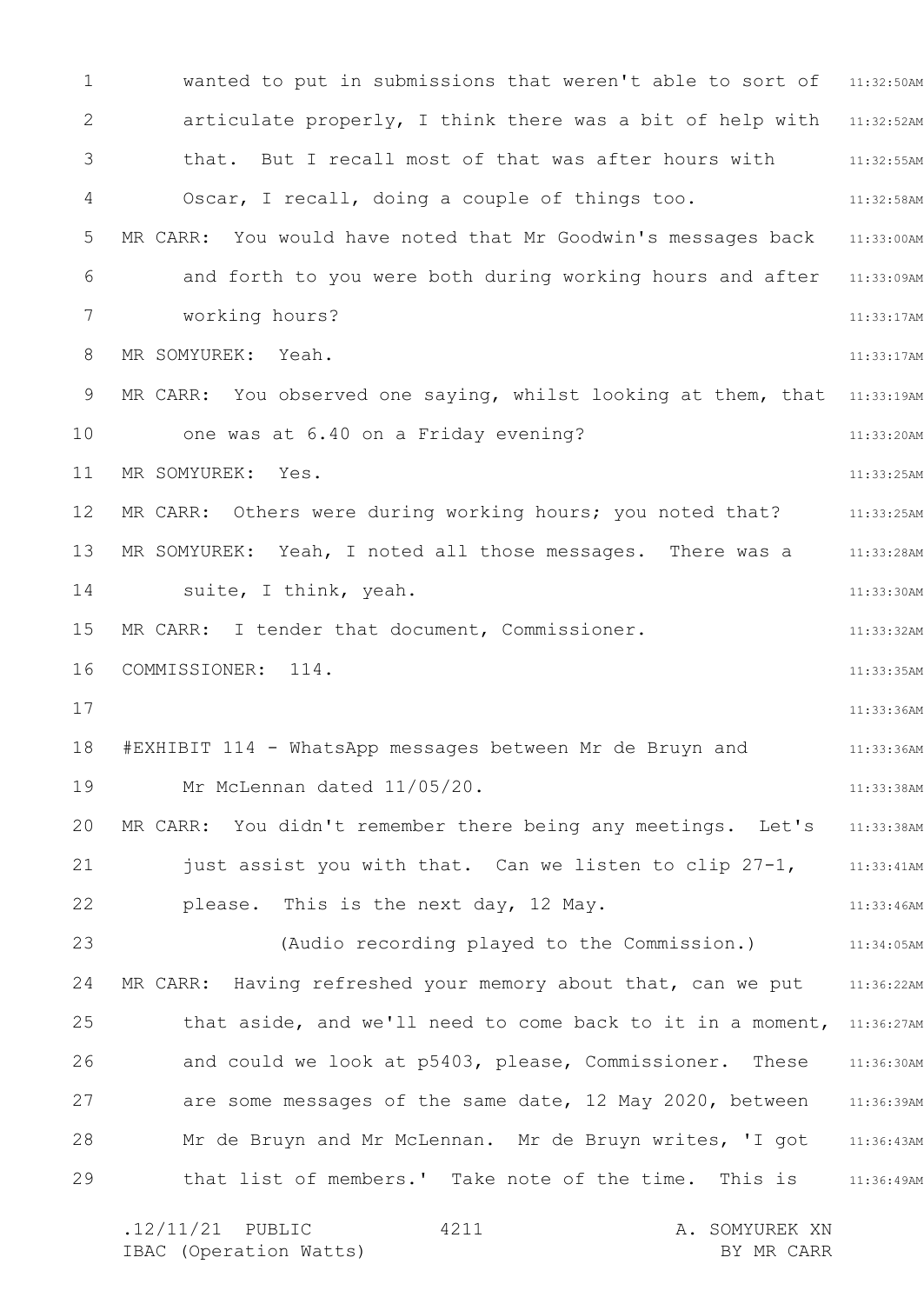wanted to put in submissions that weren't able to sort of articulate properly, I think there was a bit of help with that. But I recall most of that was after hours with Oscar, I recall, doing a couple of things too.

MR CARR: You would have noted that Mr Goodwin's messages back and forth to you were both during working hours and after working hours?

MR SOMYUREK: Yeah.

MR CARR: You observed one saying, whilst looking at them, that one was at 6.40 on a Friday evening?

MR SOMYUREK: Yes.

MR CARR: Others were during working hours; you noted that?

MR SOMYUREK: Yeah, I noted all those messages. There was a suite, I think, yeah.

MR CARR: I tender that document, Commissioner.

COMMISSIONER: 114.

#EXHIBIT 114 - WhatsApp messages between Mr de Bruyn and Mr McLennan dated 11/05/20.

MR CARR: You didn't remember there being any meetings. Let's just assist you with that. Can we listen to clip 27-1, please. This is the next day, 12 May.

(Audio recording played to the Commission.)

MR CARR: Having refreshed your memory about that, can we put that aside, and we'll need to come back to it in a moment, and could we look at p5403, please, Commissioner. These are some messages of the same date, 12 May 2020, between Mr de Bruyn and Mr McLennan. Mr de Bruyn writes, 'I got that list of members.' Take note of the time. This is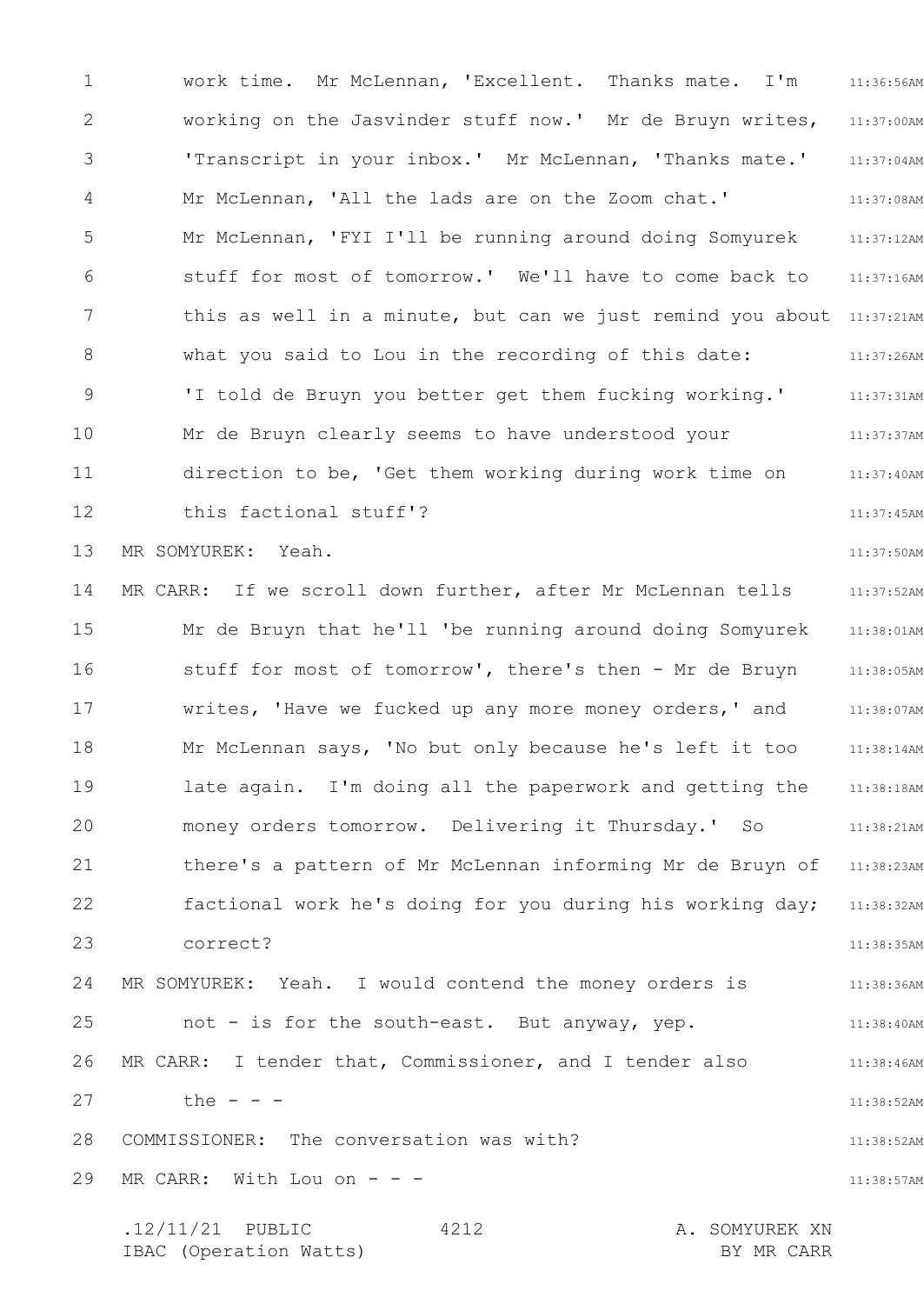work time. Mr McLennan, 'Excellent. Thanks mate. I'm working on the Jasvinder stuff now.' Mr de Bruyn writes, 'Transcript in your inbox.' Mr McLennan, 'Thanks mate.' Mr McLennan, 'All the lads are on the Zoom chat.' Mr McLennan, 'FYI I'll be running around doing Somyurek stuff for most of tomorrow.' We'll have to come back to this as well in a minute, but can we just remind you about what you said to Lou in the recording of this date: 'I told de Bruyn you better get them fucking working.' Mr de Bruyn clearly seems to have understood your direction to be, 'Get them working during work time on this factional stuff'?

MR SOMYUREK: Yeah.

MR CARR: If we scroll down further, after Mr McLennan tells Mr de Bruyn that he'll 'be running around doing Somyurek stuff for most of tomorrow', there's then - Mr de Bruyn writes, 'Have we fucked up any more money orders,' and Mr McLennan says, 'No but only because he's left it too late again. I'm doing all the paperwork and getting the money orders tomorrow. Delivering it Thursday.' So there's a pattern of Mr McLennan informing Mr de Bruyn of factional work he's doing for you during his working day; correct?

MR SOMYUREK: Yeah. I would contend the money orders is not - is for the south-east. But anyway, yep.

MR CARR: I tender that, Commissioner, and I tender also the - - -

COMMISSIONER: The conversation was with?

MR CARR: With Lou on - - -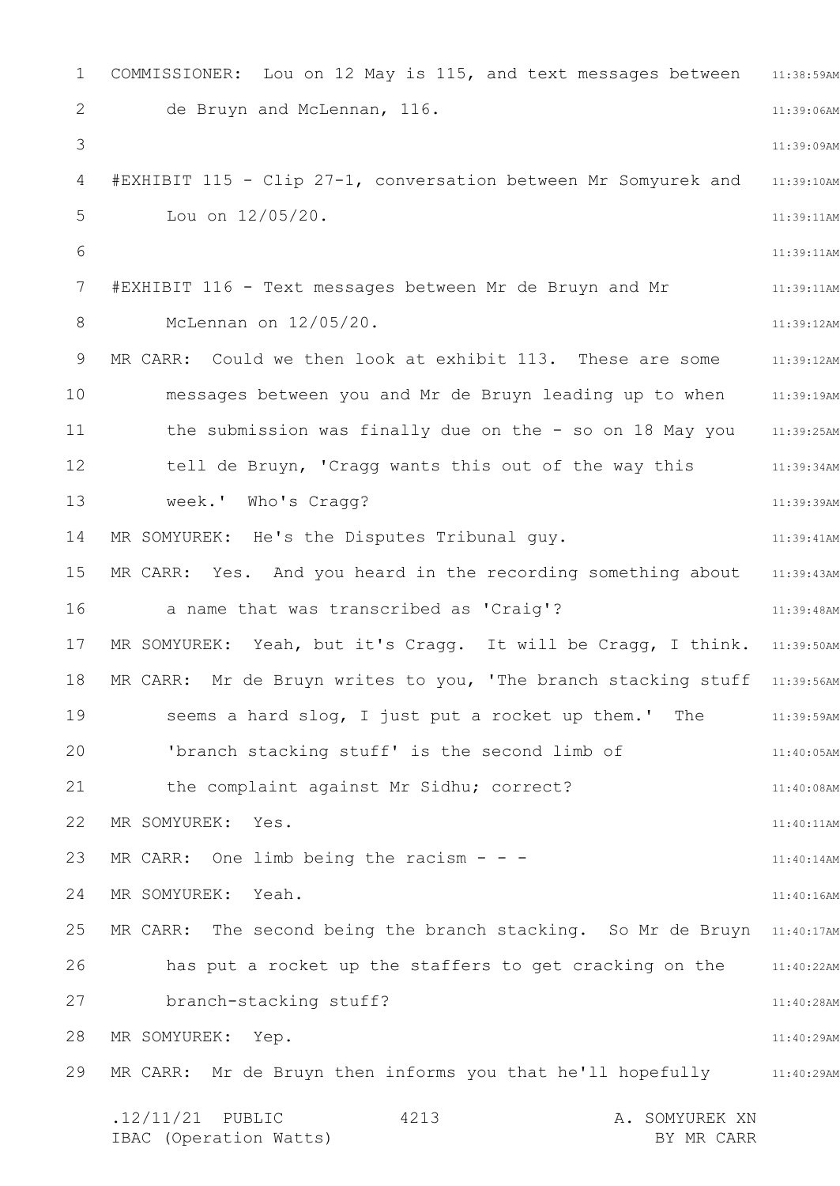COMMISSIONER: Lou on 12 May is 115, and text messages between de Bruyn and McLennan, 116.

#EXHIBIT 115 - Clip 27-1, conversation between Mr Somyurek and Lou on 12/05/20.

#EXHIBIT 116 - Text messages between Mr de Bruyn and Mr McLennan on 12/05/20.

MR CARR: Could we then look at exhibit 113. These are some messages between you and Mr de Bruyn leading up to when the submission was finally due on the - so on 18 May you tell de Bruyn, 'Cragg wants this out of the way this week.' Who's Cragg?

MR SOMYUREK: He's the Disputes Tribunal guy.

MR CARR: Yes. And you heard in the recording something about a name that was transcribed as 'Craig'?

MR SOMYUREK: Yeah, but it's Cragg. It will be Cragg, I think.

MR CARR: Mr de Bruyn writes to you, 'The branch stacking stuff seems a hard slog, I just put a rocket up them.' The 'branch stacking stuff' is the second limb of the complaint against Mr Sidhu; correct?

MR SOMYUREK: Yes.

MR CARR: One limb being the racism - - -

MR SOMYUREK: Yeah.

MR CARR: The second being the branch stacking. So Mr de Bruyn has put a rocket up the staffers to get cracking on the branch-stacking stuff?

MR SOMYUREK: Yep.

MR CARR: Mr de Bruyn then informs you that he'll hopefully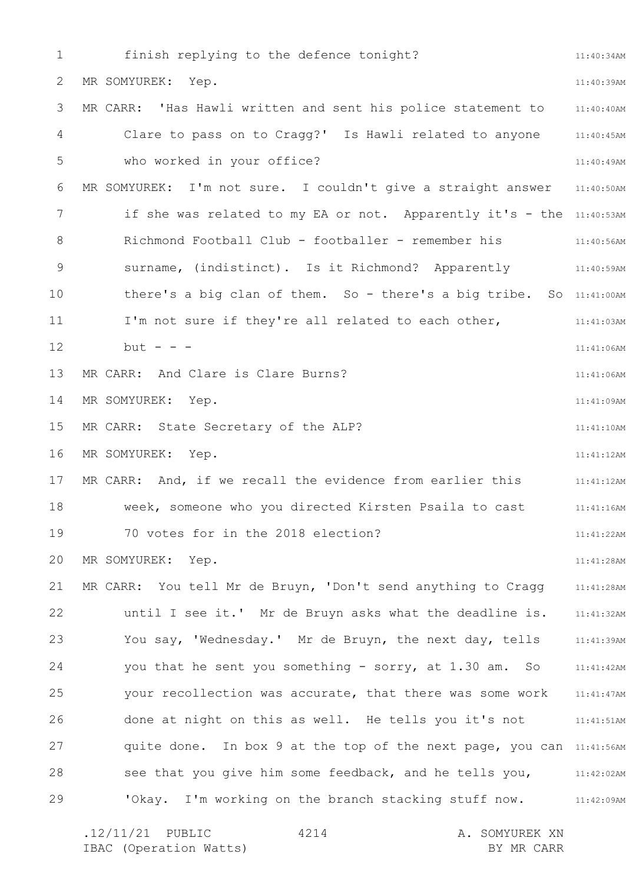finish replying to the defence tonight?

MR SOMYUREK: Yep.

MR CARR: 'Has Hawli written and sent his police statement to Clare to pass on to Cragg?' Is Hawli related to anyone who worked in your office?

MR SOMYUREK: I'm not sure. I couldn't give a straight answer if she was related to my EA or not. Apparently it's - the Richmond Football Club - footballer - remember his surname, (indistinct). Is it Richmond? Apparently there's a big clan of them. So - there's a big tribe. So I'm not sure if they're all related to each other, but - - -

MR CARR: And Clare is Clare Burns?

MR SOMYUREK: Yep.

MR CARR: State Secretary of the ALP?

MR SOMYUREK: Yep.

MR CARR: And, if we recall the evidence from earlier this week, someone who you directed Kirsten Psaila to cast 70 votes for in the 2018 election?

MR SOMYUREK: Yep.

MR CARR: You tell Mr de Bruyn, 'Don't send anything to Cragg until I see it.' Mr de Bruyn asks what the deadline is. You say, 'Wednesday.' Mr de Bruyn, the next day, tells you that he sent you something - sorry, at 1.30 am. So your recollection was accurate, that there was some work done at night on this as well. He tells you it's not quite done. In box 9 at the top of the next page, you can see that you give him some feedback, and he tells you, 'Okay. I'm working on the branch stacking stuff now.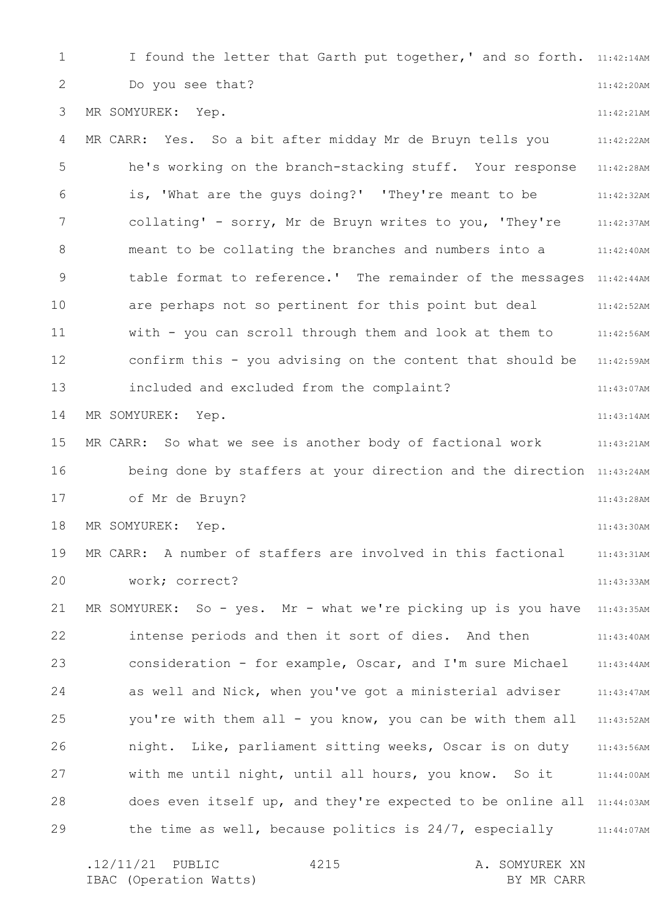I found the letter that Garth put together,' and so forth. Do you see that?

MR SOMYUREK: Yep.

MR CARR: Yes. So a bit after midday Mr de Bruyn tells you he's working on the branch-stacking stuff. Your response is, 'What are the guys doing?' 'They're meant to be collating' - sorry, Mr de Bruyn writes to you, 'They're meant to be collating the branches and numbers into a table format to reference.' The remainder of the messages are perhaps not so pertinent for this point but deal with - you can scroll through them and look at them to confirm this - you advising on the content that should be included and excluded from the complaint?

MR SOMYUREK: Yep.

MR CARR: So what we see is another body of factional work being done by staffers at your direction and the direction of Mr de Bruyn?

MR SOMYUREK: Yep.

MR CARR: A number of staffers are involved in this factional work; correct?

MR SOMYUREK: So - yes. Mr - what we're picking up is you have intense periods and then it sort of dies. And then consideration - for example, Oscar, and I'm sure Michael as well and Nick, when you've got a ministerial adviser you're with them all - you know, you can be with them all night. Like, parliament sitting weeks, Oscar is on duty with me until night, until all hours, you know. So it does even itself up, and they're expected to be online all the time as well, because politics is 24/7, especially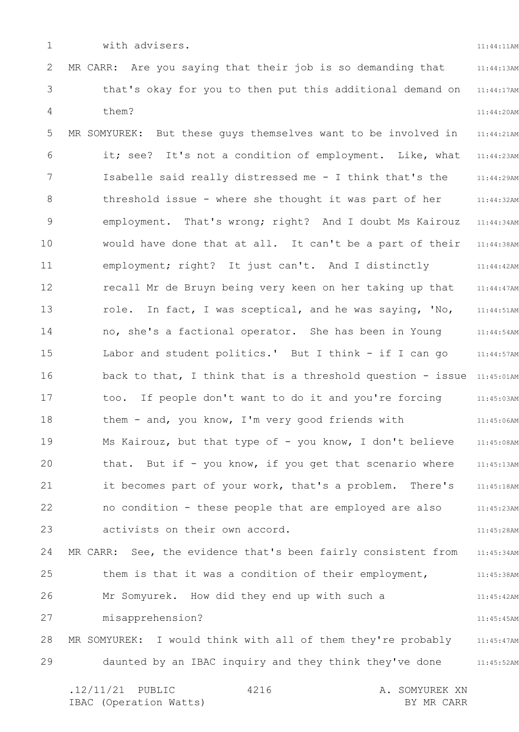with advisers.

MR CARR: Are you saying that their job is so demanding that that's okay for you to then put this additional demand on them?

MR SOMYUREK: But these guys themselves want to be involved in it; see? It's not a condition of employment. Like, what Isabelle said really distressed me - I think that's the threshold issue - where she thought it was part of her employment. That's wrong; right? And I doubt Ms Kairouz would have done that at all. It can't be a part of their employment; right? It just can't. And I distinctly recall Mr de Bruyn being very keen on her taking up that role. In fact, I was sceptical, and he was saying, 'No, no, she's a factional operator. She has been in Young Labor and student politics.' But I think - if I can go back to that, I think that is a threshold question - issue too. If people don't want to do it and you're forcing them - and, you know, I'm very good friends with Ms Kairouz, but that type of - you know, I don't believe that. But if - you know, if you get that scenario where it becomes part of your work, that's a problem. There's no condition - these people that are employed are also activists on their own accord.

MR CARR: See, the evidence that's been fairly consistent from them is that it was a condition of their employment, Mr Somyurek. How did they end up with such a misapprehension?

MR SOMYUREK: I would think with all of them they're probably daunted by an IBAC inquiry and they think they've done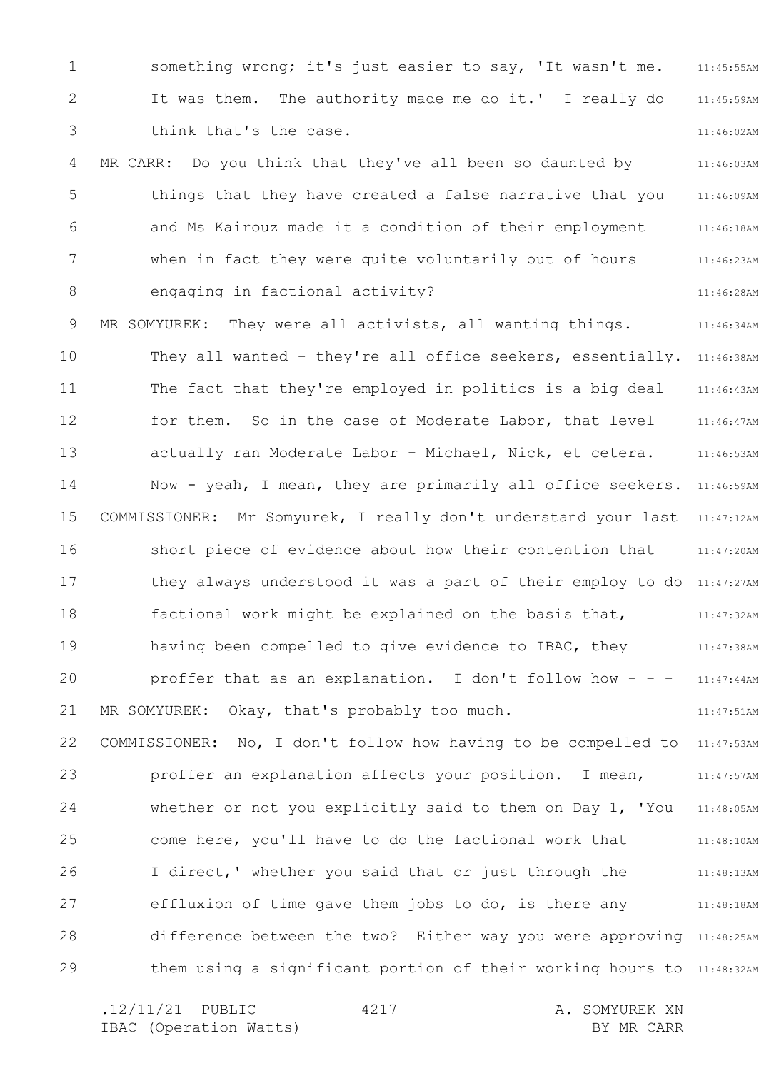something wrong; it's just easier to say, 'It wasn't me. It was them. The authority made me do it.' I really do think that's the case.

MR CARR: Do you think that they've all been so daunted by things that they have created a false narrative that you and Ms Kairouz made it a condition of their employment when in fact they were quite voluntarily out of hours engaging in factional activity?

MR SOMYUREK: They were all activists, all wanting things. They all wanted - they're all office seekers, essentially. The fact that they're employed in politics is a big deal for them. So in the case of Moderate Labor, that level actually ran Moderate Labor - Michael, Nick, et cetera. Now - yeah, I mean, they are primarily all office seekers.

COMMISSIONER: Mr Somyurek, I really don't understand your last short piece of evidence about how their contention that they always understood it was a part of their employ to do factional work might be explained on the basis that, having been compelled to give evidence to IBAC, they proffer that as an explanation. I don't follow how - - -

MR SOMYUREK: Okay, that's probably too much.

COMMISSIONER: No, I don't follow how having to be compelled to proffer an explanation affects your position. I mean, whether or not you explicitly said to them on Day 1, 'You come here, you'll have to do the factional work that I direct,' whether you said that or just through the effluxion of time gave them jobs to do, is there any difference between the two? Either way you were approving them using a significant portion of their working hours to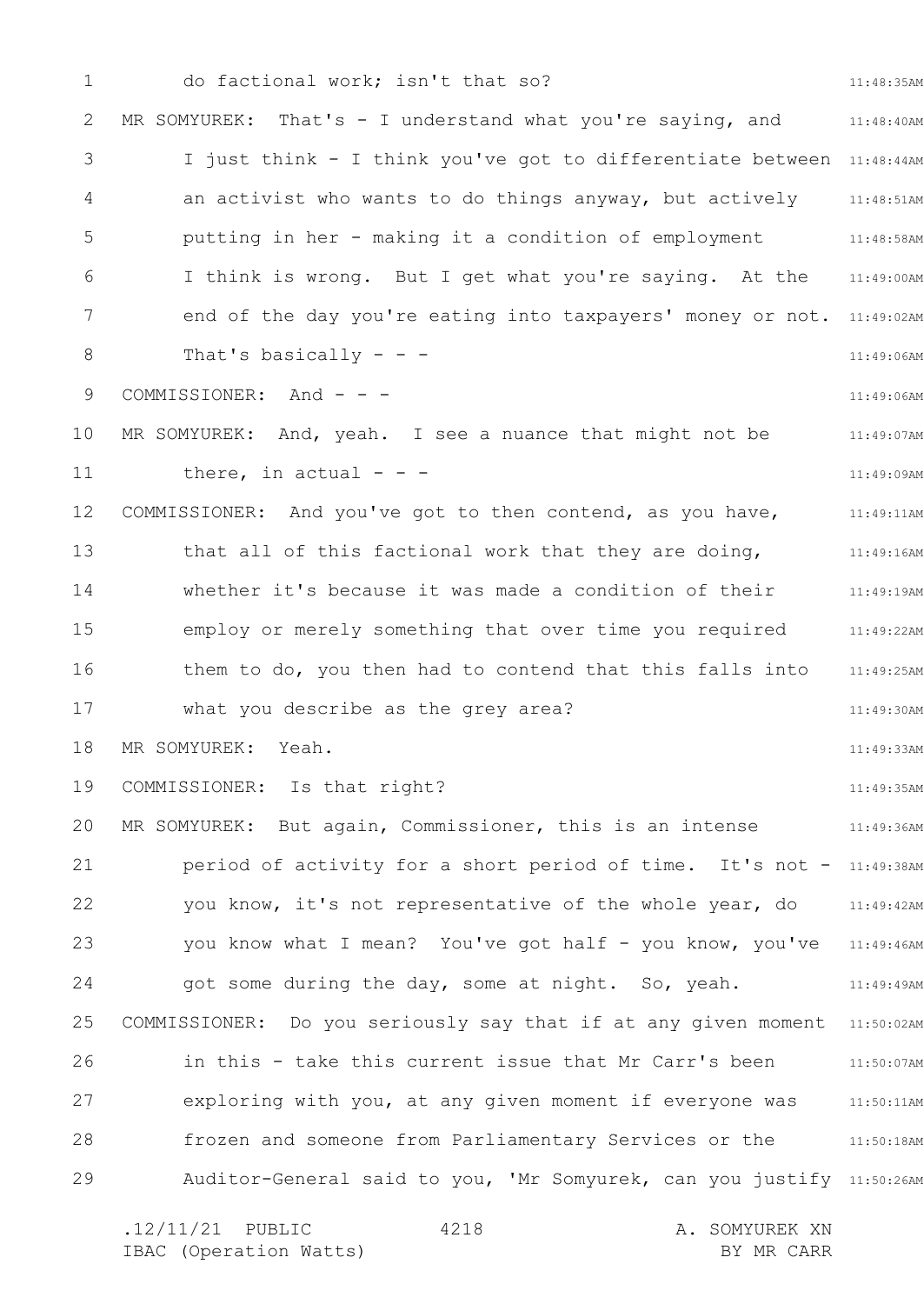do factional work; isn't that so?

MR SOMYUREK: That's - I understand what you're saying, and I just think - I think you've got to differentiate between an activist who wants to do things anyway, but actively putting in her - making it a condition of employment I think is wrong. But I get what you're saying. At the end of the day you're eating into taxpayers' money or not. That's basically - - -

COMMISSIONER: And - - -

MR SOMYUREK: And, yeah. I see a nuance that might not be there, in actual - - -

COMMISSIONER: And you've got to then contend, as you have, that all of this factional work that they are doing, whether it's because it was made a condition of their employ or merely something that over time you required them to do, you then had to contend that this falls into what you describe as the grey area?

MR SOMYUREK: Yeah.

COMMISSIONER: Is that right?

MR SOMYUREK: But again, Commissioner, this is an intense period of activity for a short period of time. It's not - you know, it's not representative of the whole year, do you know what I mean? You've got half - you know, you've got some during the day, some at night. So, yeah.

COMMISSIONER: Do you seriously say that if at any given moment in this - take this current issue that Mr Carr's been exploring with you, at any given moment if everyone was frozen and someone from Parliamentary Services or the Auditor-General said to you, 'Mr Somyurek, can you justify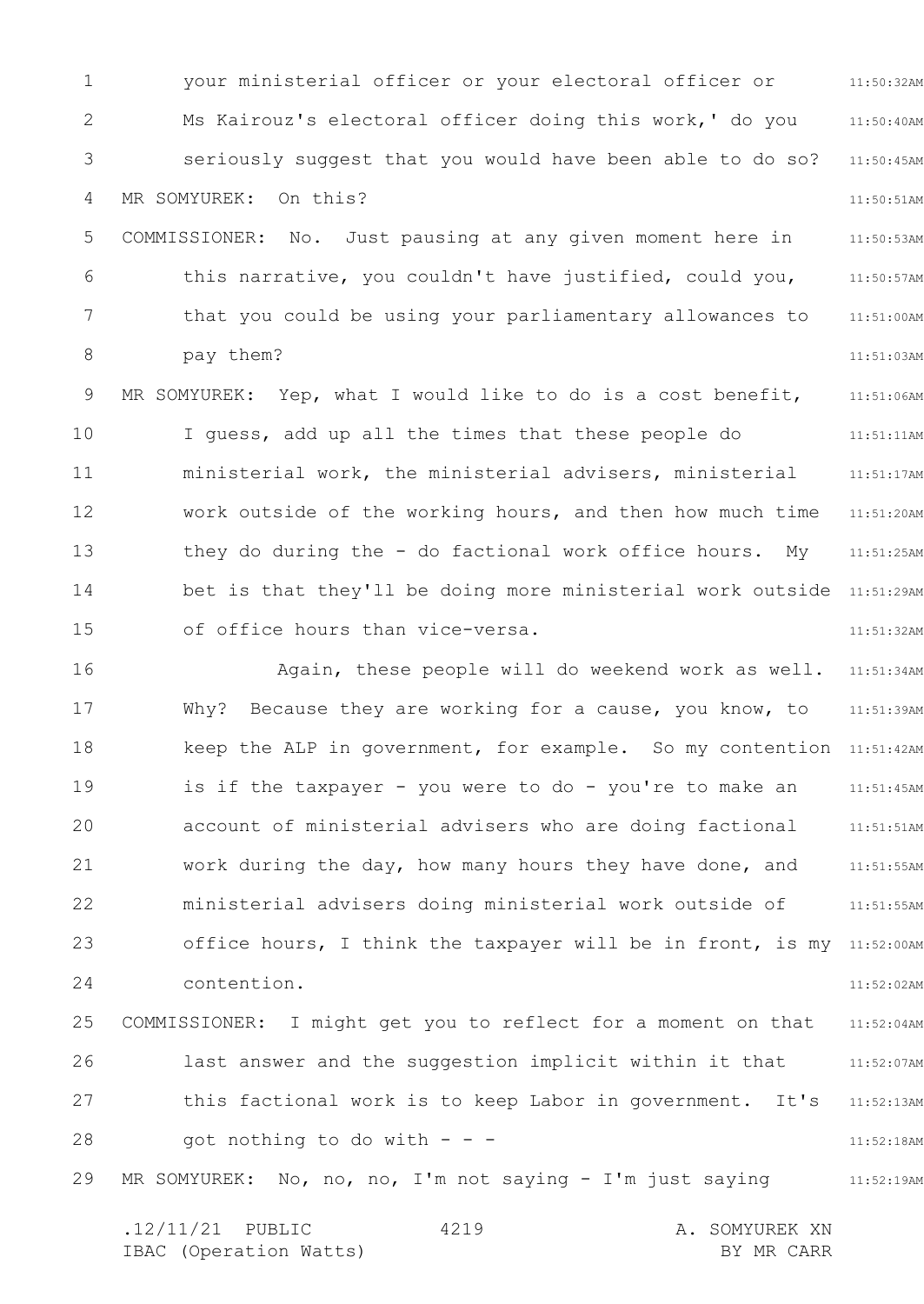your ministerial officer or your electoral officer or Ms Kairouz's electoral officer doing this work,' do you seriously suggest that you would have been able to do so?

MR SOMYUREK: On this?

COMMISSIONER: No. Just pausing at any given moment here in this narrative, you couldn't have justified, could you, that you could be using your parliamentary allowances to pay them?

MR SOMYUREK: Yep, what I would like to do is a cost benefit, I guess, add up all the times that these people do ministerial work, the ministerial advisers, ministerial work outside of the working hours, and then how much time they do during the - do factional work office hours. My bet is that they'll be doing more ministerial work outside of office hours than vice-versa.

Again, these people will do weekend work as well. Why? Because they are working for a cause, you know, to keep the ALP in government, for example. So my contention is if the taxpayer - you were to do - you're to make an account of ministerial advisers who are doing factional work during the day, how many hours they have done, and ministerial advisers doing ministerial work outside of office hours, I think the taxpayer will be in front, is my contention.

COMMISSIONER: I might get you to reflect for a moment on that last answer and the suggestion implicit within it that this factional work is to keep Labor in government. It's got nothing to do with - - -

MR SOMYUREK: No, no, no, I'm not saying - I'm just saying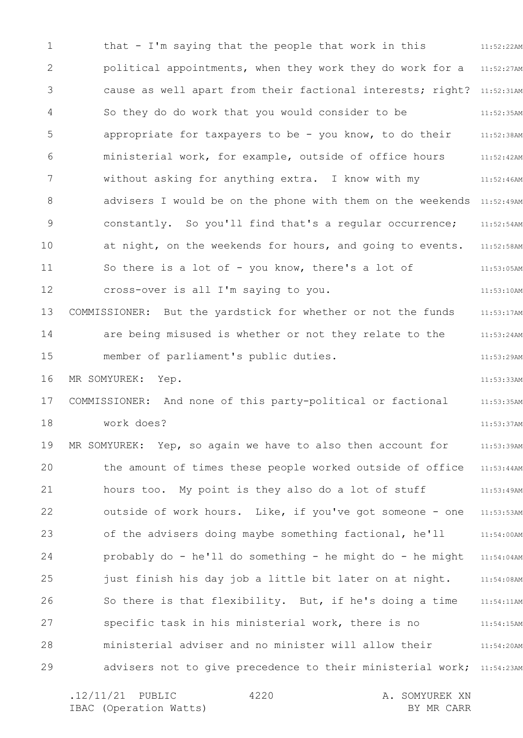that - I'm saying that the people that work in this political appointments, when they work they do work for a cause as well apart from their factional interests; right? So they do do work that you would consider to be appropriate for taxpayers to be - you know, to do their ministerial work, for example, outside of office hours without asking for anything extra. I know with my advisers I would be on the phone with them on the weekends constantly. So you'll find that's a regular occurrence; at night, on the weekends for hours, and going to events. So there is a lot of - you know, there's a lot of cross-over is all I'm saying to you.

COMMISSIONER: But the yardstick for whether or not the funds are being misused is whether or not they relate to the member of parliament's public duties.

MR SOMYUREK: Yep.

COMMISSIONER: And none of this party-political or factional work does?

MR SOMYUREK: Yep, so again we have to also then account for the amount of times these people worked outside of office hours too. My point is they also do a lot of stuff outside of work hours. Like, if you've got someone - one of the advisers doing maybe something factional, he'll probably do - he'll do something - he might do - he might just finish his day job a little bit later on at night. So there is that flexibility. But, if he's doing a time specific task in his ministerial work, there is no ministerial adviser and no minister will allow their advisers not to give precedence to their ministerial work;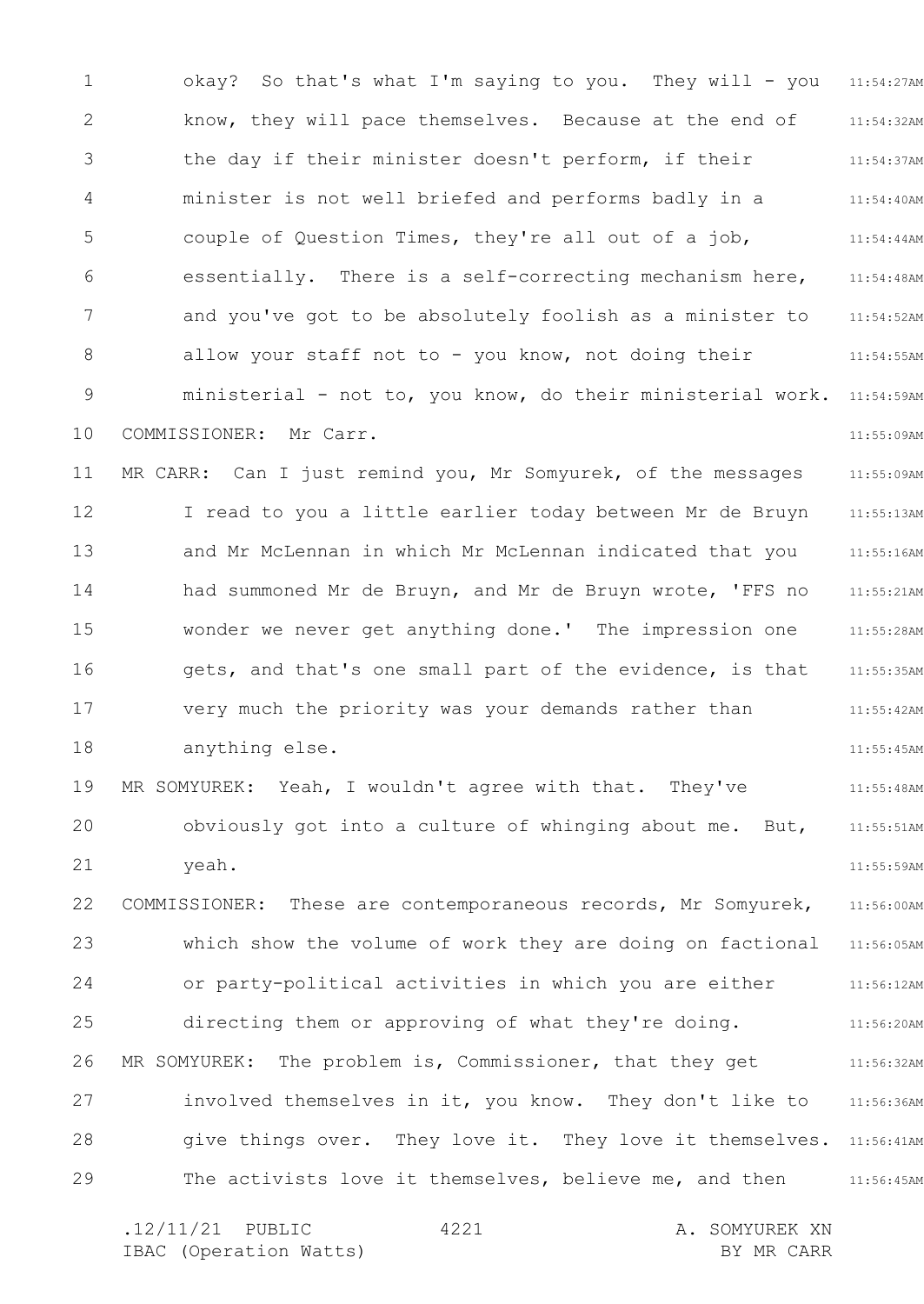okay? So that's what I'm saying to you. They will - you know, they will pace themselves. Because at the end of the day if their minister doesn't perform, if their minister is not well briefed and performs badly in a couple of Question Times, they're all out of a job, essentially. There is a self-correcting mechanism here, and you've got to be absolutely foolish as a minister to allow your staff not to - you know, not doing their ministerial - not to, you know, do their ministerial work.

COMMISSIONER: Mr Carr.

MR CARR: Can I just remind you, Mr Somyurek, of the messages I read to you a little earlier today between Mr de Bruyn and Mr McLennan in which Mr McLennan indicated that you had summoned Mr de Bruyn, and Mr de Bruyn wrote, 'FFS no wonder we never get anything done.' The impression one gets, and that's one small part of the evidence, is that very much the priority was your demands rather than anything else.

MR SOMYUREK: Yeah, I wouldn't agree with that. They've obviously got into a culture of whinging about me. But, yeah.

COMMISSIONER: These are contemporaneous records, Mr Somyurek, which show the volume of work they are doing on factional or party-political activities in which you are either directing them or approving of what they're doing.

MR SOMYUREK: The problem is, Commissioner, that they get involved themselves in it, you know. They don't like to give things over. They love it. They love it themselves. The activists love it themselves, believe me, and then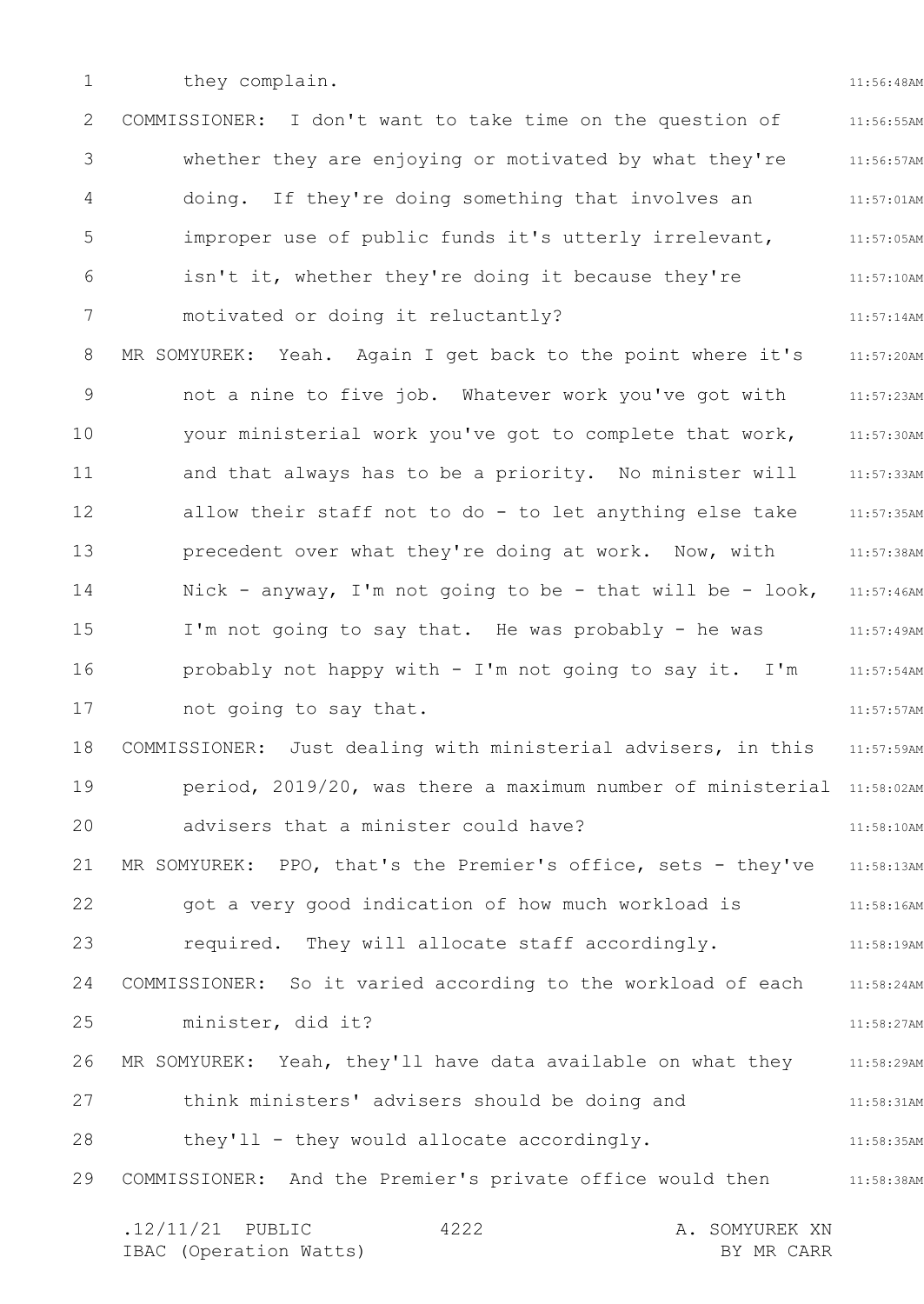they complain.

COMMISSIONER: I don't want to take time on the question of whether they are enjoying or motivated by what they're doing. If they're doing something that involves an improper use of public funds it's utterly irrelevant, isn't it, whether they're doing it because they're motivated or doing it reluctantly?

MR SOMYUREK: Yeah. Again I get back to the point where it's not a nine to five job. Whatever work you've got with your ministerial work you've got to complete that work, and that always has to be a priority. No minister will allow their staff not to do - to let anything else take precedent over what they're doing at work. Now, with Nick - anyway, I'm not going to be - that will be - look, I'm not going to say that. He was probably - he was probably not happy with - I'm not going to say it. I'm not going to say that.

COMMISSIONER: Just dealing with ministerial advisers, in this period, 2019/20, was there a maximum number of ministerial advisers that a minister could have?

MR SOMYUREK: PPO, that's the Premier's office, sets - they've got a very good indication of how much workload is required. They will allocate staff accordingly.

COMMISSIONER: So it varied according to the workload of each minister, did it?

MR SOMYUREK: Yeah, they'll have data available on what they think ministers' advisers should be doing and they'll - they would allocate accordingly.

COMMISSIONER: And the Premier's private office would then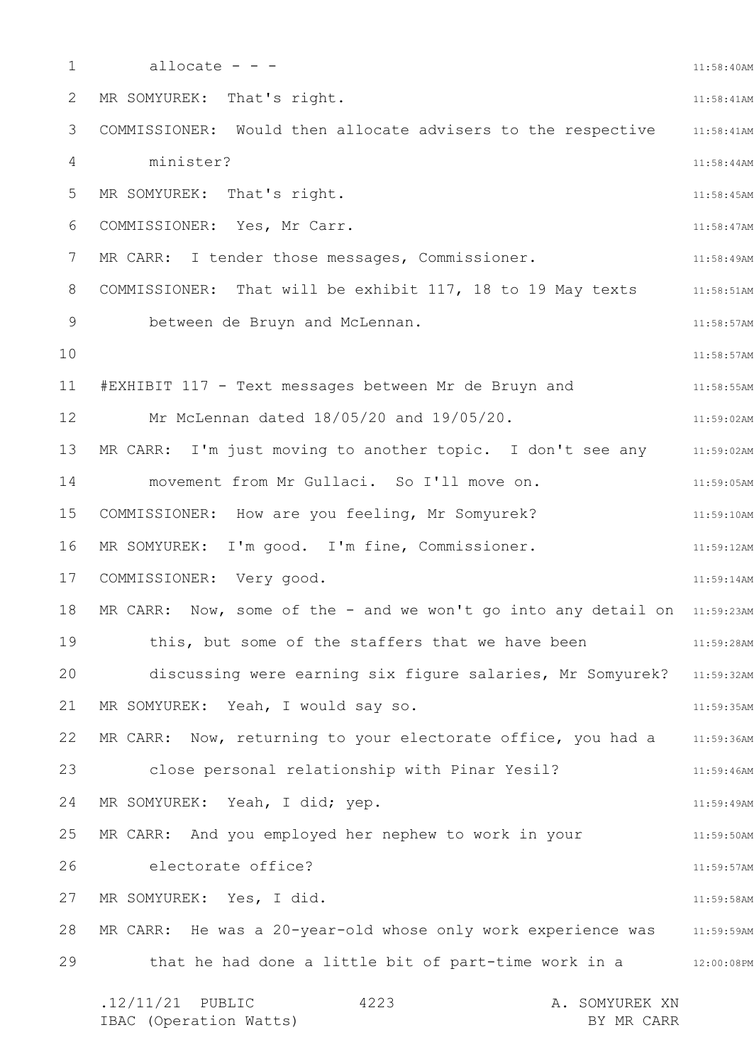allocate - - -

MR SOMYUREK: That's right.

COMMISSIONER: Would then allocate advisers to the respective minister?

MR SOMYUREK: That's right.

COMMISSIONER: Yes, Mr Carr.

MR CARR: I tender those messages, Commissioner.

COMMISSIONER: That will be exhibit 117, 18 to 19 May texts between de Bruyn and McLennan.

#EXHIBIT 117 - Text messages between Mr de Bruyn and Mr McLennan dated 18/05/20 and 19/05/20.

MR CARR: I'm just moving to another topic. I don't see any movement from Mr Gullaci. So I'll move on.

COMMISSIONER: How are you feeling, Mr Somyurek?

MR SOMYUREK: I'm good. I'm fine, Commissioner.

COMMISSIONER: Very good.

MR CARR: Now, some of the - and we won't go into any detail on this, but some of the staffers that we have been discussing were earning six figure salaries, Mr Somyurek?

MR SOMYUREK: Yeah, I would say so.

MR CARR: Now, returning to your electorate office, you had a close personal relationship with Pinar Yesil?

MR SOMYUREK: Yeah, I did; yep.

MR CARR: And you employed her nephew to work in your electorate office?

MR SOMYUREK: Yes, I did.

MR CARR: He was a 20-year-old whose only work experience was that he had done a little bit of part-time work in a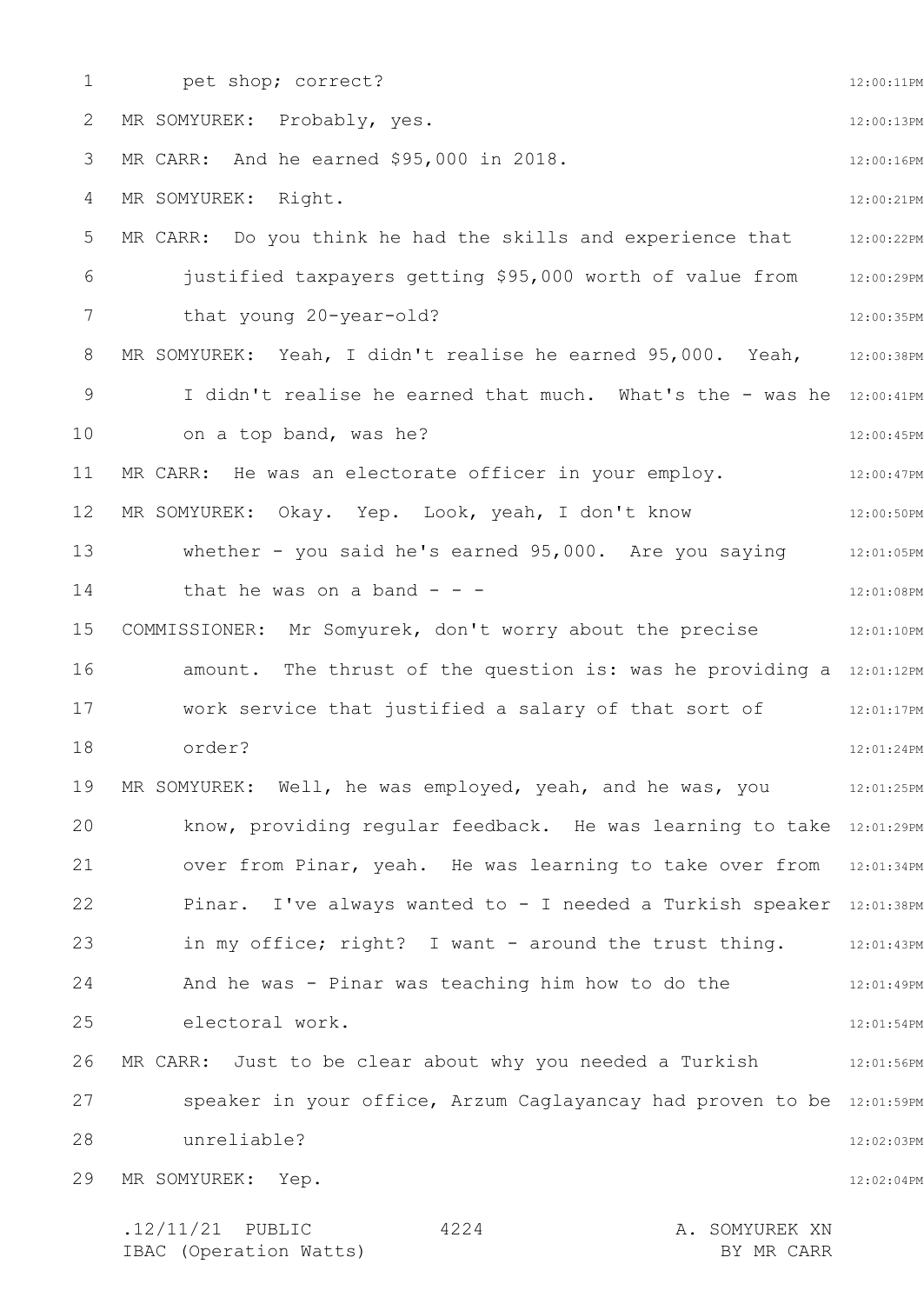pet shop; correct?

MR SOMYUREK: Probably, yes.

MR CARR: And he earned $95,000 in 2018.

MR SOMYUREK: Right.

MR CARR: Do you think he had the skills and experience that justified taxpayers getting $95,000 worth of value from that young 20-year-old?

MR SOMYUREK: Yeah, I didn't realise he earned 95,000. Yeah, I didn't realise he earned that much. What's the - was he on a top band, was he?

MR CARR: He was an electorate officer in your employ.

MR SOMYUREK: Okay. Yep. Look, yeah, I don't know whether - you said he's earned 95,000. Are you saying that he was on a band - - -

COMMISSIONER: Mr Somyurek, don't worry about the precise amount. The thrust of the question is: was he providing a work service that justified a salary of that sort of order?

MR SOMYUREK: Well, he was employed, yeah, and he was, you know, providing regular feedback. He was learning to take over from Pinar, yeah. He was learning to take over from Pinar. I've always wanted to - I needed a Turkish speaker in my office; right? I want - around the trust thing. And he was - Pinar was teaching him how to do the electoral work.

MR CARR: Just to be clear about why you needed a Turkish speaker in your office, Arzum Caglayancay had proven to be unreliable?

MR SOMYUREK: Yep.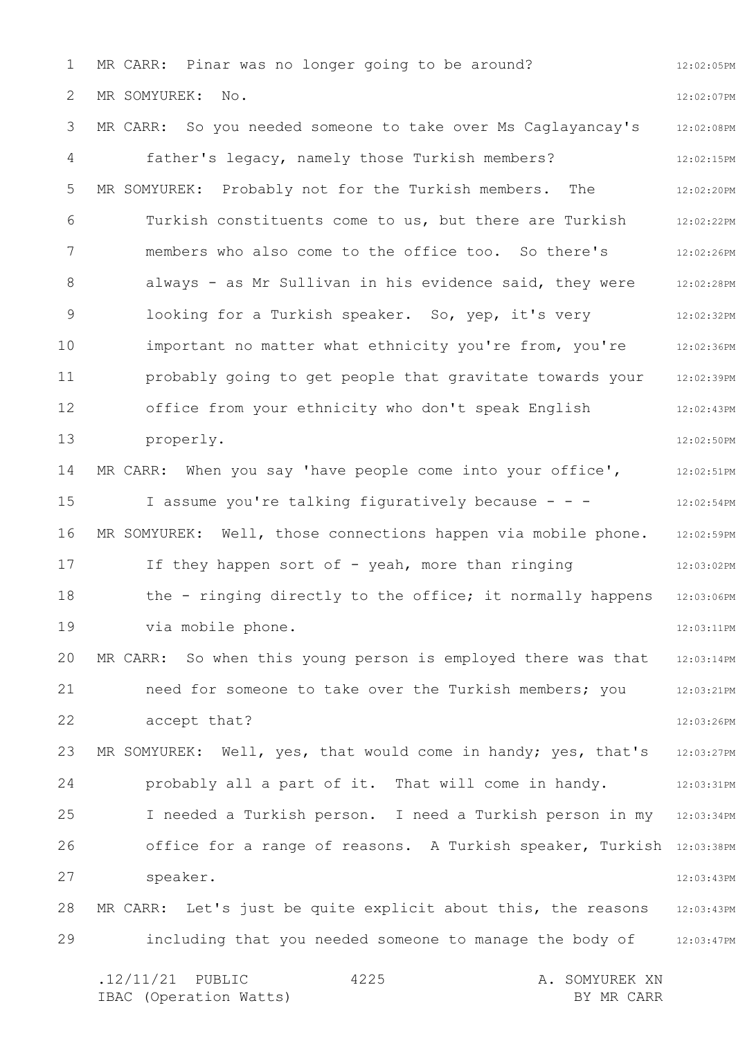MR CARR: Pinar was no longer going to be around?

MR SOMYUREK: No.

MR CARR: So you needed someone to take over Ms Caglayancay's father's legacy, namely those Turkish members?

MR SOMYUREK: Probably not for the Turkish members. The Turkish constituents come to us, but there are Turkish members who also come to the office too. So there's always - as Mr Sullivan in his evidence said, they were looking for a Turkish speaker. So, yep, it's very important no matter what ethnicity you're from, you're probably going to get people that gravitate towards your office from your ethnicity who don't speak English properly.

MR CARR: When you say 'have people come into your office', I assume you're talking figuratively because - - -

MR SOMYUREK: Well, those connections happen via mobile phone. If they happen sort of - yeah, more than ringing the - ringing directly to the office; it normally happens via mobile phone.

MR CARR: So when this young person is employed there was that need for someone to take over the Turkish members; you accept that?

MR SOMYUREK: Well, yes, that would come in handy; yes, that's probably all a part of it. That will come in handy. I needed a Turkish person. I need a Turkish person in my office for a range of reasons. A Turkish speaker, Turkish speaker.

MR CARR: Let's just be quite explicit about this, the reasons including that you needed someone to manage the body of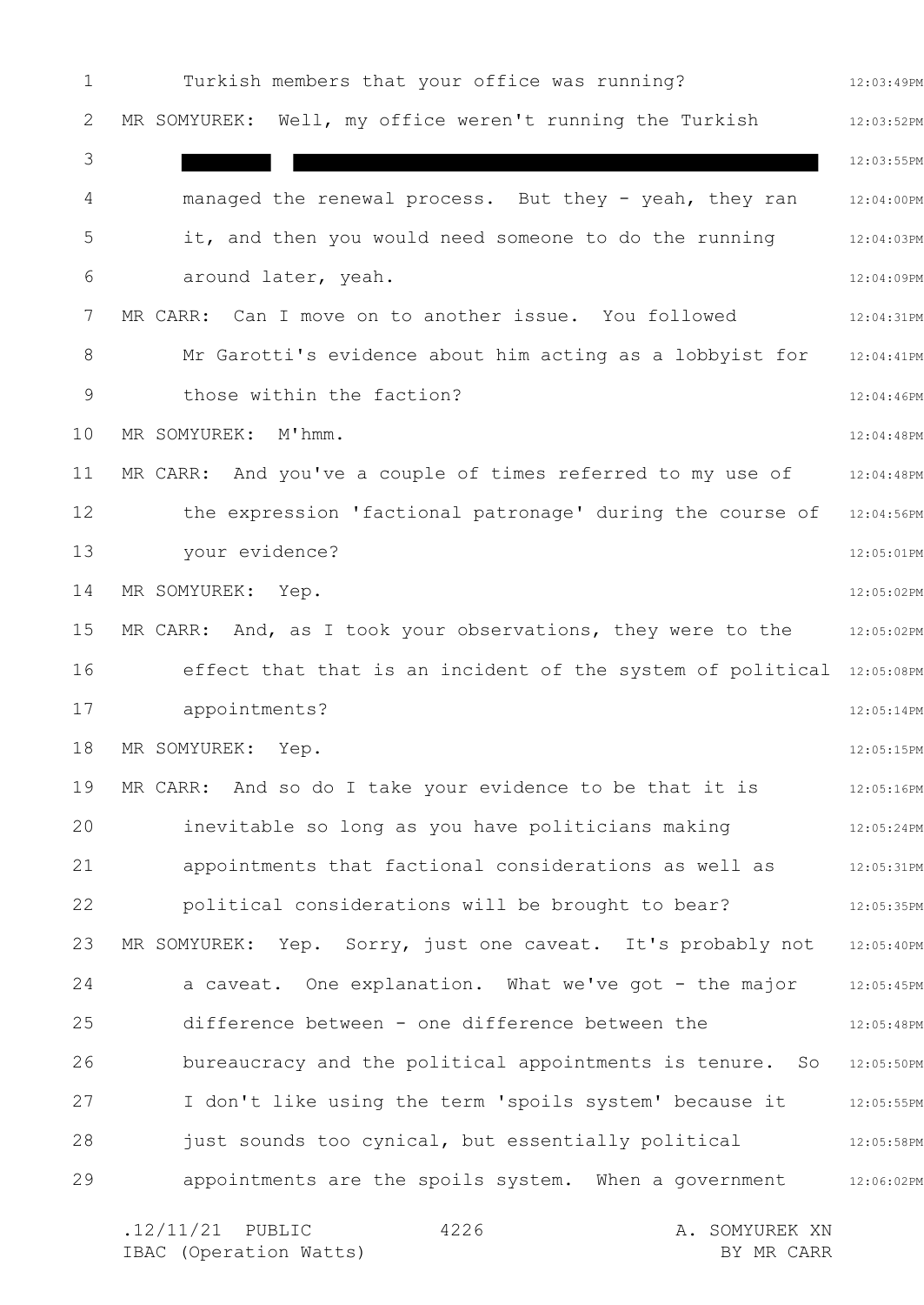Turkish members that your office was running?

MR SOMYUREK: Well, my office weren't running the Turkish ████ ████████████████████████ managed the renewal process. But they - yeah, they ran it, and then you would need someone to do the running around later, yeah.

MR CARR: Can I move on to another issue. You followed Mr Garotti's evidence about him acting as a lobbyist for those within the faction?

MR SOMYUREK: M'hmm.

MR CARR: And you've a couple of times referred to my use of the expression 'factional patronage' during the course of your evidence?

MR SOMYUREK: Yep.

MR CARR: And, as I took your observations, they were to the effect that that is an incident of the system of political appointments?

MR SOMYUREK: Yep.

MR CARR: And so do I take your evidence to be that it is inevitable so long as you have politicians making appointments that factional considerations as well as political considerations will be brought to bear?

MR SOMYUREK: Yep. Sorry, just one caveat. It's probably not a caveat. One explanation. What we've got - the major difference between - one difference between the bureaucracy and the political appointments is tenure. So I don't like using the term 'spoils system' because it just sounds too cynical, but essentially political appointments are the spoils system. When a government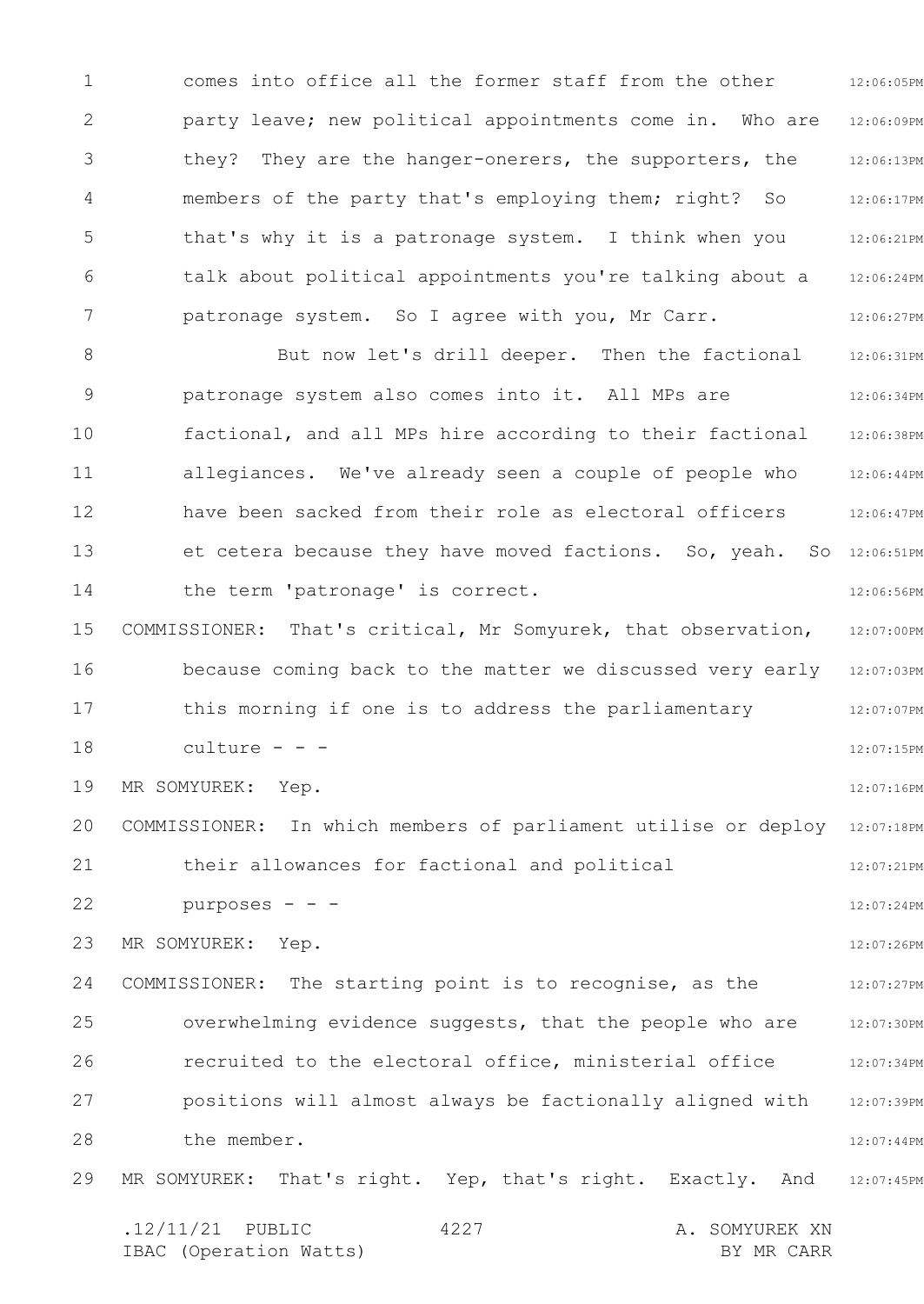comes into office all the former staff from the other party leave; new political appointments come in. Who are they? They are the hanger-onerers, the supporters, the members of the party that's employing them; right? So that's why it is a patronage system. I think when you talk about political appointments you're talking about a patronage system. So I agree with you, Mr Carr.

But now let's drill deeper. Then the factional patronage system also comes into it. All MPs are factional, and all MPs hire according to their factional allegiances. We've already seen a couple of people who have been sacked from their role as electoral officers et cetera because they have moved factions. So, yeah. So the term 'patronage' is correct.

COMMISSIONER: That's critical, Mr Somyurek, that observation, because coming back to the matter we discussed very early this morning if one is to address the parliamentary culture - - -

MR SOMYUREK: Yep.

COMMISSIONER: In which members of parliament utilise or deploy their allowances for factional and political purposes - - -

MR SOMYUREK: Yep.

COMMISSIONER: The starting point is to recognise, as the overwhelming evidence suggests, that the people who are recruited to the electoral office, ministerial office positions will almost always be factionally aligned with the member.

MR SOMYUREK: That's right. Yep, that's right. Exactly. And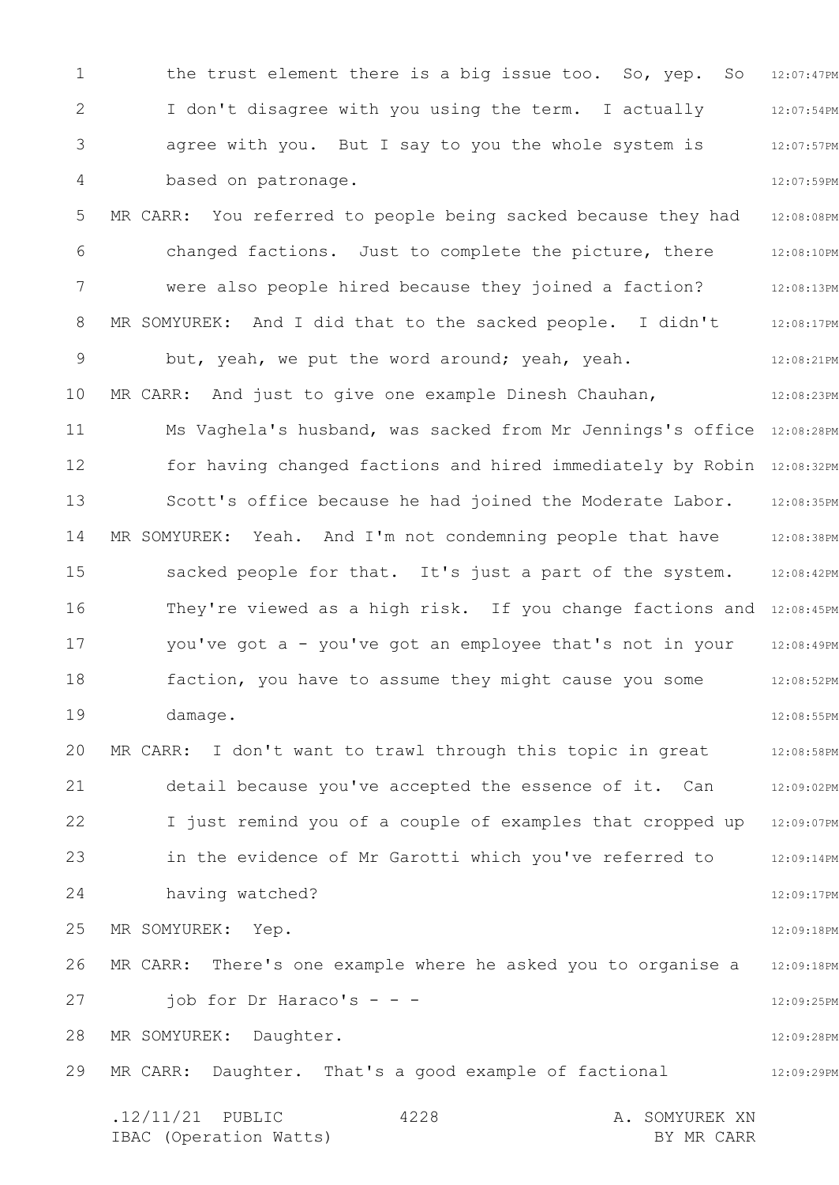the trust element there is a big issue too. So, yep. So I don't disagree with you using the term. I actually agree with you. But I say to you the whole system is based on patronage.

MR CARR: You referred to people being sacked because they had changed factions. Just to complete the picture, there were also people hired because they joined a faction?

MR SOMYUREK: And I did that to the sacked people. I didn't but, yeah, we put the word around; yeah, yeah.

MR CARR: And just to give one example Dinesh Chauhan, Ms Vaghela's husband, was sacked from Mr Jennings's office for having changed factions and hired immediately by Robin Scott's office because he had joined the Moderate Labor.

MR SOMYUREK: Yeah. And I'm not condemning people that have sacked people for that. It's just a part of the system. They're viewed as a high risk. If you change factions and you've got a - you've got an employee that's not in your faction, you have to assume they might cause you some damage.

MR CARR: I don't want to trawl through this topic in great detail because you've accepted the essence of it. Can I just remind you of a couple of examples that cropped up in the evidence of Mr Garotti which you've referred to having watched?

MR SOMYUREK: Yep.

MR CARR: There's one example where he asked you to organise a job for Dr Haraco's - - -

MR SOMYUREK: Daughter.

MR CARR: Daughter. That's a good example of factional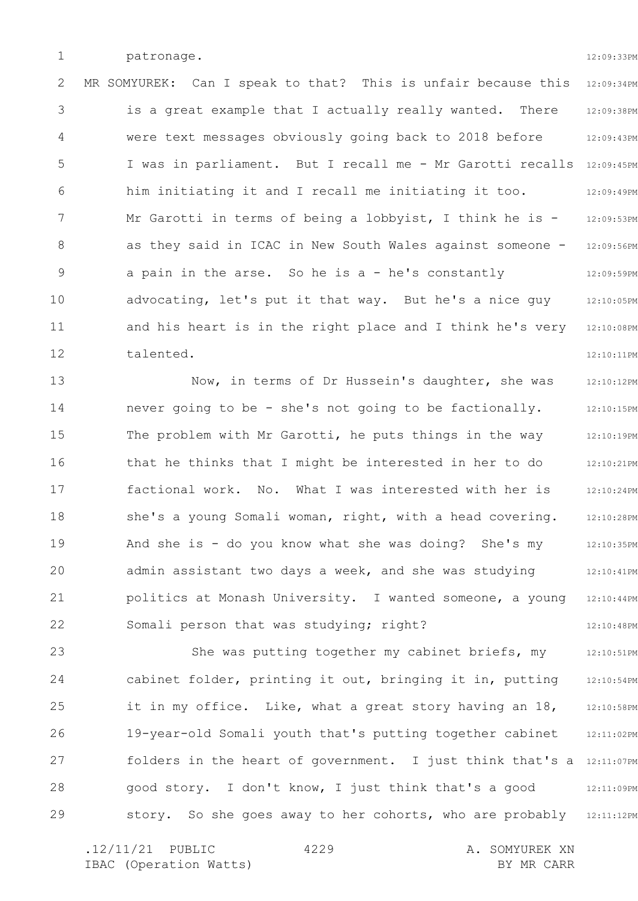patronage.

MR SOMYUREK: Can I speak to that? This is unfair because this is a great example that I actually really wanted. There were text messages obviously going back to 2018 before I was in parliament. But I recall me - Mr Garotti recalls him initiating it and I recall me initiating it too. Mr Garotti in terms of being a lobbyist, I think he is - as they said in ICAC in New South Wales against someone - a pain in the arse. So he is a - he's constantly advocating, let's put it that way. But he's a nice guy and his heart is in the right place and I think he's very talented.

Now, in terms of Dr Hussein's daughter, she was never going to be - she's not going to be factionally. The problem with Mr Garotti, he puts things in the way that he thinks that I might be interested in her to do factional work. No. What I was interested with her is she's a young Somali woman, right, with a head covering. And she is - do you know what she was doing? She's my admin assistant two days a week, and she was studying politics at Monash University. I wanted someone, a young Somali person that was studying; right?

She was putting together my cabinet briefs, my cabinet folder, printing it out, bringing it in, putting it in my office. Like, what a great story having an 18, 19-year-old Somali youth that's putting together cabinet folders in the heart of government. I just think that's a good story. I don't know, I just think that's a good story. So she goes away to her cohorts, who are probably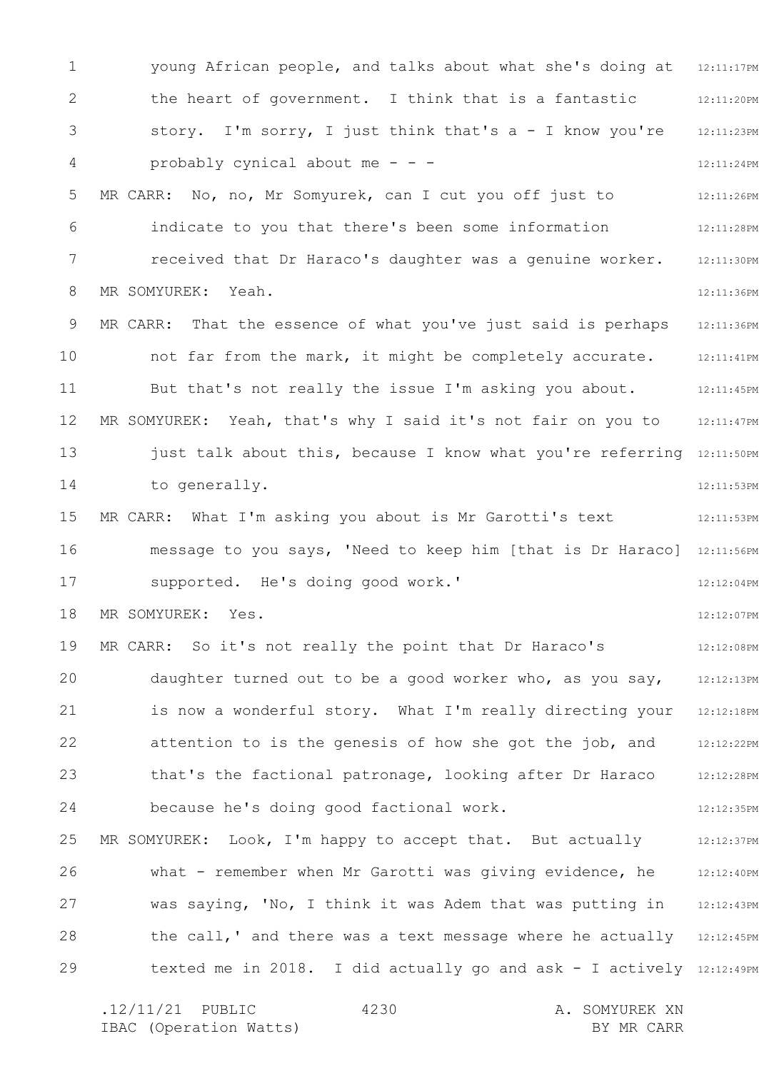young African people, and talks about what she's doing at the heart of government. I think that is a fantastic story. I'm sorry, I just think that's a - I know you're probably cynical about me - - -

MR CARR: No, no, Mr Somyurek, can I cut you off just to indicate to you that there's been some information received that Dr Haraco's daughter was a genuine worker.

MR SOMYUREK: Yeah.

MR CARR: That the essence of what you've just said is perhaps not far from the mark, it might be completely accurate. But that's not really the issue I'm asking you about.

MR SOMYUREK: Yeah, that's why I said it's not fair on you to just talk about this, because I know what you're referring to generally.

MR CARR: What I'm asking you about is Mr Garotti's text message to you says, 'Need to keep him [that is Dr Haraco] supported. He's doing good work.'

MR SOMYUREK: Yes.

MR CARR: So it's not really the point that Dr Haraco's daughter turned out to be a good worker who, as you say, is now a wonderful story. What I'm really directing your attention to is the genesis of how she got the job, and that's the factional patronage, looking after Dr Haraco because he's doing good factional work.

MR SOMYUREK: Look, I'm happy to accept that. But actually what - remember when Mr Garotti was giving evidence, he was saying, 'No, I think it was Adem that was putting in the call,' and there was a text message where he actually texted me in 2018. I did actually go and ask - I actively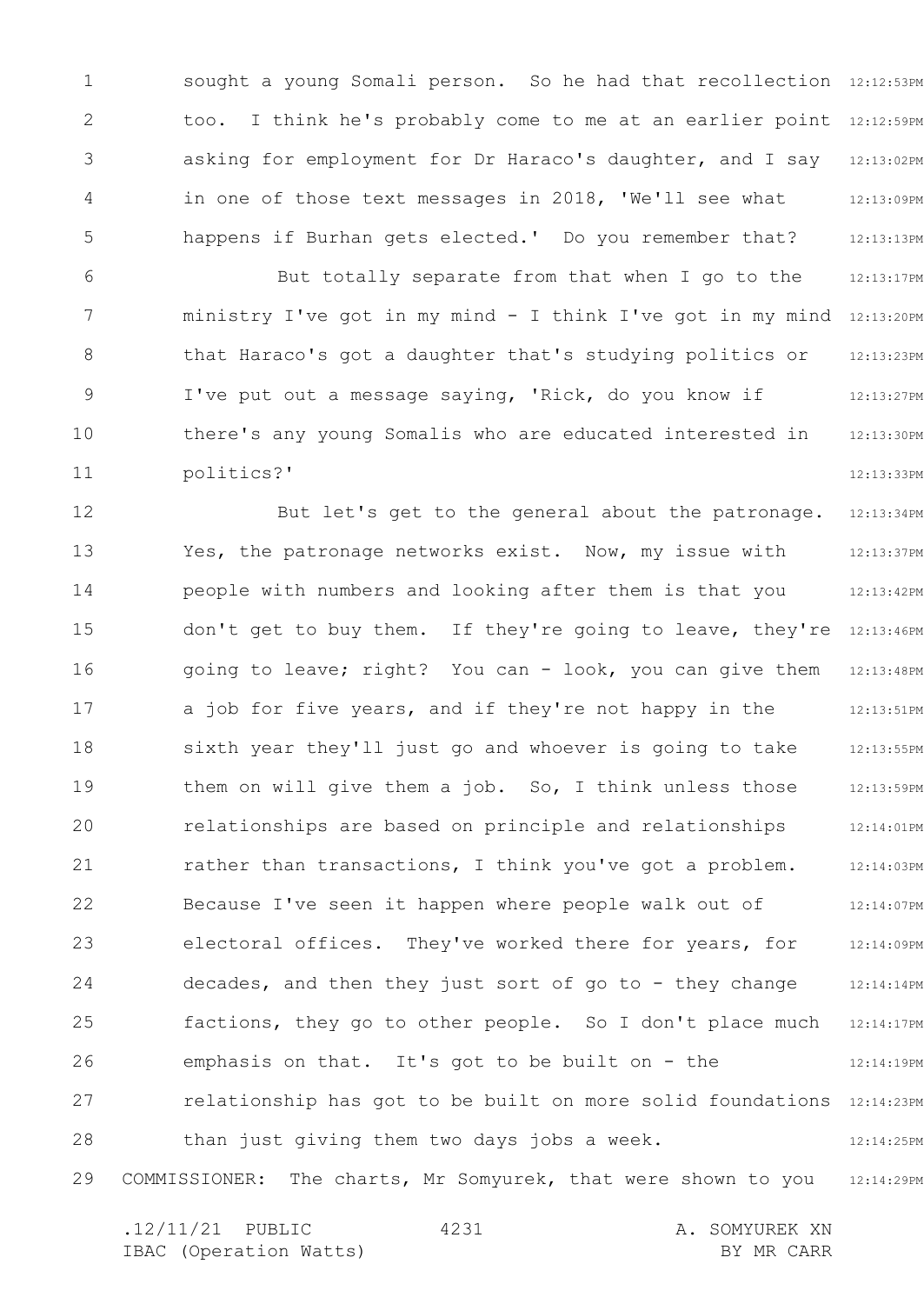sought a young Somali person. So he had that recollection too. I think he's probably come to me at an earlier point asking for employment for Dr Haraco's daughter, and I say in one of those text messages in 2018, 'We'll see what happens if Burhan gets elected.' Do you remember that?

But totally separate from that when I go to the ministry I've got in my mind - I think I've got in my mind that Haraco's got a daughter that's studying politics or I've put out a message saying, 'Rick, do you know if there's any young Somalis who are educated interested in politics?'

But let's get to the general about the patronage. Yes, the patronage networks exist. Now, my issue with people with numbers and looking after them is that you don't get to buy them. If they're going to leave, they're going to leave; right? You can - look, you can give them a job for five years, and if they're not happy in the sixth year they'll just go and whoever is going to take them on will give them a job. So, I think unless those relationships are based on principle and relationships rather than transactions, I think you've got a problem. Because I've seen it happen where people walk out of electoral offices. They've worked there for years, for decades, and then they just sort of go to - they change factions, they go to other people. So I don't place much emphasis on that. It's got to be built on - the relationship has got to be built on more solid foundations than just giving them two days jobs a week.

COMMISSIONER: The charts, Mr Somyurek, that were shown to you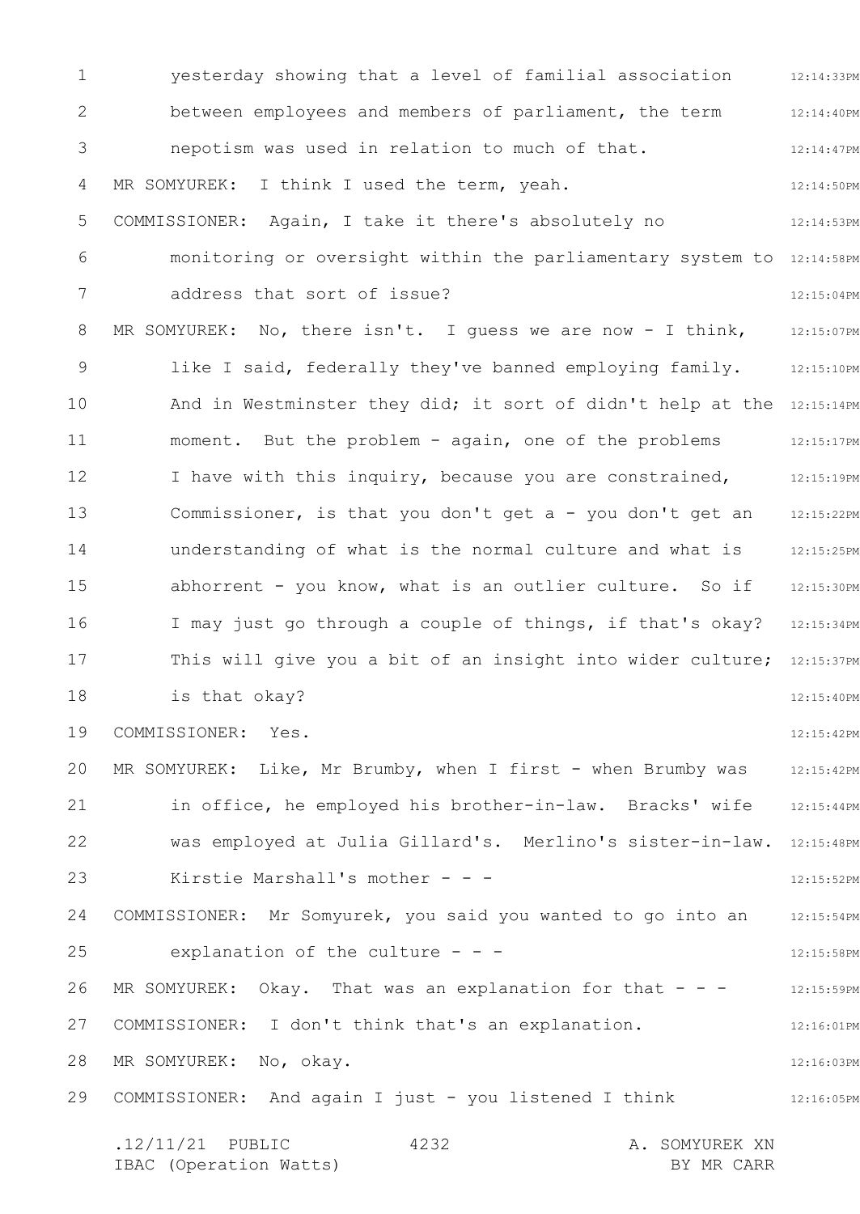yesterday showing that a level of familial association between employees and members of parliament, the term nepotism was used in relation to much of that.

MR SOMYUREK: I think I used the term, yeah.

COMMISSIONER: Again, I take it there's absolutely no monitoring or oversight within the parliamentary system to address that sort of issue?

MR SOMYUREK: No, there isn't. I guess we are now - I think, like I said, federally they've banned employing family. And in Westminster they did; it sort of didn't help at the moment. But the problem - again, one of the problems I have with this inquiry, because you are constrained, Commissioner, is that you don't get a - you don't get an understanding of what is the normal culture and what is abhorrent - you know, what is an outlier culture. So if I may just go through a couple of things, if that's okay? This will give you a bit of an insight into wider culture; is that okay?

COMMISSIONER: Yes.

MR SOMYUREK: Like, Mr Brumby, when I first - when Brumby was in office, he employed his brother-in-law. Bracks' wife was employed at Julia Gillard's. Merlino's sister-in-law. Kirstie Marshall's mother - - -

COMMISSIONER: Mr Somyurek, you said you wanted to go into an explanation of the culture - - -

MR SOMYUREK: Okay. That was an explanation for that - - -

COMMISSIONER: I don't think that's an explanation.

MR SOMYUREK: No, okay.

COMMISSIONER: And again I just - you listened I think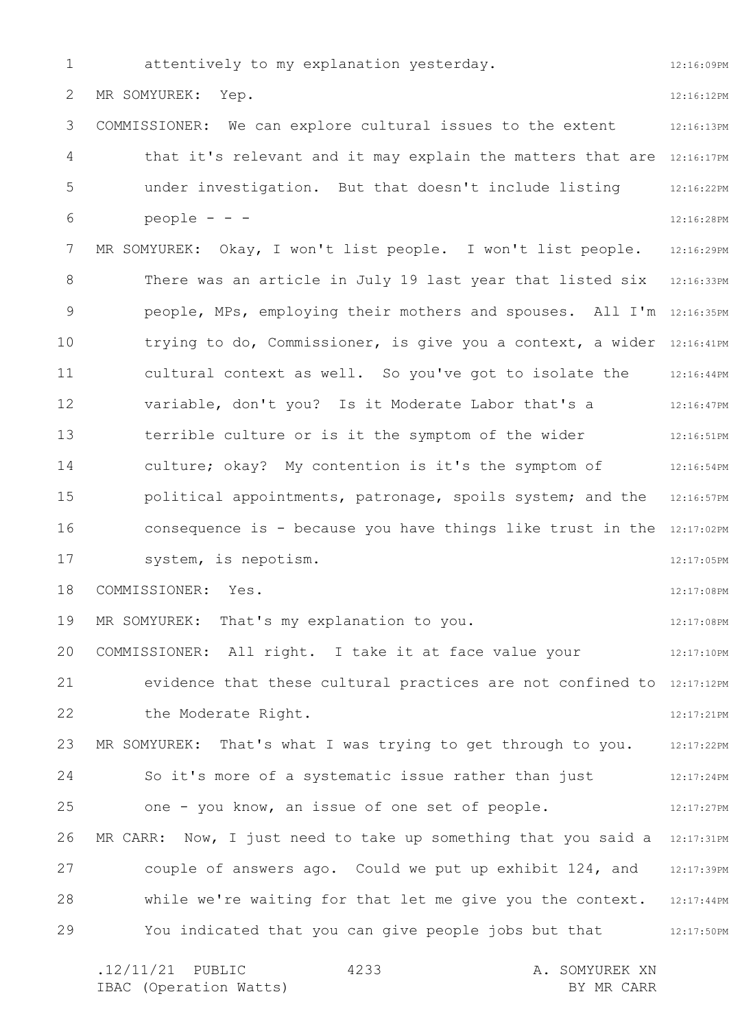attentively to my explanation yesterday.

MR SOMYUREK: Yep.

COMMISSIONER: We can explore cultural issues to the extent that it's relevant and it may explain the matters that are under investigation. But that doesn't include listing people - - -

MR SOMYUREK: Okay, I won't list people. I won't list people. There was an article in July 19 last year that listed six people, MPs, employing their mothers and spouses. All I'm trying to do, Commissioner, is give you a context, a wider cultural context as well. So you've got to isolate the variable, don't you? Is it Moderate Labor that's a terrible culture or is it the symptom of the wider culture; okay? My contention is it's the symptom of political appointments, patronage, spoils system; and the consequence is - because you have things like trust in the system, is nepotism.

COMMISSIONER: Yes.

MR SOMYUREK: That's my explanation to you.

COMMISSIONER: All right. I take it at face value your evidence that these cultural practices are not confined to the Moderate Right.

MR SOMYUREK: That's what I was trying to get through to you. So it's more of a systematic issue rather than just one - you know, an issue of one set of people.

MR CARR: Now, I just need to take up something that you said a couple of answers ago. Could we put up exhibit 124, and while we're waiting for that let me give you the context. You indicated that you can give people jobs but that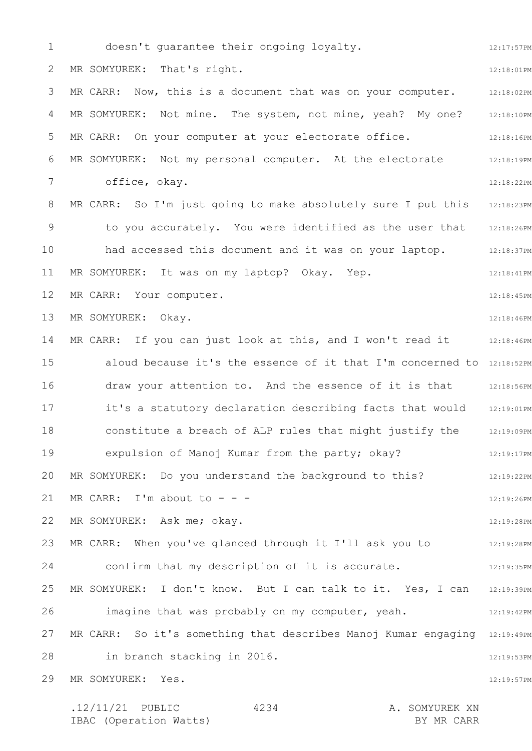doesn't guarantee their ongoing loyalty.

MR SOMYUREK: That's right.

MR CARR: Now, this is a document that was on your computer.

MR SOMYUREK: Not mine. The system, not mine, yeah? My one?

MR CARR: On your computer at your electorate office.

MR SOMYUREK: Not my personal computer. At the electorate office, okay.

MR CARR: So I'm just going to make absolutely sure I put this to you accurately. You were identified as the user that had accessed this document and it was on your laptop.

MR SOMYUREK: It was on my laptop? Okay. Yep.

MR CARR: Your computer.

MR SOMYUREK: Okay.

MR CARR: If you can just look at this, and I won't read it aloud because it's the essence of it that I'm concerned to draw your attention to. And the essence of it is that it's a statutory declaration describing facts that would constitute a breach of ALP rules that might justify the expulsion of Manoj Kumar from the party; okay?

MR SOMYUREK: Do you understand the background to this?

MR CARR: I'm about to - - -

MR SOMYUREK: Ask me; okay.

MR CARR: When you've glanced through it I'll ask you to confirm that my description of it is accurate.

MR SOMYUREK: I don't know. But I can talk to it. Yes, I can imagine that was probably on my computer, yeah.

MR CARR: So it's something that describes Manoj Kumar engaging in branch stacking in 2016.

MR SOMYUREK: Yes.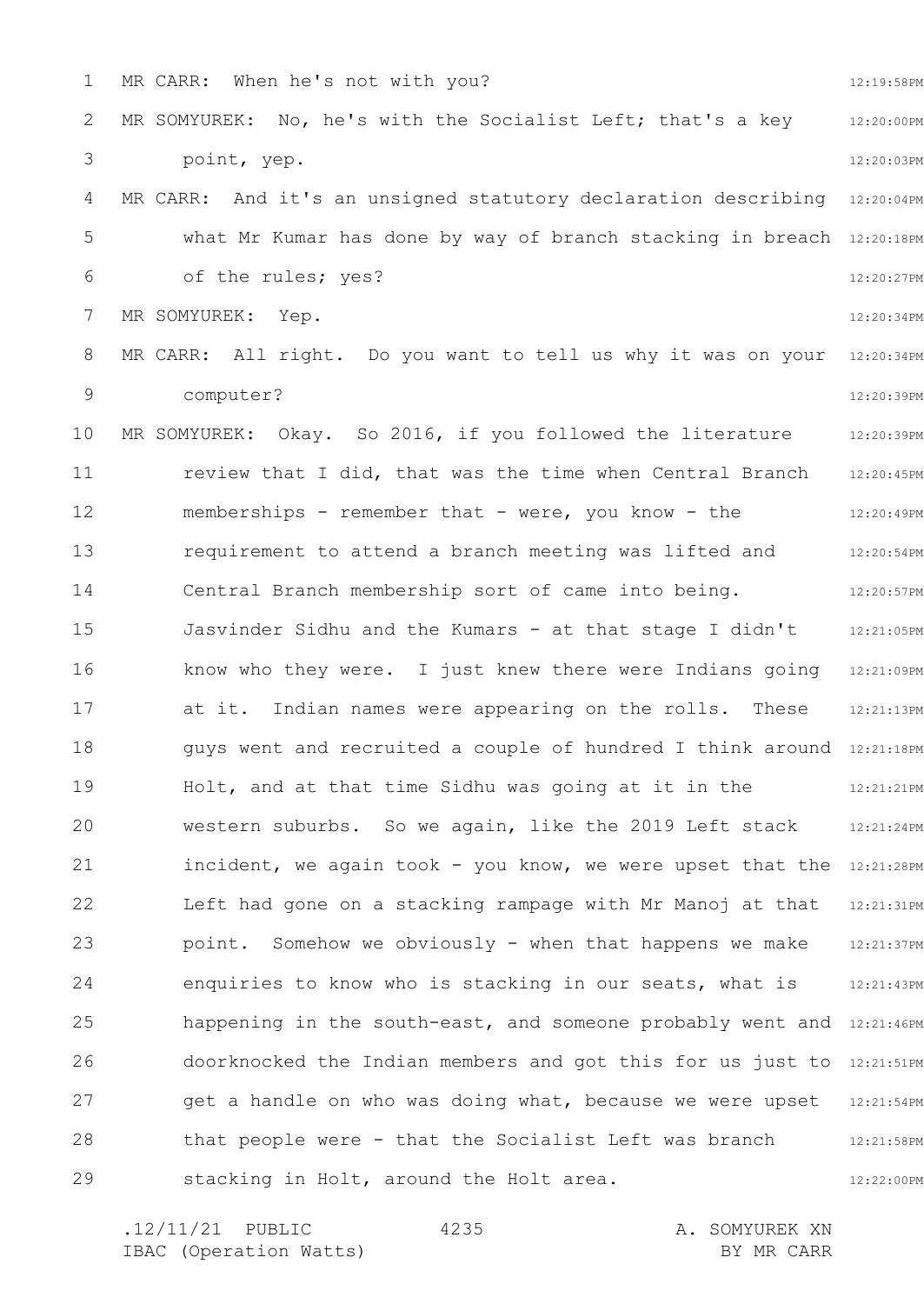MR CARR: When he's not with you?

MR SOMYUREK: No, he's with the Socialist Left; that's a key point, yep.

MR CARR: And it's an unsigned statutory declaration describing what Mr Kumar has done by way of branch stacking in breach of the rules; yes?

MR SOMYUREK: Yep.

MR CARR: All right. Do you want to tell us why it was on your computer?

MR SOMYUREK: Okay. So 2016, if you followed the literature review that I did, that was the time when Central Branch memberships - remember that - were, you know - the requirement to attend a branch meeting was lifted and Central Branch membership sort of came into being. Jasvinder Sidhu and the Kumars - at that stage I didn't know who they were. I just knew there were Indians going at it. Indian names were appearing on the rolls. These guys went and recruited a couple of hundred I think around Holt, and at that time Sidhu was going at it in the western suburbs. So we again, like the 2019 Left stack incident, we again took - you know, we were upset that the Left had gone on a stacking rampage with Mr Manoj at that point. Somehow we obviously - when that happens we make enquiries to know who is stacking in our seats, what is happening in the south-east, and someone probably went and doorknocked the Indian members and got this for us just to get a handle on who was doing what, because we were upset that people were - that the Socialist Left was branch stacking in Holt, around the Holt area.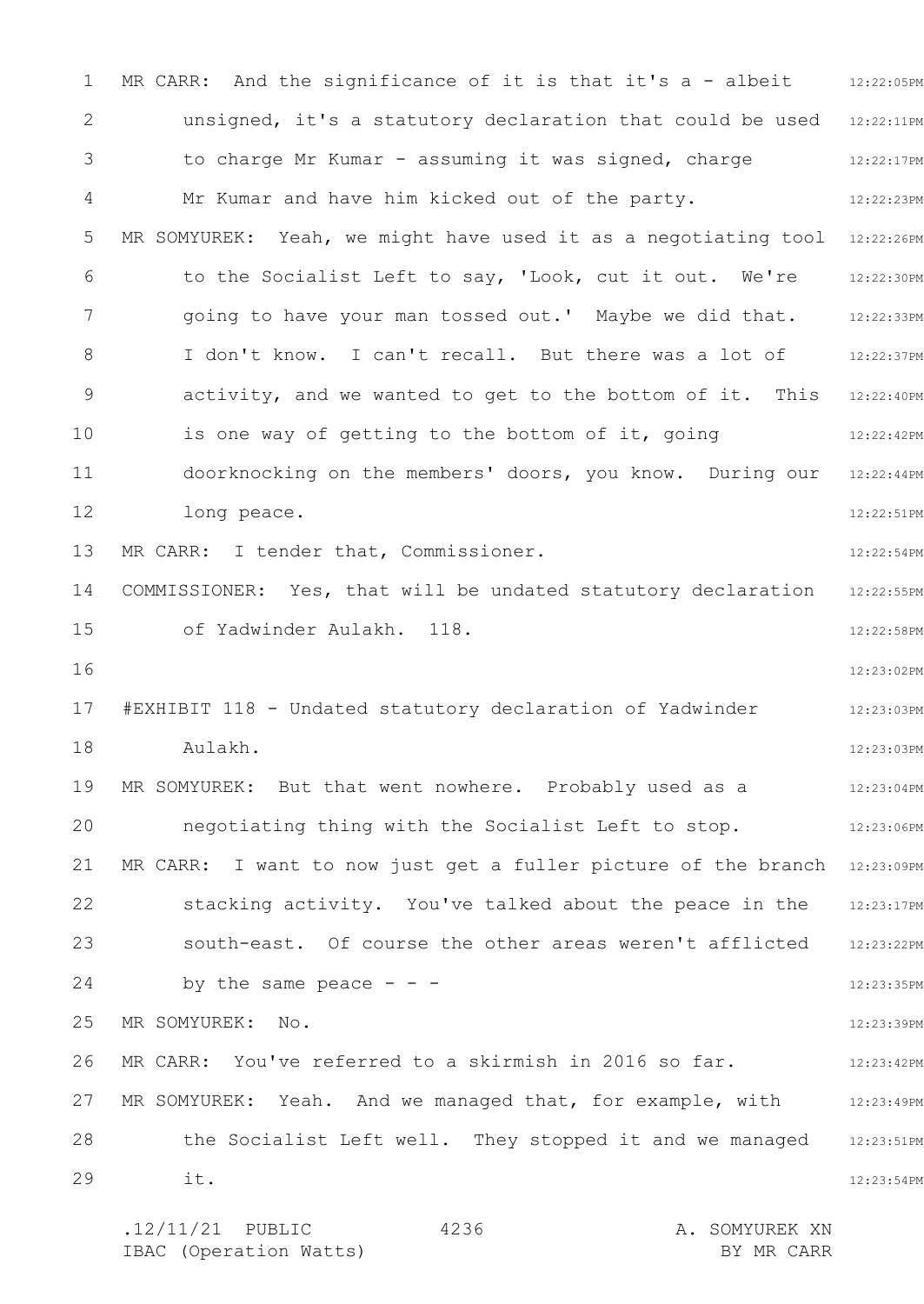MR CARR: And the significance of it is that it's a - albeit unsigned, it's a statutory declaration that could be used to charge Mr Kumar - assuming it was signed, charge Mr Kumar and have him kicked out of the party.

MR SOMYUREK: Yeah, we might have used it as a negotiating tool to the Socialist Left to say, 'Look, cut it out. We're going to have your man tossed out.' Maybe we did that. I don't know. I can't recall. But there was a lot of activity, and we wanted to get to the bottom of it. This is one way of getting to the bottom of it, going doorknocking on the members' doors, you know. During our long peace.

MR CARR: I tender that, Commissioner.

COMMISSIONER: Yes, that will be undated statutory declaration of Yadwinder Aulakh. 118.

#EXHIBIT 118 - Undated statutory declaration of Yadwinder Aulakh.

MR SOMYUREK: But that went nowhere. Probably used as a negotiating thing with the Socialist Left to stop.

MR CARR: I want to now just get a fuller picture of the branch stacking activity. You've talked about the peace in the south-east. Of course the other areas weren't afflicted by the same peace - - -

MR SOMYUREK: No.

MR CARR: You've referred to a skirmish in 2016 so far.

MR SOMYUREK: Yeah. And we managed that, for example, with the Socialist Left well. They stopped it and we managed it.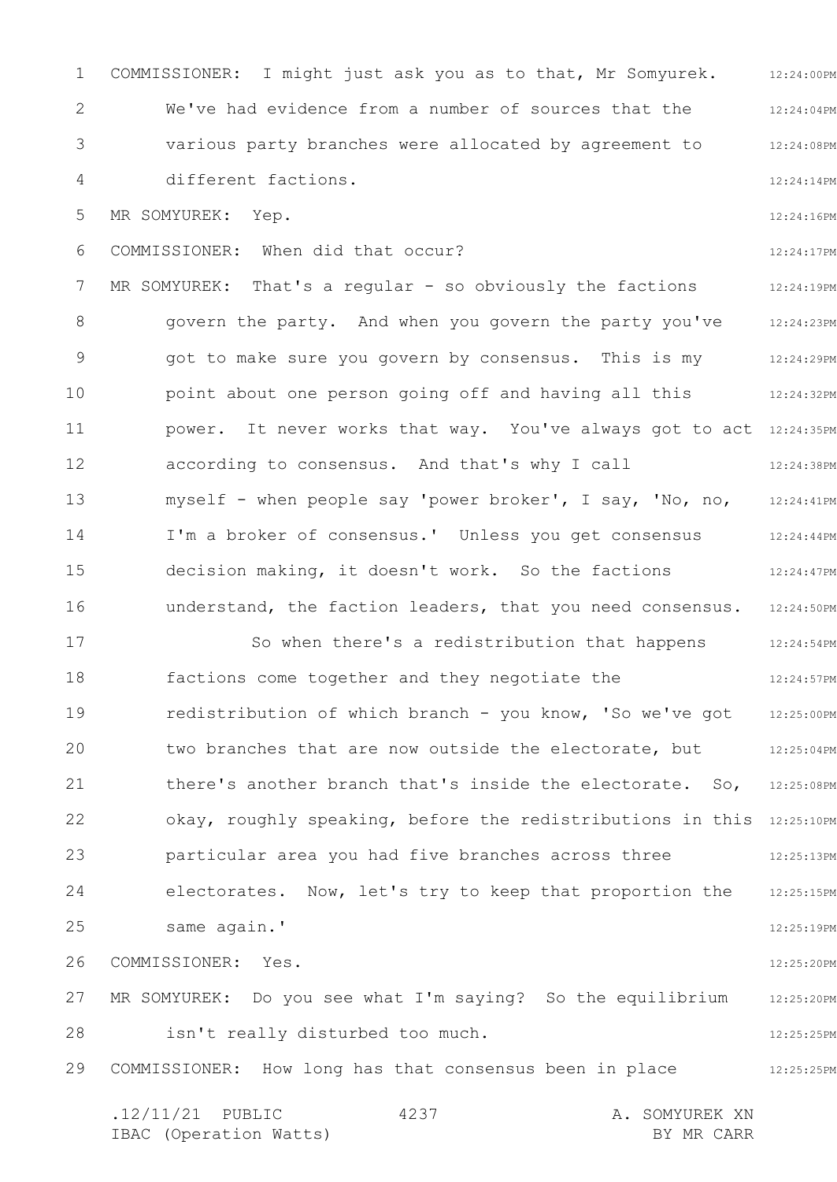COMMISSIONER: I might just ask you as to that, Mr Somyurek. We've had evidence from a number of sources that the various party branches were allocated by agreement to different factions.

MR SOMYUREK: Yep.

COMMISSIONER: When did that occur?

MR SOMYUREK: That's a regular - so obviously the factions govern the party. And when you govern the party you've got to make sure you govern by consensus. This is my point about one person going off and having all this power. It never works that way. You've always got to act according to consensus. And that's why I call myself - when people say 'power broker', I say, 'No, no, I'm a broker of consensus.' Unless you get consensus decision making, it doesn't work. So the factions understand, the faction leaders, that you need consensus.

So when there's a redistribution that happens factions come together and they negotiate the redistribution of which branch - you know, 'So we've got two branches that are now outside the electorate, but there's another branch that's inside the electorate. So, okay, roughly speaking, before the redistributions in this particular area you had five branches across three electorates. Now, let's try to keep that proportion the same again.'

COMMISSIONER: Yes.

MR SOMYUREK: Do you see what I'm saying? So the equilibrium isn't really disturbed too much.

COMMISSIONER: How long has that consensus been in place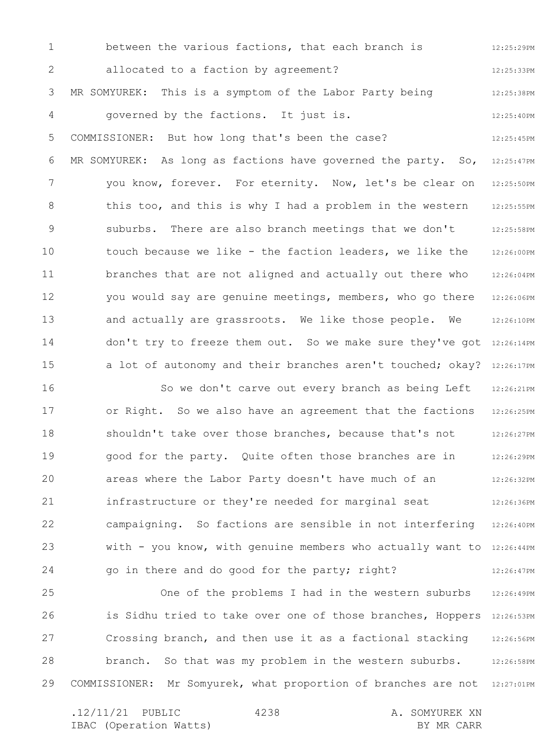between the various factions, that each branch is allocated to a faction by agreement?

MR SOMYUREK: This is a symptom of the Labor Party being governed by the factions. It just is.

COMMISSIONER: But how long that's been the case?

MR SOMYUREK: As long as factions have governed the party. So, you know, forever. For eternity. Now, let's be clear on this too, and this is why I had a problem in the western suburbs. There are also branch meetings that we don't touch because we like - the faction leaders, we like the branches that are not aligned and actually out there who you would say are genuine meetings, members, who go there and actually are grassroots. We like those people. We don't try to freeze them out. So we make sure they've got a lot of autonomy and their branches aren't touched; okay?

So we don't carve out every branch as being Left or Right. So we also have an agreement that the factions shouldn't take over those branches, because that's not good for the party. Quite often those branches are in areas where the Labor Party doesn't have much of an infrastructure or they're needed for marginal seat campaigning. So factions are sensible in not interfering with - you know, with genuine members who actually want to go in there and do good for the party; right?

One of the problems I had in the western suburbs is Sidhu tried to take over one of those branches, Hoppers Crossing branch, and then use it as a factional stacking branch. So that was my problem in the western suburbs.

COMMISSIONER: Mr Somyurek, what proportion of branches are not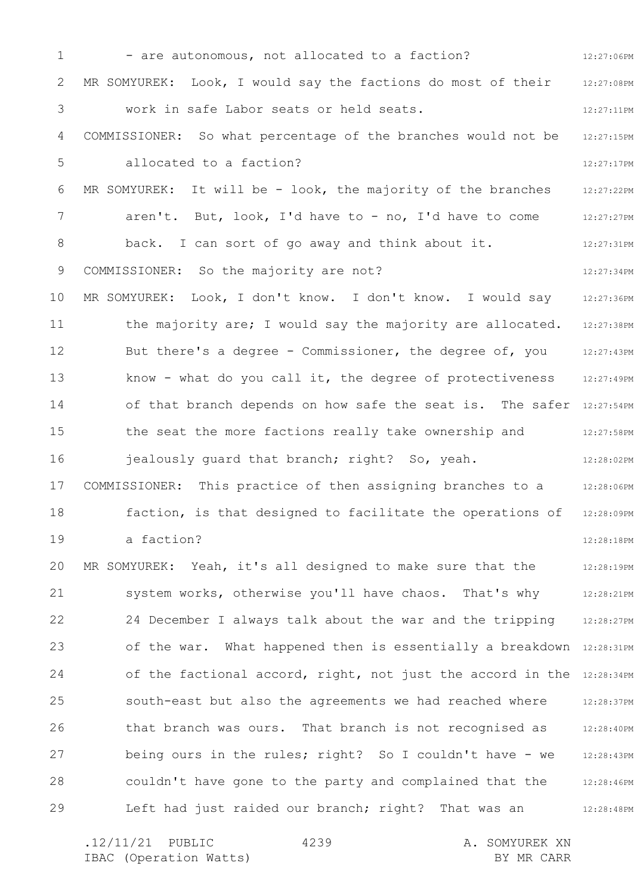- are autonomous, not allocated to a faction?

MR SOMYUREK: Look, I would say the factions do most of their work in safe Labor seats or held seats.

COMMISSIONER: So what percentage of the branches would not be allocated to a faction?

MR SOMYUREK: It will be - look, the majority of the branches aren't. But, look, I'd have to - no, I'd have to come back. I can sort of go away and think about it.

COMMISSIONER: So the majority are not?

MR SOMYUREK: Look, I don't know. I don't know. I would say the majority are; I would say the majority are allocated. But there's a degree - Commissioner, the degree of, you know - what do you call it, the degree of protectiveness of that branch depends on how safe the seat is. The safer the seat the more factions really take ownership and jealously guard that branch; right? So, yeah.

COMMISSIONER: This practice of then assigning branches to a faction, is that designed to facilitate the operations of a faction?

MR SOMYUREK: Yeah, it's all designed to make sure that the system works, otherwise you'll have chaos. That's why 24 December I always talk about the war and the tripping of the war. What happened then is essentially a breakdown of the factional accord, right, not just the accord in the south-east but also the agreements we had reached where that branch was ours. That branch is not recognised as being ours in the rules; right? So I couldn't have - we couldn't have gone to the party and complained that the Left had just raided our branch; right? That was an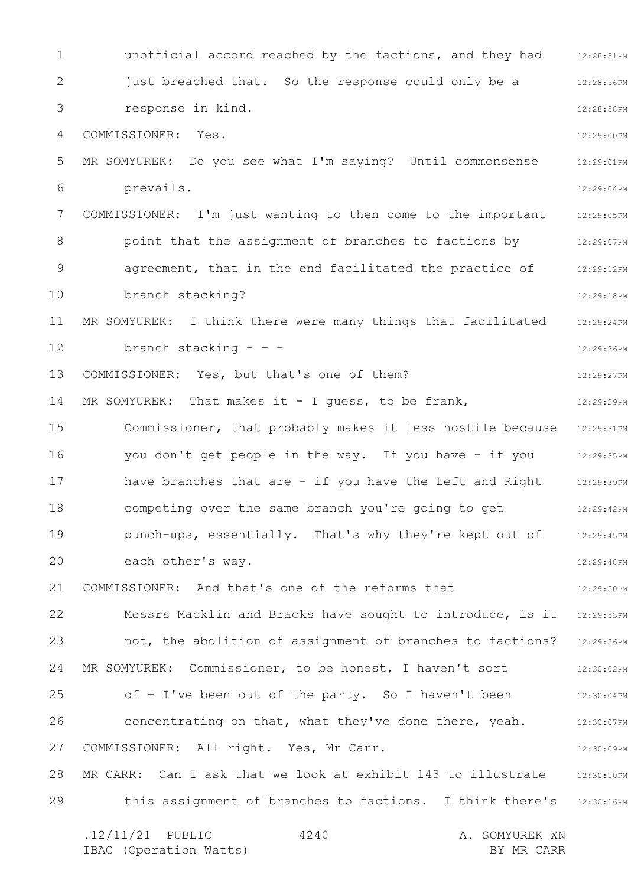unofficial accord reached by the factions, and they had just breached that. So the response could only be a response in kind.

COMMISSIONER: Yes.

MR SOMYUREK: Do you see what I'm saying? Until commonsense prevails.

COMMISSIONER: I'm just wanting to then come to the important point that the assignment of branches to factions by agreement, that in the end facilitated the practice of branch stacking?

MR SOMYUREK: I think there were many things that facilitated branch stacking - - -

COMMISSIONER: Yes, but that's one of them?

MR SOMYUREK: That makes it - I guess, to be frank, Commissioner, that probably makes it less hostile because you don't get people in the way. If you have - if you have branches that are - if you have the Left and Right competing over the same branch you're going to get punch-ups, essentially. That's why they're kept out of each other's way.

COMMISSIONER: And that's one of the reforms that Messrs Macklin and Bracks have sought to introduce, is it not, the abolition of assignment of branches to factions?

MR SOMYUREK: Commissioner, to be honest, I haven't sort of - I've been out of the party. So I haven't been concentrating on that, what they've done there, yeah.

COMMISSIONER: All right. Yes, Mr Carr.

MR CARR: Can I ask that we look at exhibit 143 to illustrate this assignment of branches to factions. I think there's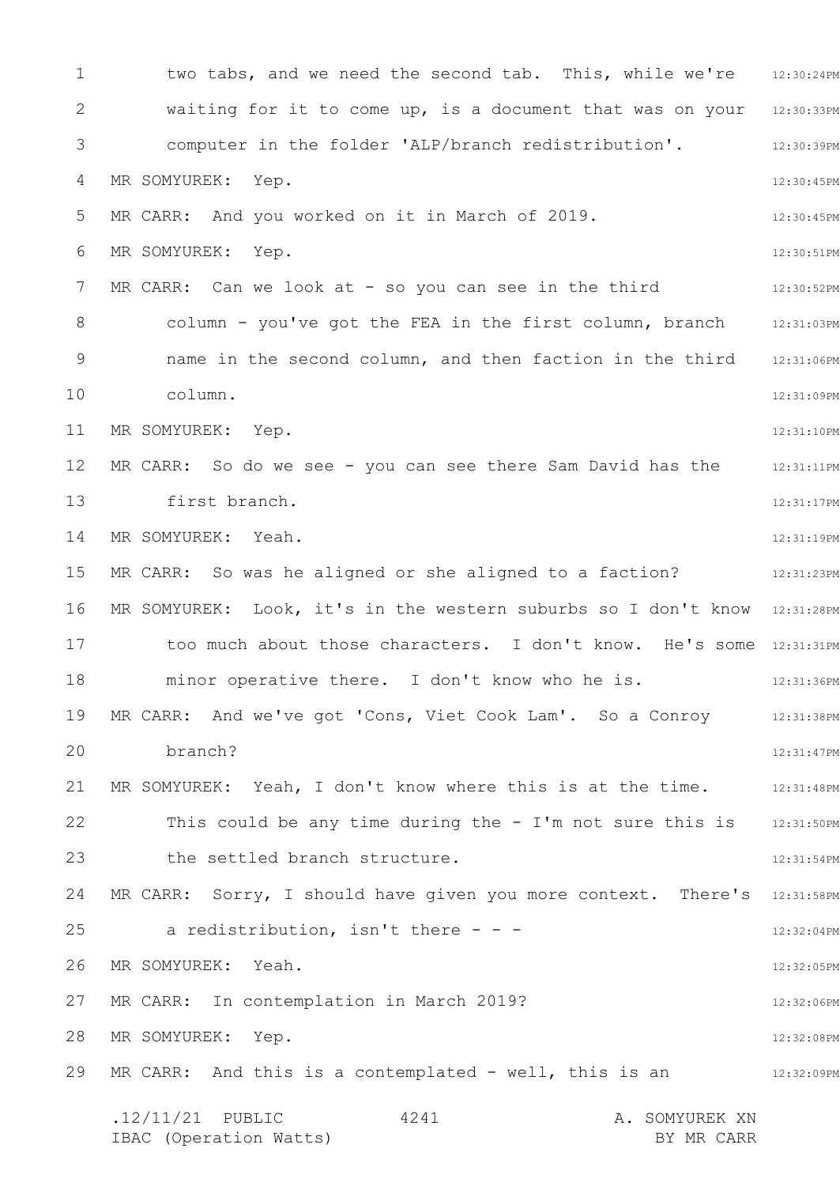two tabs, and we need the second tab. This, while we're waiting for it to come up, is a document that was on your computer in the folder 'ALP/branch redistribution'.

MR SOMYUREK: Yep.

MR CARR: And you worked on it in March of 2019.

MR SOMYUREK: Yep.

MR CARR: Can we look at - so you can see in the third column - you've got the FEA in the first column, branch name in the second column, and then faction in the third column.

MR SOMYUREK: Yep.

MR CARR: So do we see - you can see there Sam David has the first branch.

MR SOMYUREK: Yeah.

MR CARR: So was he aligned or she aligned to a faction?

MR SOMYUREK: Look, it's in the western suburbs so I don't know too much about those characters. I don't know. He's some minor operative there. I don't know who he is.

MR CARR: And we've got 'Cons, Viet Cook Lam'. So a Conroy branch?

MR SOMYUREK: Yeah, I don't know where this is at the time. This could be any time during the - I'm not sure this is the settled branch structure.

MR CARR: Sorry, I should have given you more context. There's a redistribution, isn't there - - -

MR SOMYUREK: Yeah.

MR CARR: In contemplation in March 2019?

MR SOMYUREK: Yep.

MR CARR: And this is a contemplated - well, this is an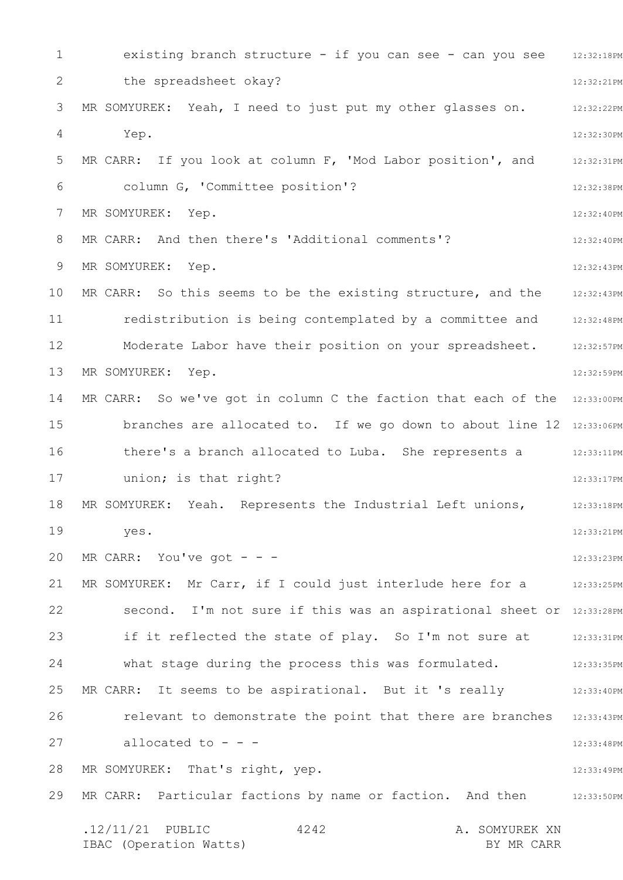existing branch structure - if you can see - can you see the spreadsheet okay?

MR SOMYUREK: Yeah, I need to just put my other glasses on. Yep.

MR CARR: If you look at column F, 'Mod Labor position', and column G, 'Committee position'?

MR SOMYUREK: Yep.

MR CARR: And then there's 'Additional comments'?

MR SOMYUREK: Yep.

MR CARR: So this seems to be the existing structure, and the redistribution is being contemplated by a committee and Moderate Labor have their position on your spreadsheet.

MR SOMYUREK: Yep.

MR CARR: So we've got in column C the faction that each of the branches are allocated to. If we go down to about line 12 there's a branch allocated to Luba. She represents a union; is that right?

MR SOMYUREK: Yeah. Represents the Industrial Left unions, yes.

MR CARR: You've got - - -

MR SOMYUREK: Mr Carr, if I could just interlude here for a second. I'm not sure if this was an aspirational sheet or if it reflected the state of play. So I'm not sure at what stage during the process this was formulated.

MR CARR: It seems to be aspirational. But it 's really relevant to demonstrate the point that there are branches allocated to - - -

MR SOMYUREK: That's right, yep.

MR CARR: Particular factions by name or faction. And then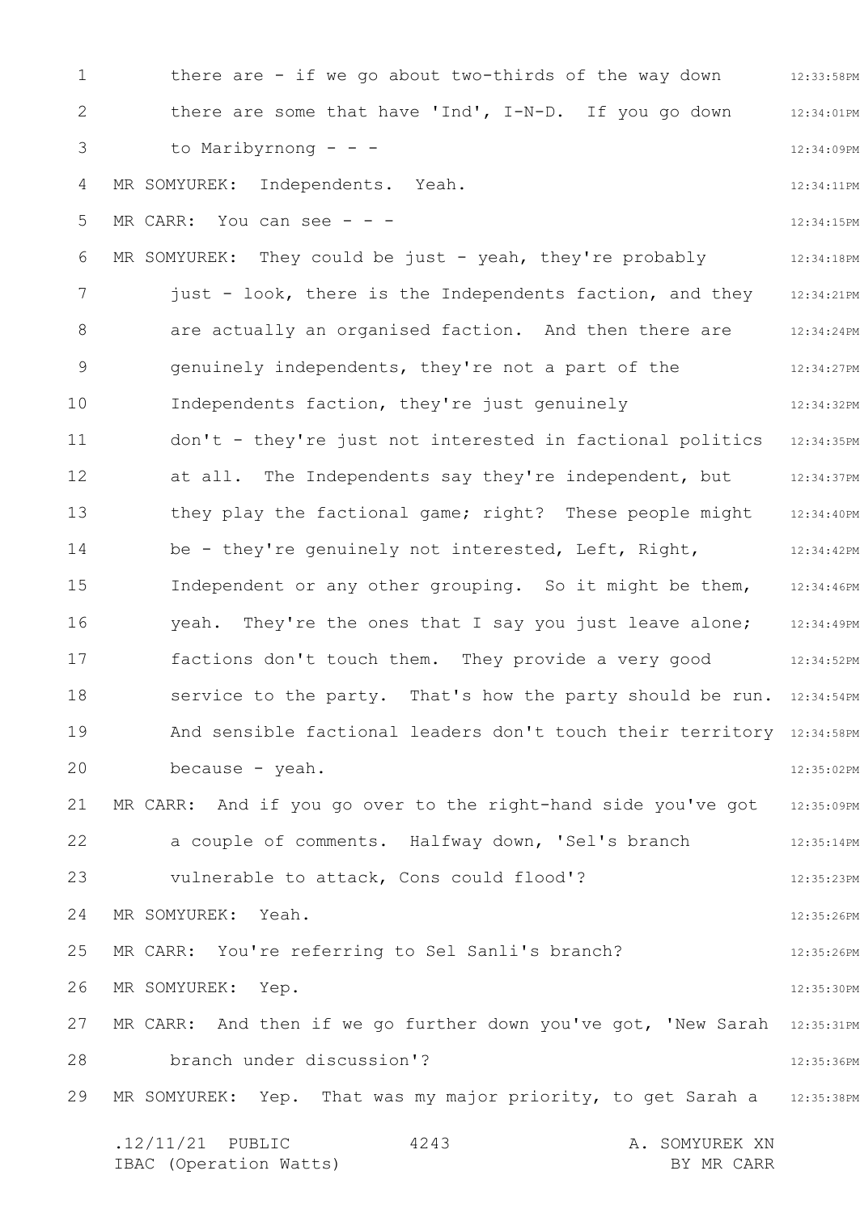there are - if we go about two-thirds of the way down there are some that have 'Ind', I-N-D. If you go down to Maribyrnong - - -

MR SOMYUREK: Independents. Yeah.

MR CARR: You can see - - -

MR SOMYUREK: They could be just - yeah, they're probably just - look, there is the Independents faction, and they are actually an organised faction. And then there are genuinely independents, they're not a part of the Independents faction, they're just genuinely don't - they're just not interested in factional politics at all. The Independents say they're independent, but they play the factional game; right? These people might be - they're genuinely not interested, Left, Right, Independent or any other grouping. So it might be them, yeah. They're the ones that I say you just leave alone; factions don't touch them. They provide a very good service to the party. That's how the party should be run. And sensible factional leaders don't touch their territory because - yeah.

MR CARR: And if you go over to the right-hand side you've got a couple of comments. Halfway down, 'Sel's branch vulnerable to attack, Cons could flood'?

MR SOMYUREK: Yeah.

MR CARR: You're referring to Sel Sanli's branch?

MR SOMYUREK: Yep.

MR CARR: And then if we go further down you've got, 'New Sarah branch under discussion'?

MR SOMYUREK: Yep. That was my major priority, to get Sarah a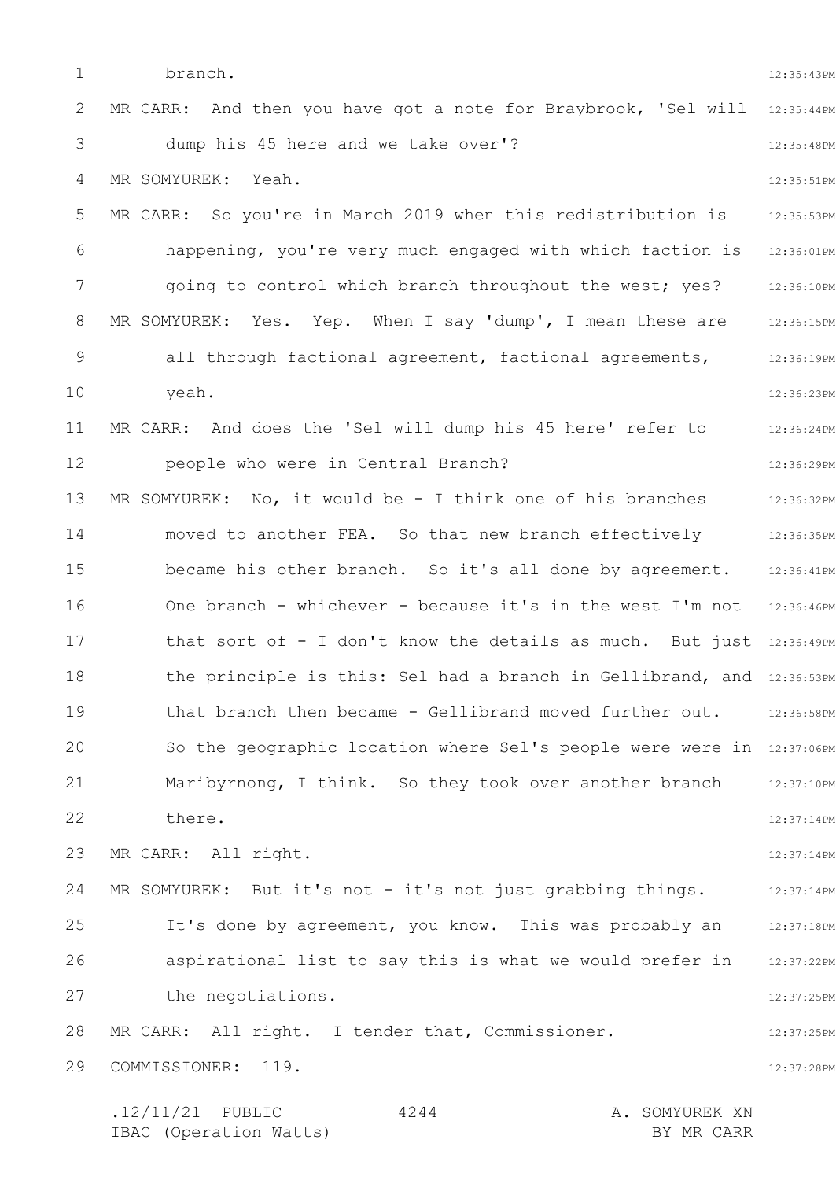branch.

MR CARR: And then you have got a note for Braybrook, 'Sel will dump his 45 here and we take over'?

MR SOMYUREK: Yeah.

MR CARR: So you're in March 2019 when this redistribution is happening, you're very much engaged with which faction is going to control which branch throughout the west; yes?

MR SOMYUREK: Yes. Yep. When I say 'dump', I mean these are all through factional agreement, factional agreements, yeah.

MR CARR: And does the 'Sel will dump his 45 here' refer to people who were in Central Branch?

MR SOMYUREK: No, it would be - I think one of his branches moved to another FEA. So that new branch effectively became his other branch. So it's all done by agreement. One branch - whichever - because it's in the west I'm not that sort of - I don't know the details as much. But just the principle is this: Sel had a branch in Gellibrand, and that branch then became - Gellibrand moved further out. So the geographic location where Sel's people were were in Maribyrnong, I think. So they took over another branch there.

MR CARR: All right.

MR SOMYUREK: But it's not - it's not just grabbing things. It's done by agreement, you know. This was probably an aspirational list to say this is what we would prefer in the negotiations.

MR CARR: All right. I tender that, Commissioner.

COMMISSIONER: 119.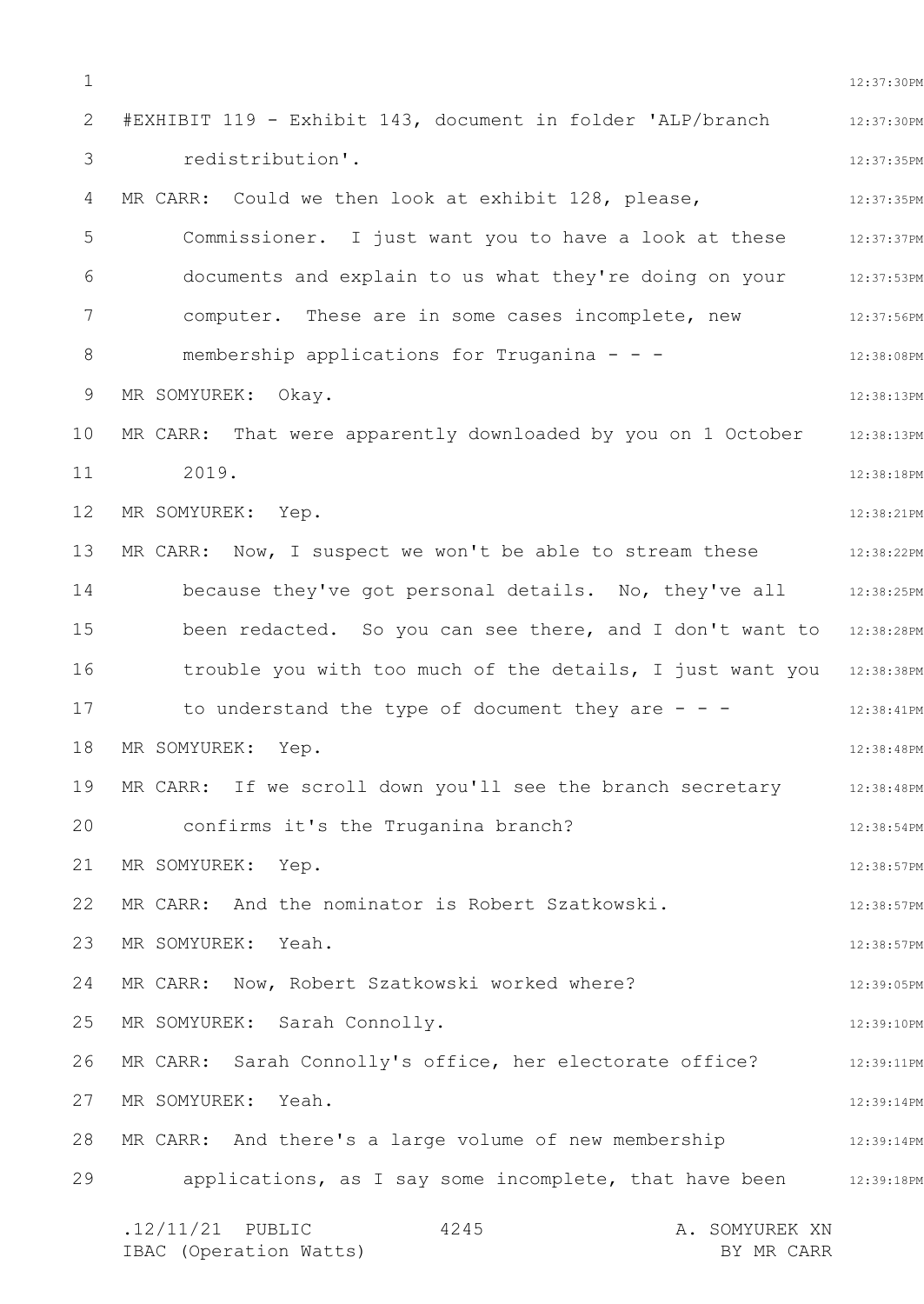#EXHIBIT 119 - Exhibit 143, document in folder 'ALP/branch redistribution'.

MR CARR: Could we then look at exhibit 128, please, Commissioner. I just want you to have a look at these documents and explain to us what they're doing on your computer. These are in some cases incomplete, new membership applications for Truganina - - -

MR SOMYUREK: Okay.

MR CARR: That were apparently downloaded by you on 1 October 2019.

MR SOMYUREK: Yep.

MR CARR: Now, I suspect we won't be able to stream these because they've got personal details. No, they've all been redacted. So you can see there, and I don't want to trouble you with too much of the details, I just want you to understand the type of document they are - - -

MR SOMYUREK: Yep.

MR CARR: If we scroll down you'll see the branch secretary confirms it's the Truganina branch?

MR SOMYUREK: Yep.

MR CARR: And the nominator is Robert Szatkowski.

MR SOMYUREK: Yeah.

MR CARR: Now, Robert Szatkowski worked where?

MR SOMYUREK: Sarah Connolly.

MR CARR: Sarah Connolly's office, her electorate office?

MR SOMYUREK: Yeah.

MR CARR: And there's a large volume of new membership applications, as I say some incomplete, that have been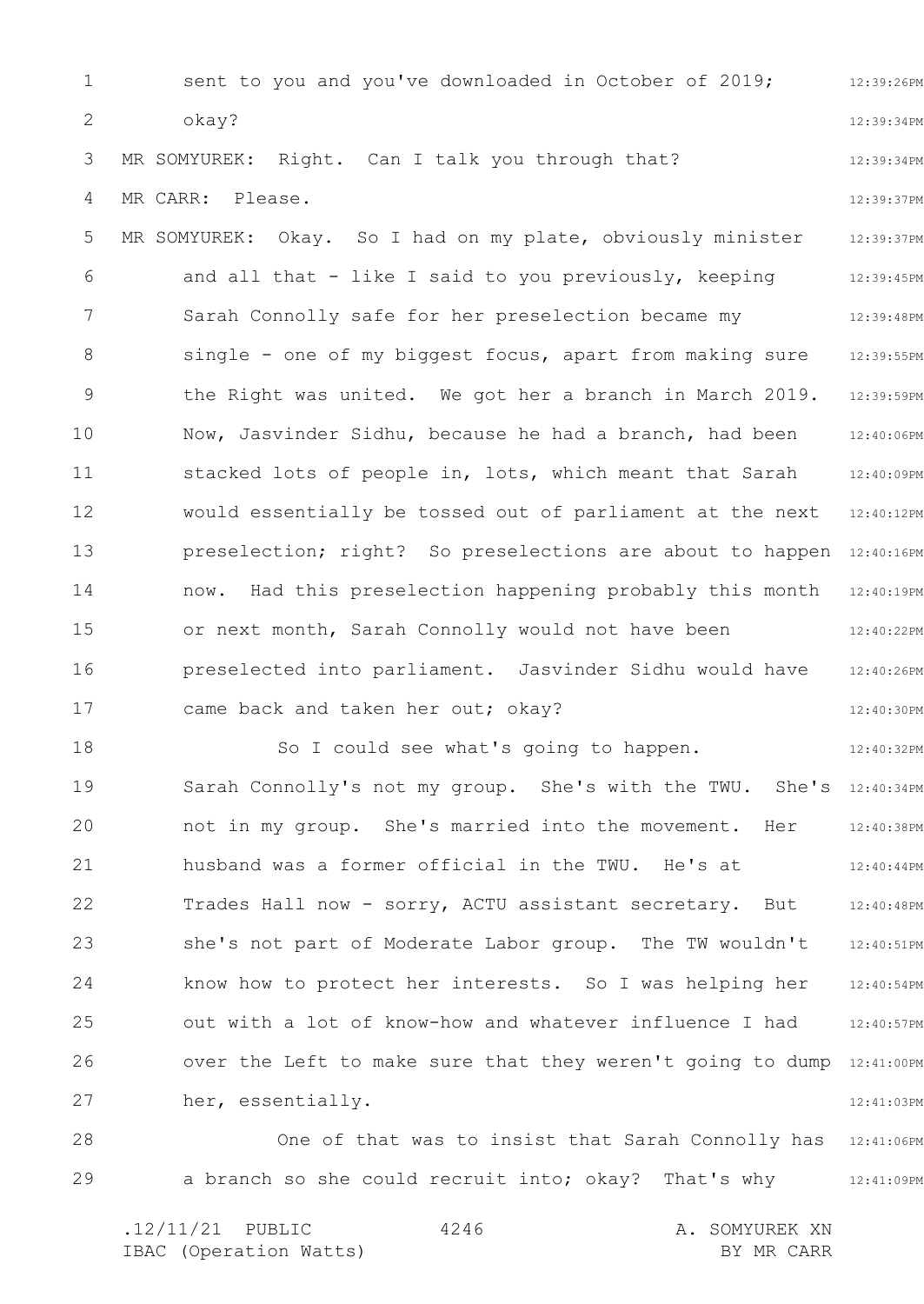sent to you and you've downloaded in October of 2019; okay?

MR SOMYUREK: Right. Can I talk you through that?

MR CARR: Please.

MR SOMYUREK: Okay. So I had on my plate, obviously minister and all that - like I said to you previously, keeping Sarah Connolly safe for her preselection became my single - one of my biggest focus, apart from making sure the Right was united. We got her a branch in March 2019. Now, Jasvinder Sidhu, because he had a branch, had been stacked lots of people in, lots, which meant that Sarah would essentially be tossed out of parliament at the next preselection; right? So preselections are about to happen now. Had this preselection happening probably this month or next month, Sarah Connolly would not have been preselected into parliament. Jasvinder Sidhu would have came back and taken her out; okay?

So I could see what's going to happen. Sarah Connolly's not my group. She's with the TWU. She's not in my group. She's married into the movement. Her husband was a former official in the TWU. He's at Trades Hall now - sorry, ACTU assistant secretary. But she's not part of Moderate Labor group. The TW wouldn't know how to protect her interests. So I was helping her out with a lot of know-how and whatever influence I had over the Left to make sure that they weren't going to dump her, essentially.

One of that was to insist that Sarah Connolly has a branch so she could recruit into; okay? That's why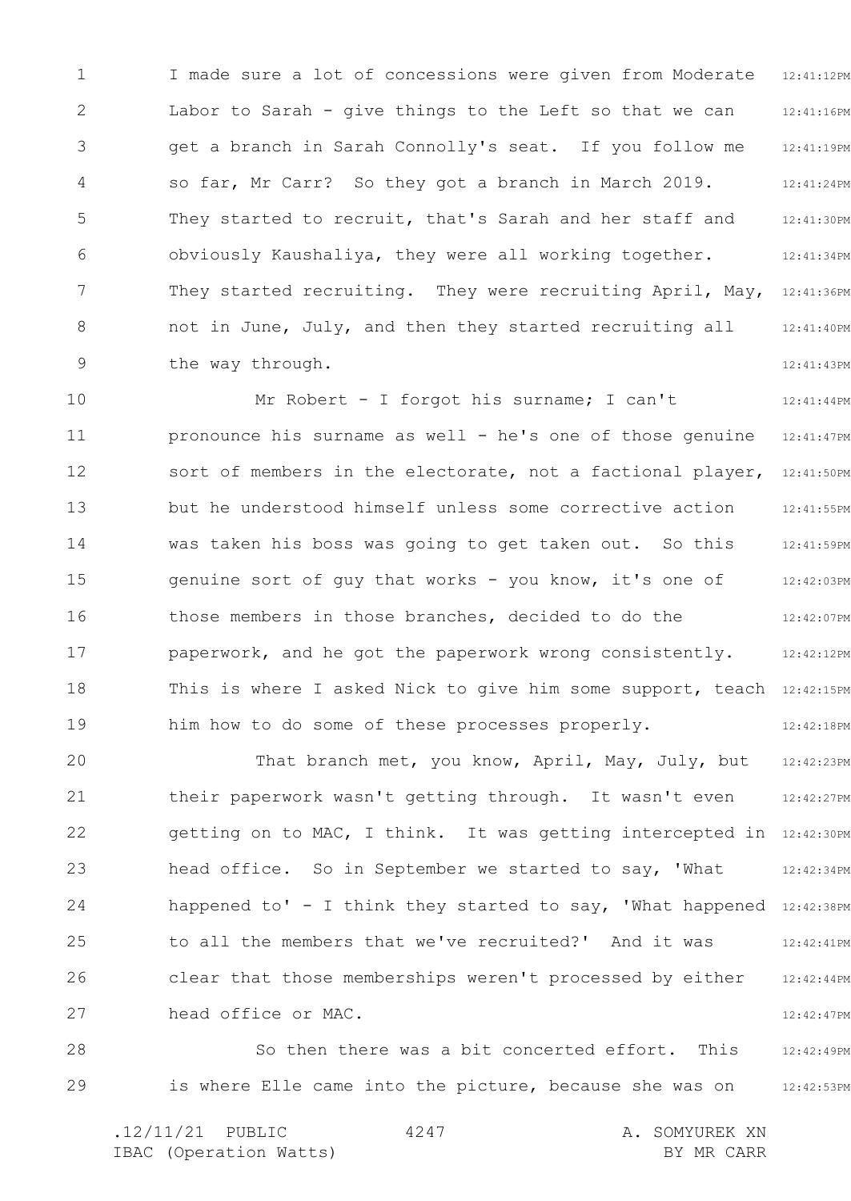I made sure a lot of concessions were given from Moderate Labor to Sarah - give things to the Left so that we can get a branch in Sarah Connolly's seat. If you follow me so far, Mr Carr? So they got a branch in March 2019. They started to recruit, that's Sarah and her staff and obviously Kaushaliya, they were all working together. They started recruiting. They were recruiting April, May, not in June, July, and then they started recruiting all the way through.

Mr Robert - I forgot his surname; I can't pronounce his surname as well - he's one of those genuine sort of members in the electorate, not a factional player, but he understood himself unless some corrective action was taken his boss was going to get taken out. So this genuine sort of guy that works - you know, it's one of those members in those branches, decided to do the paperwork, and he got the paperwork wrong consistently. This is where I asked Nick to give him some support, teach him how to do some of these processes properly.

That branch met, you know, April, May, July, but their paperwork wasn't getting through. It wasn't even getting on to MAC, I think. It was getting intercepted in head office. So in September we started to say, 'What happened to' - I think they started to say, 'What happened to all the members that we've recruited?' And it was clear that those memberships weren't processed by either head office or MAC.

So then there was a bit concerted effort. This is where Elle came into the picture, because she was on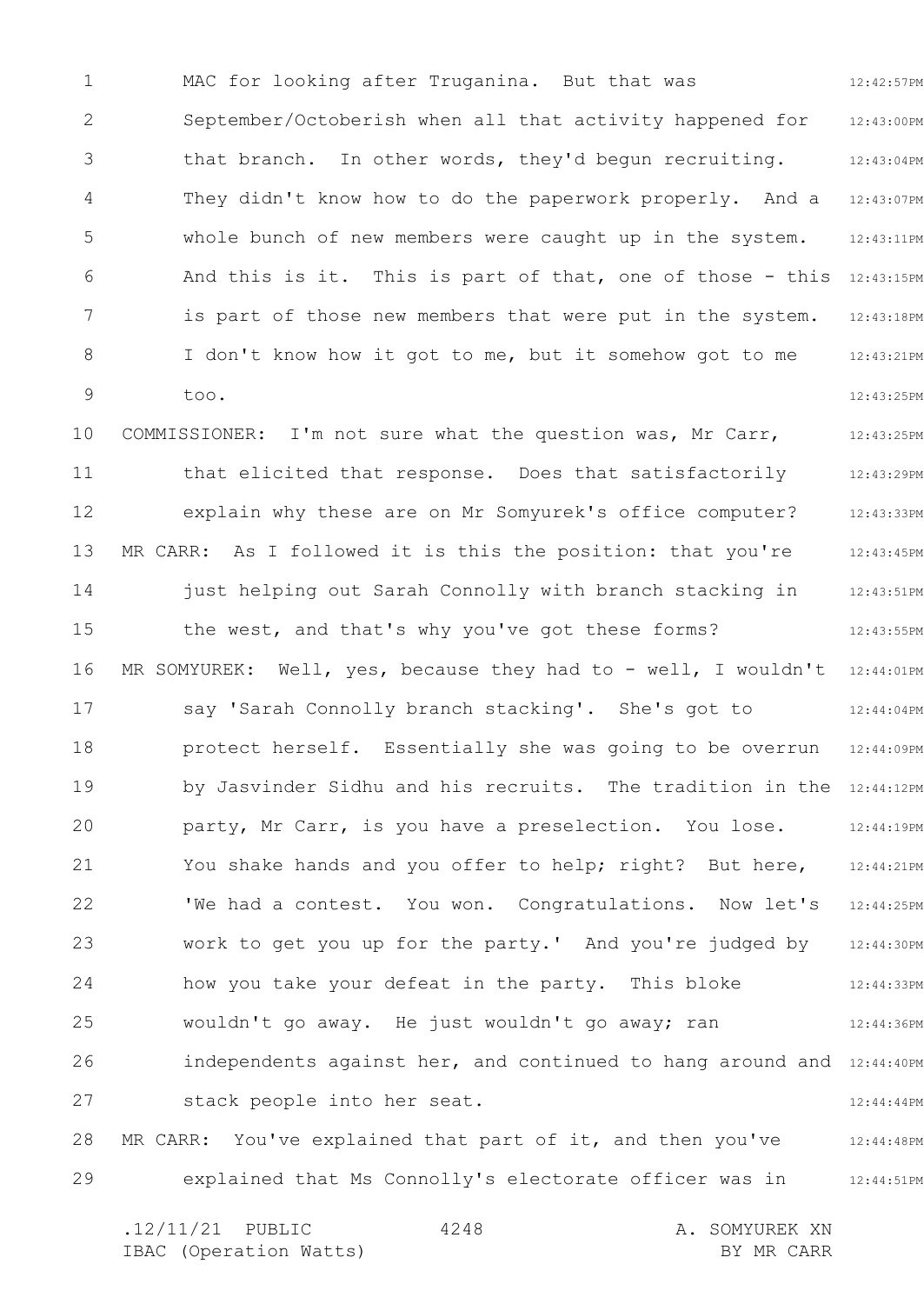MAC for looking after Truganina. But that was September/Octoberish when all that activity happened for that branch. In other words, they'd begun recruiting. They didn't know how to do the paperwork properly. And a whole bunch of new members were caught up in the system. And this is it. This is part of that, one of those - this is part of those new members that were put in the system. I don't know how it got to me, but it somehow got to me too.

COMMISSIONER: I'm not sure what the question was, Mr Carr, that elicited that response. Does that satisfactorily explain why these are on Mr Somyurek's office computer?

MR CARR: As I followed it is this the position: that you're just helping out Sarah Connolly with branch stacking in the west, and that's why you've got these forms?

MR SOMYUREK: Well, yes, because they had to - well, I wouldn't say 'Sarah Connolly branch stacking'. She's got to protect herself. Essentially she was going to be overrun by Jasvinder Sidhu and his recruits. The tradition in the party, Mr Carr, is you have a preselection. You lose. You shake hands and you offer to help; right? But here, 'We had a contest. You won. Congratulations. Now let's work to get you up for the party.' And you're judged by how you take your defeat in the party. This bloke wouldn't go away. He just wouldn't go away; ran independents against her, and continued to hang around and stack people into her seat.

MR CARR: You've explained that part of it, and then you've explained that Ms Connolly's electorate officer was in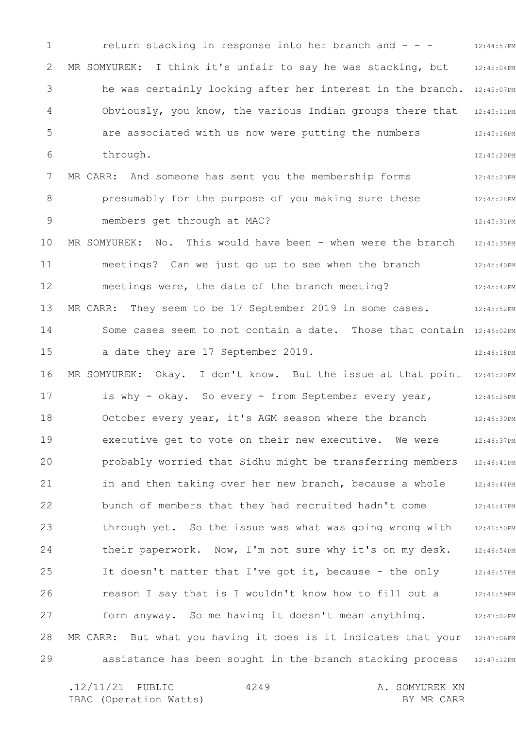return stacking in response into her branch and - - -

MR SOMYUREK: I think it's unfair to say he was stacking, but he was certainly looking after her interest in the branch. Obviously, you know, the various Indian groups there that are associated with us now were putting the numbers through.

MR CARR: And someone has sent you the membership forms presumably for the purpose of you making sure these members get through at MAC?

MR SOMYUREK: No. This would have been - when were the branch meetings? Can we just go up to see when the branch meetings were, the date of the branch meeting?

MR CARR: They seem to be 17 September 2019 in some cases. Some cases seem to not contain a date. Those that contain a date they are 17 September 2019.

MR SOMYUREK: Okay. I don't know. But the issue at that point is why - okay. So every - from September every year, October every year, it's AGM season where the branch executive get to vote on their new executive. We were probably worried that Sidhu might be transferring members in and then taking over her new branch, because a whole bunch of members that they had recruited hadn't come through yet. So the issue was what was going wrong with their paperwork. Now, I'm not sure why it's on my desk. It doesn't matter that I've got it, because - the only reason I say that is I wouldn't know how to fill out a form anyway. So me having it doesn't mean anything.

MR CARR: But what you having it does is it indicates that your assistance has been sought in the branch stacking process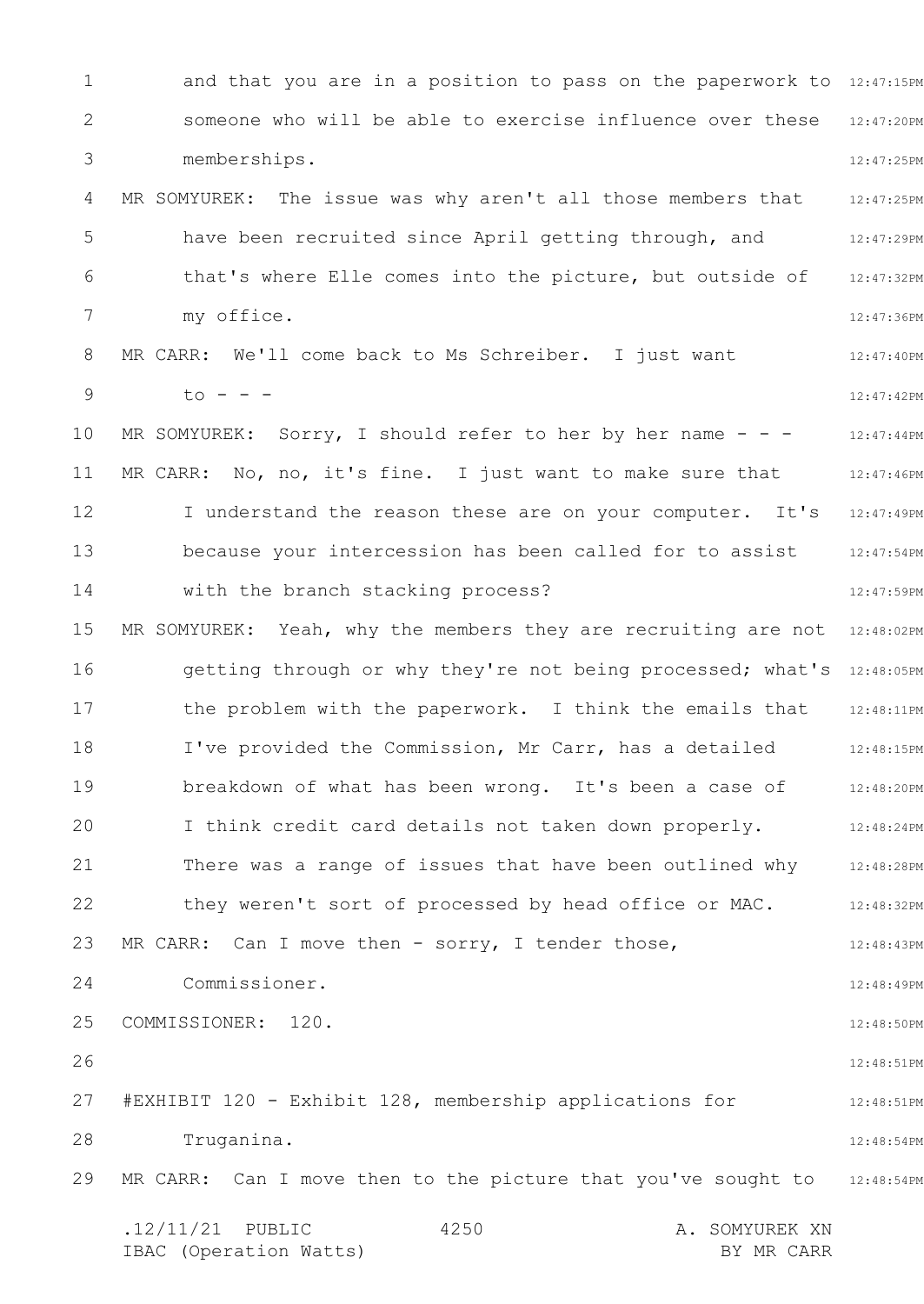and that you are in a position to pass on the paperwork to someone who will be able to exercise influence over these memberships.

MR SOMYUREK: The issue was why aren't all those members that have been recruited since April getting through, and that's where Elle comes into the picture, but outside of my office.

MR CARR: We'll come back to Ms Schreiber. I just want to - - -

MR SOMYUREK: Sorry, I should refer to her by her name - - -

MR CARR: No, no, it's fine. I just want to make sure that I understand the reason these are on your computer. It's because your intercession has been called for to assist with the branch stacking process?

MR SOMYUREK: Yeah, why the members they are recruiting are not getting through or why they're not being processed; what's the problem with the paperwork. I think the emails that I've provided the Commission, Mr Carr, has a detailed breakdown of what has been wrong. It's been a case of I think credit card details not taken down properly. There was a range of issues that have been outlined why they weren't sort of processed by head office or MAC.

MR CARR: Can I move then - sorry, I tender those, Commissioner.

COMMISSIONER: 120.

#EXHIBIT 120 - Exhibit 128, membership applications for Truganina.

MR CARR: Can I move then to the picture that you've sought to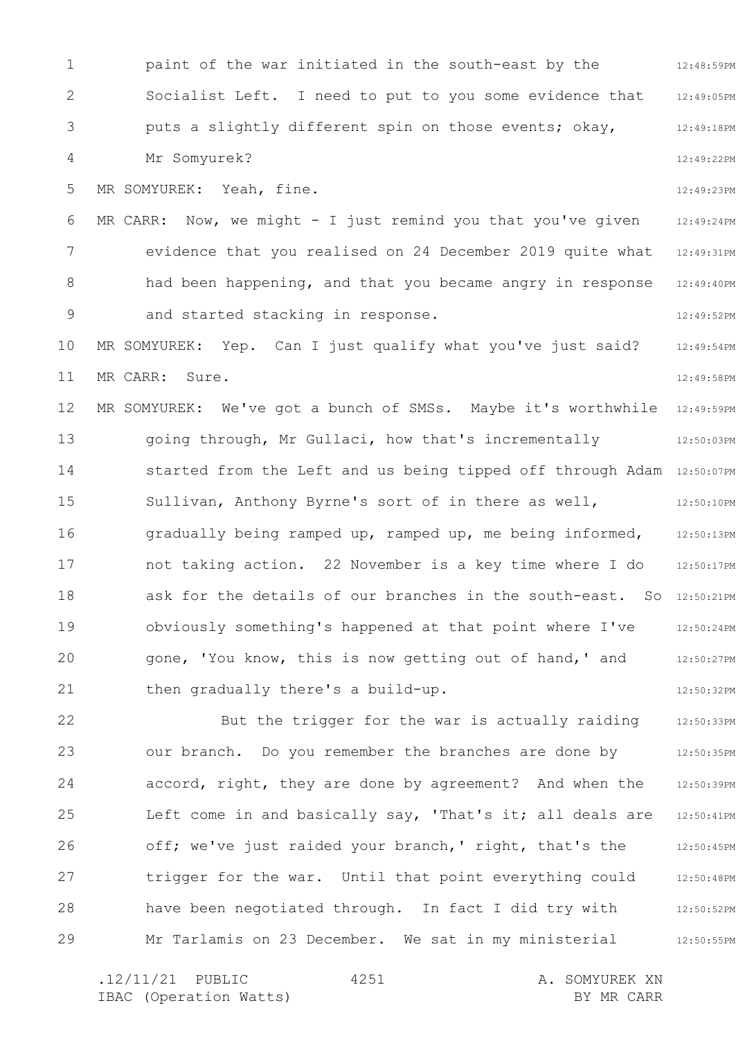paint of the war initiated in the south-east by the Socialist Left. I need to put to you some evidence that puts a slightly different spin on those events; okay, Mr Somyurek?

MR SOMYUREK: Yeah, fine.

MR CARR: Now, we might - I just remind you that you've given evidence that you realised on 24 December 2019 quite what had been happening, and that you became angry in response and started stacking in response.

MR SOMYUREK: Yep. Can I just qualify what you've just said?

MR CARR: Sure.

MR SOMYUREK: We've got a bunch of SMSs. Maybe it's worthwhile going through, Mr Gullaci, how that's incrementally started from the Left and us being tipped off through Adam Sullivan, Anthony Byrne's sort of in there as well, gradually being ramped up, ramped up, me being informed, not taking action. 22 November is a key time where I do ask for the details of our branches in the south-east. So obviously something's happened at that point where I've gone, 'You know, this is now getting out of hand,' and then gradually there's a build-up.

But the trigger for the war is actually raiding our branch. Do you remember the branches are done by accord, right, they are done by agreement? And when the Left come in and basically say, 'That's it; all deals are off; we've just raided your branch,' right, that's the trigger for the war. Until that point everything could have been negotiated through. In fact I did try with Mr Tarlamis on 23 December. We sat in my ministerial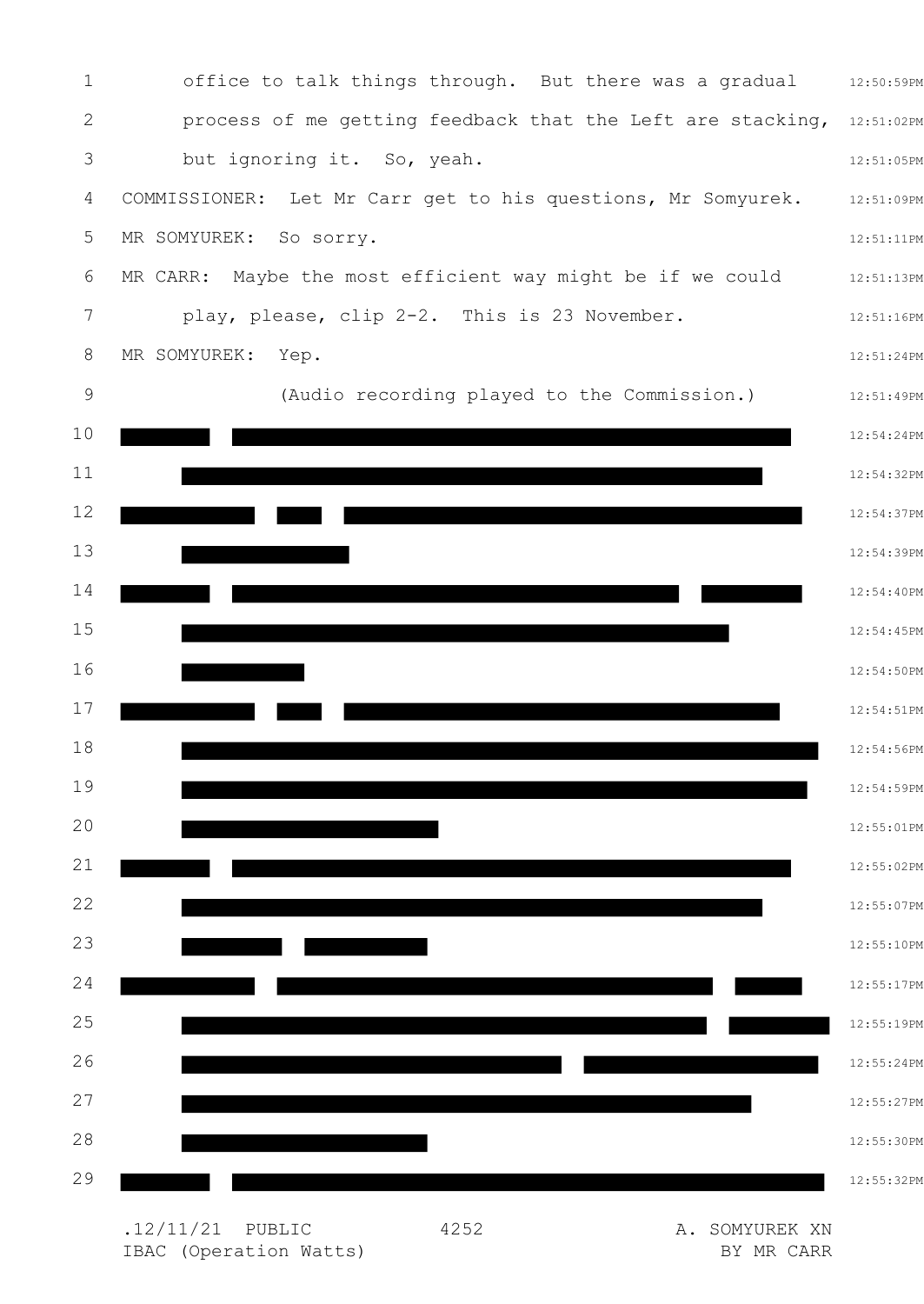office to talk things through. But there was a gradual process of me getting feedback that the Left are stacking, but ignoring it. So, yeah.

COMMISSIONER: Let Mr Carr get to his questions, Mr Somyurek.

MR SOMYUREK: So sorry.

MR CARR: Maybe the most efficient way might be if we could play, please, clip 2-2. This is 23 November.

MR SOMYUREK: Yep.

(Audio recording played to the Commission.)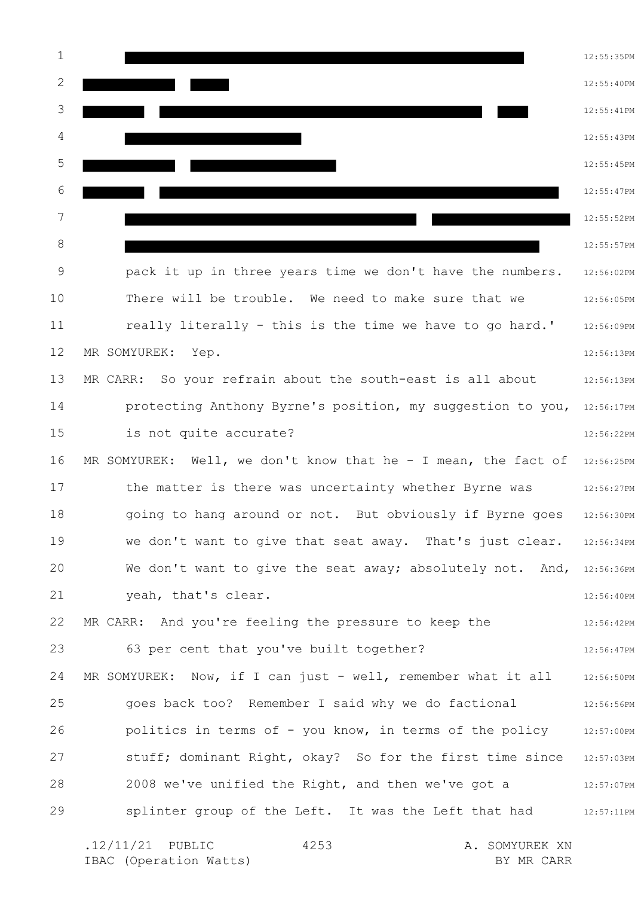pack it up in three years time we don't have the numbers. There will be trouble. We need to make sure that we really literally - this is the time we have to go hard.'

MR SOMYUREK: Yep.

MR CARR: So your refrain about the south-east is all about protecting Anthony Byrne's position, my suggestion to you, is not quite accurate?

MR SOMYUREK: Well, we don't know that he - I mean, the fact of the matter is there was uncertainty whether Byrne was going to hang around or not. But obviously if Byrne goes we don't want to give that seat away. That's just clear. We don't want to give the seat away; absolutely not. And, yeah, that's clear.

MR CARR: And you're feeling the pressure to keep the 63 per cent that you've built together?

MR SOMYUREK: Now, if I can just - well, remember what it all goes back too? Remember I said why we do factional politics in terms of - you know, in terms of the policy stuff; dominant Right, okay? So for the first time since 2008 we've unified the Right, and then we've got a splinter group of the Left. It was the Left that had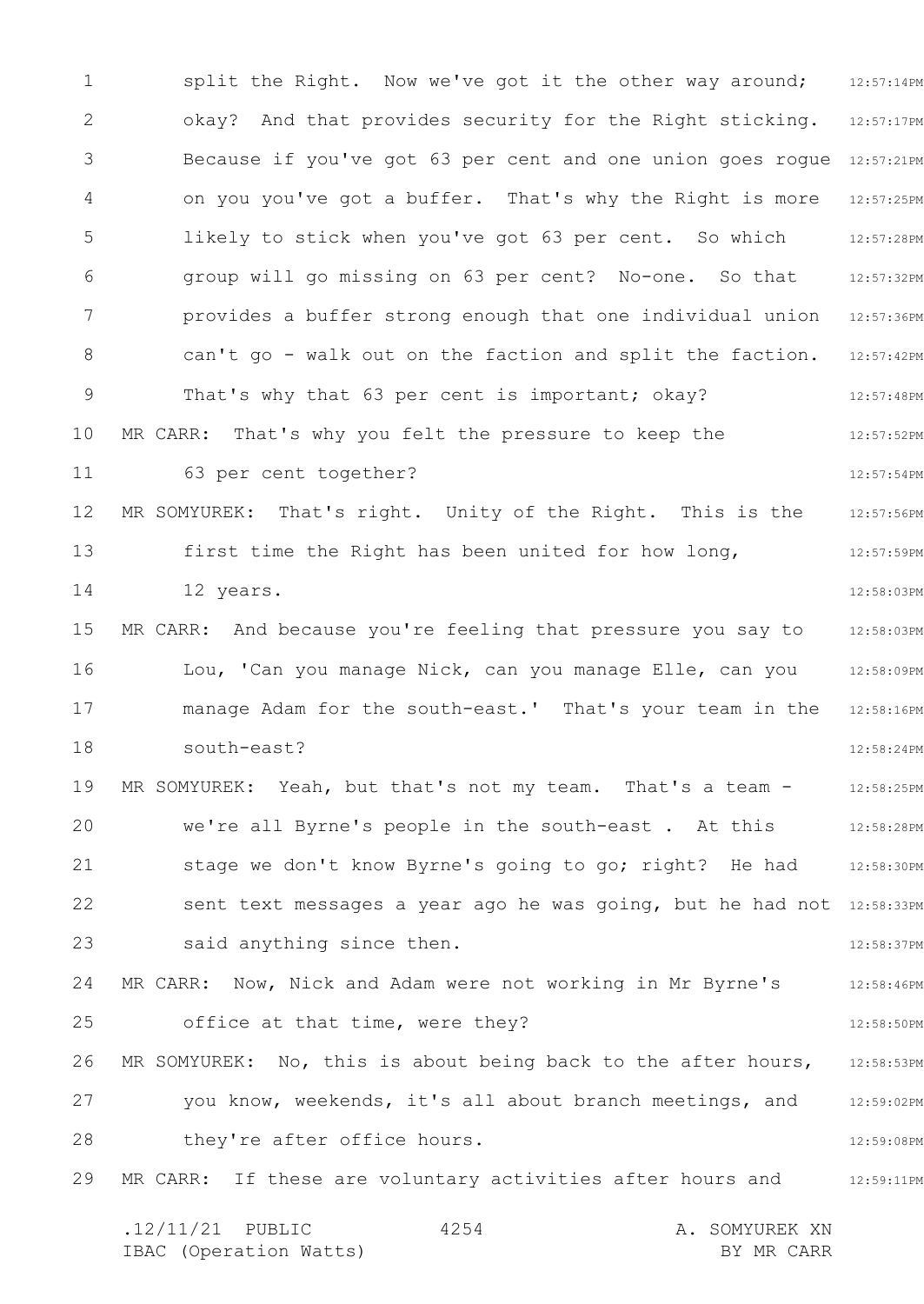split the Right. Now we've got it the other way around; okay? And that provides security for the Right sticking. Because if you've got 63 per cent and one union goes rogue on you you've got a buffer. That's why the Right is more likely to stick when you've got 63 per cent. So which group will go missing on 63 per cent? No-one. So that provides a buffer strong enough that one individual union can't go - walk out on the faction and split the faction. That's why that 63 per cent is important; okay?

MR CARR: That's why you felt the pressure to keep the 63 per cent together?

MR SOMYUREK: That's right. Unity of the Right. This is the first time the Right has been united for how long, 12 years.

MR CARR: And because you're feeling that pressure you say to Lou, 'Can you manage Nick, can you manage Elle, can you manage Adam for the south-east.' That's your team in the south-east?

MR SOMYUREK: Yeah, but that's not my team. That's a team - we're all Byrne's people in the south-east . At this stage we don't know Byrne's going to go; right? He had sent text messages a year ago he was going, but he had not said anything since then.

MR CARR: Now, Nick and Adam were not working in Mr Byrne's office at that time, were they?

MR SOMYUREK: No, this is about being back to the after hours, you know, weekends, it's all about branch meetings, and they're after office hours.

MR CARR: If these are voluntary activities after hours and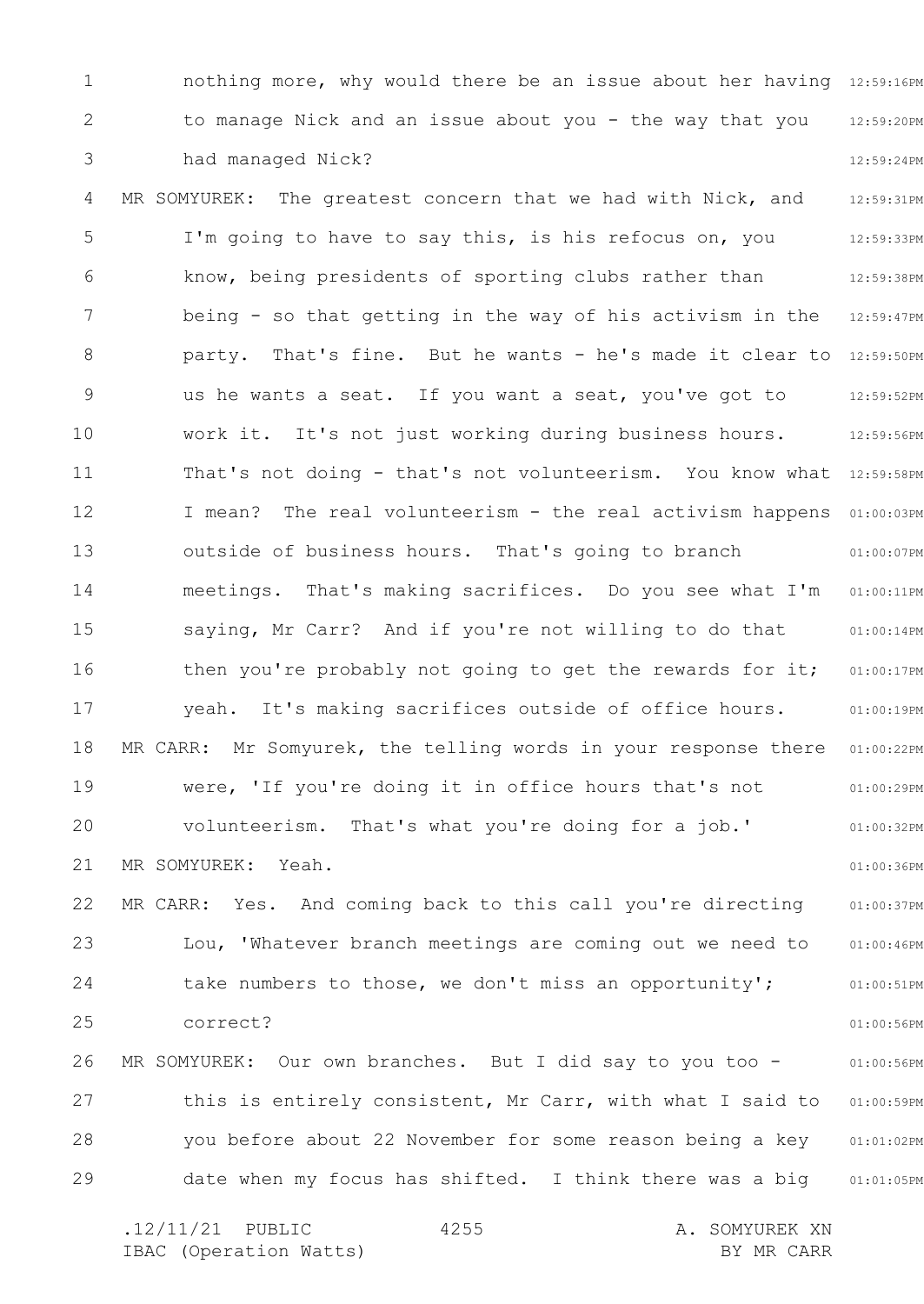nothing more, why would there be an issue about her having to manage Nick and an issue about you - the way that you had managed Nick?

MR SOMYUREK: The greatest concern that we had with Nick, and I'm going to have to say this, is his refocus on, you know, being presidents of sporting clubs rather than being - so that getting in the way of his activism in the party. That's fine. But he wants - he's made it clear to us he wants a seat. If you want a seat, you've got to work it. It's not just working during business hours. That's not doing - that's not volunteerism. You know what I mean? The real volunteerism - the real activism happens outside of business hours. That's going to branch meetings. That's making sacrifices. Do you see what I'm saying, Mr Carr? And if you're not willing to do that then you're probably not going to get the rewards for it; yeah. It's making sacrifices outside of office hours.

MR CARR: Mr Somyurek, the telling words in your response there were, 'If you're doing it in office hours that's not volunteerism. That's what you're doing for a job.'

MR SOMYUREK: Yeah.

MR CARR: Yes. And coming back to this call you're directing Lou, 'Whatever branch meetings are coming out we need to take numbers to those, we don't miss an opportunity'; correct?

MR SOMYUREK: Our own branches. But I did say to you too - this is entirely consistent, Mr Carr, with what I said to you before about 22 November for some reason being a key date when my focus has shifted. I think there was a big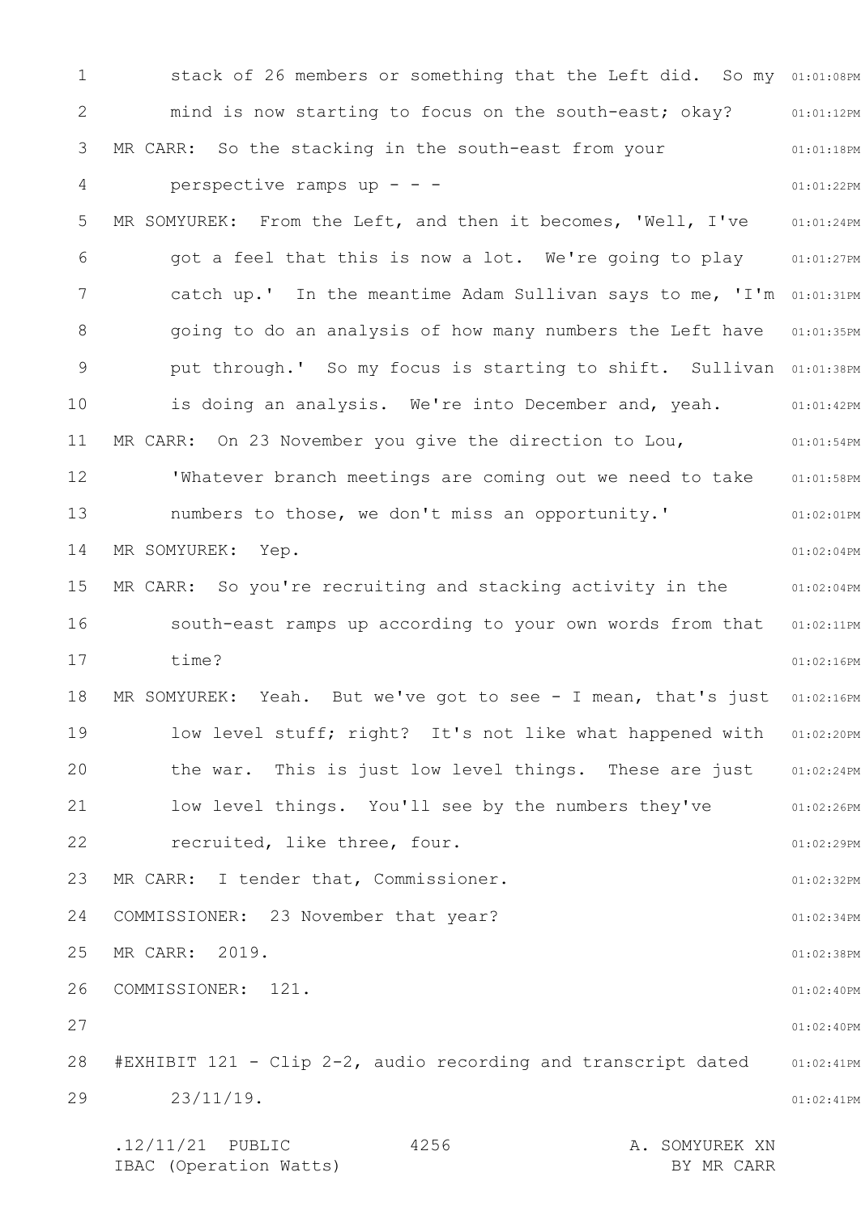stack of 26 members or something that the Left did. So my mind is now starting to focus on the south-east; okay?

MR CARR: So the stacking in the south-east from your perspective ramps up - - -

MR SOMYUREK: From the Left, and then it becomes, 'Well, I've got a feel that this is now a lot. We're going to play catch up.' In the meantime Adam Sullivan says to me, 'I'm going to do an analysis of how many numbers the Left have put through.' So my focus is starting to shift. Sullivan is doing an analysis. We're into December and, yeah.

MR CARR: On 23 November you give the direction to Lou, 'Whatever branch meetings are coming out we need to take numbers to those, we don't miss an opportunity.'

MR SOMYUREK: Yep.

MR CARR: So you're recruiting and stacking activity in the south-east ramps up according to your own words from that time?

MR SOMYUREK: Yeah. But we've got to see - I mean, that's just low level stuff; right? It's not like what happened with the war. This is just low level things. These are just low level things. You'll see by the numbers they've recruited, like three, four.

MR CARR: I tender that, Commissioner.

COMMISSIONER: 23 November that year?

MR CARR: 2019.

COMMISSIONER: 121.

#EXHIBIT 121 - Clip 2-2, audio recording and transcript dated 23/11/19.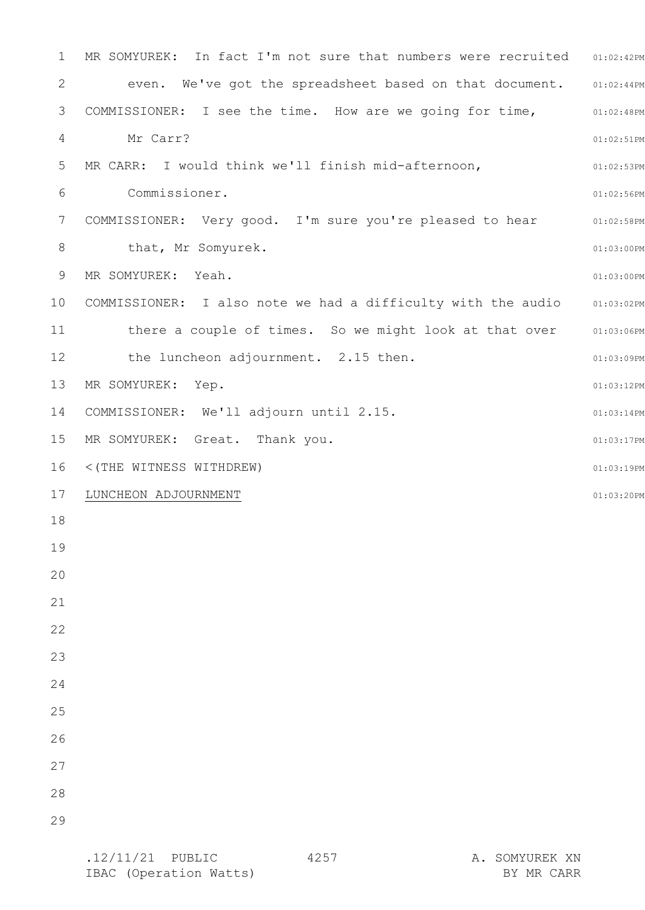MR SOMYUREK: In fact I'm not sure that numbers were recruited even. We've got the spreadsheet based on that document.

COMMISSIONER: I see the time. How are we going for time, Mr Carr?

MR CARR: I would think we'll finish mid-afternoon, Commissioner.

COMMISSIONER: Very good. I'm sure you're pleased to hear that, Mr Somyurek.

MR SOMYUREK: Yeah.

COMMISSIONER: I also note we had a difficulty with the audio there a couple of times. So we might look at that over the luncheon adjournment. 2.15 then.

MR SOMYUREK: Yep.

COMMISSIONER: We'll adjourn until 2.15.

MR SOMYUREK: Great. Thank you.

<(THE WITNESS WITHDREW)

LUNCHEON ADJOURNMENT